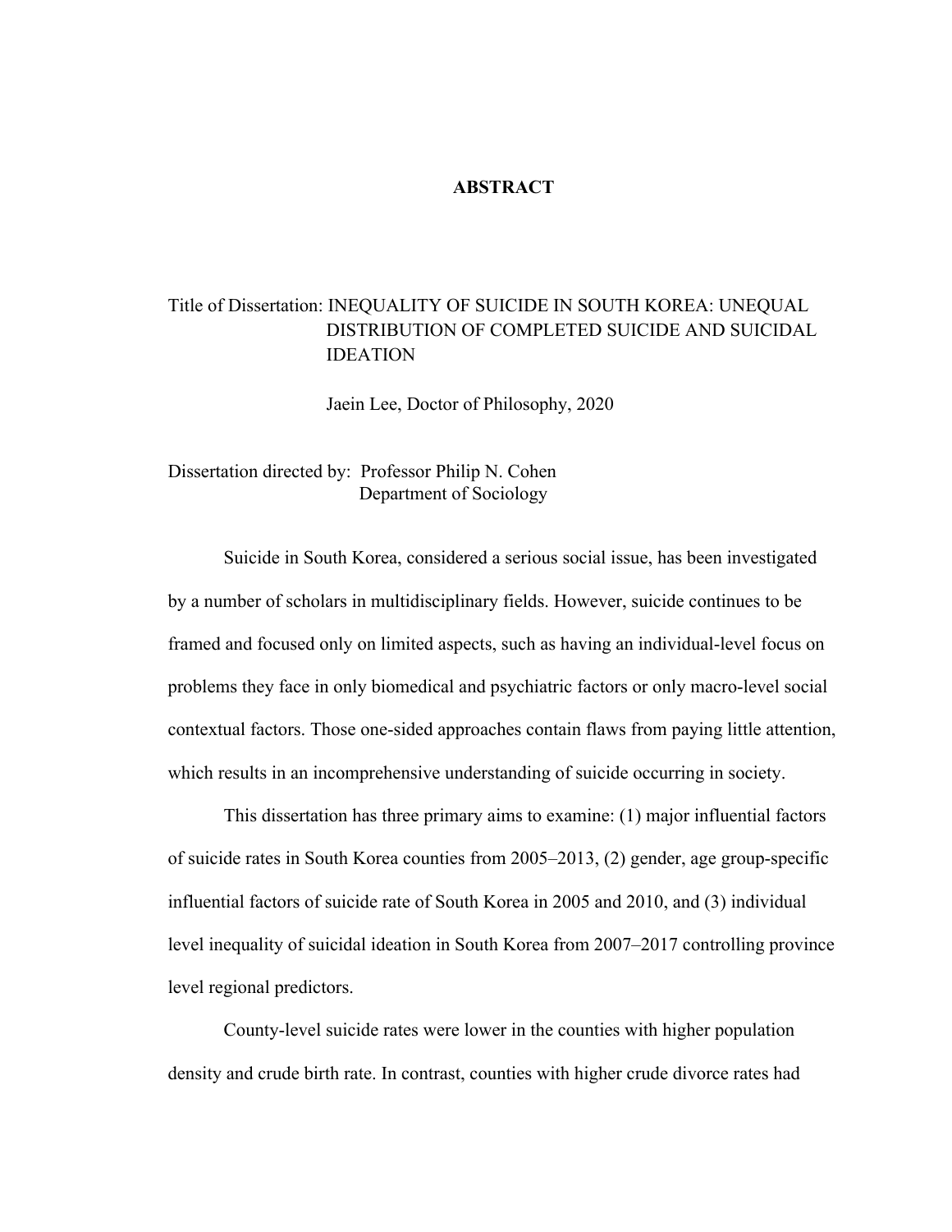# ABSTRACT

Title of Dissertation: INEQUALITY OF SUICIDE IN SOUTH KOREA: UNEQUAL DISTRIBUTION OF COMPLETED SUICIDE AND SUICIDAL IDEATION

Jaein Lee, Doctor of Philosophy, 2020

Dissertation directed by: Professor Philip N. Cohen
Department of Sociology

Suicide in South Korea, considered a serious social issue, has been investigated by a number of scholars in multidisciplinary fields. However, suicide continues to be framed and focused only on limited aspects, such as having an individual-level focus on problems they face in only biomedical and psychiatric factors or only macro-level social contextual factors. Those one-sided approaches contain flaws from paying little attention, which results in an incomprehensive understanding of suicide occurring in society.

This dissertation has three primary aims to examine: (1) major influential factors of suicide rates in South Korea counties from 2005–2013, (2) gender, age group-specific influential factors of suicide rate of South Korea in 2005 and 2010, and (3) individual level inequality of suicidal ideation in South Korea from 2007–2017 controlling province level regional predictors.

County-level suicide rates were lower in the counties with higher population density and crude birth rate. In contrast, counties with higher crude divorce rates had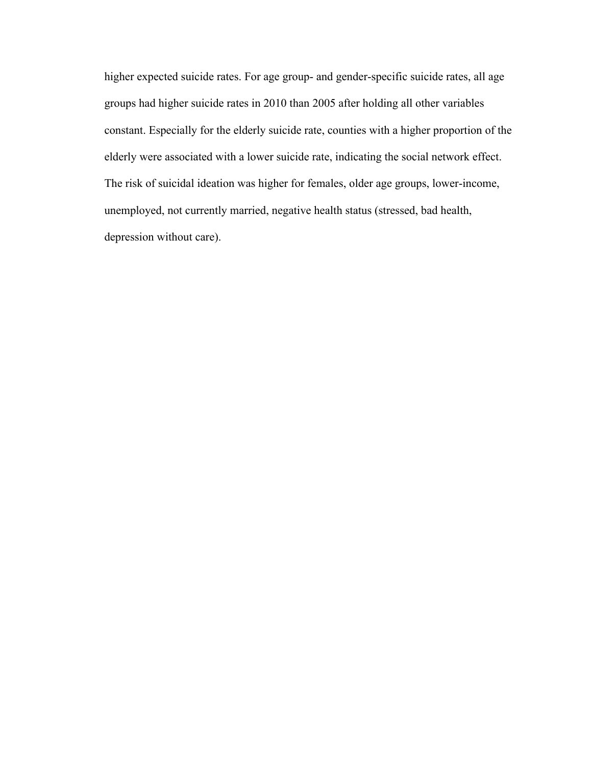higher expected suicide rates. For age group- and gender-specific suicide rates, all age groups had higher suicide rates in 2010 than 2005 after holding all other variables constant. Especially for the elderly suicide rate, counties with a higher proportion of the elderly were associated with a lower suicide rate, indicating the social network effect. The risk of suicidal ideation was higher for females, older age groups, lower-income, unemployed, not currently married, negative health status (stressed, bad health, depression without care).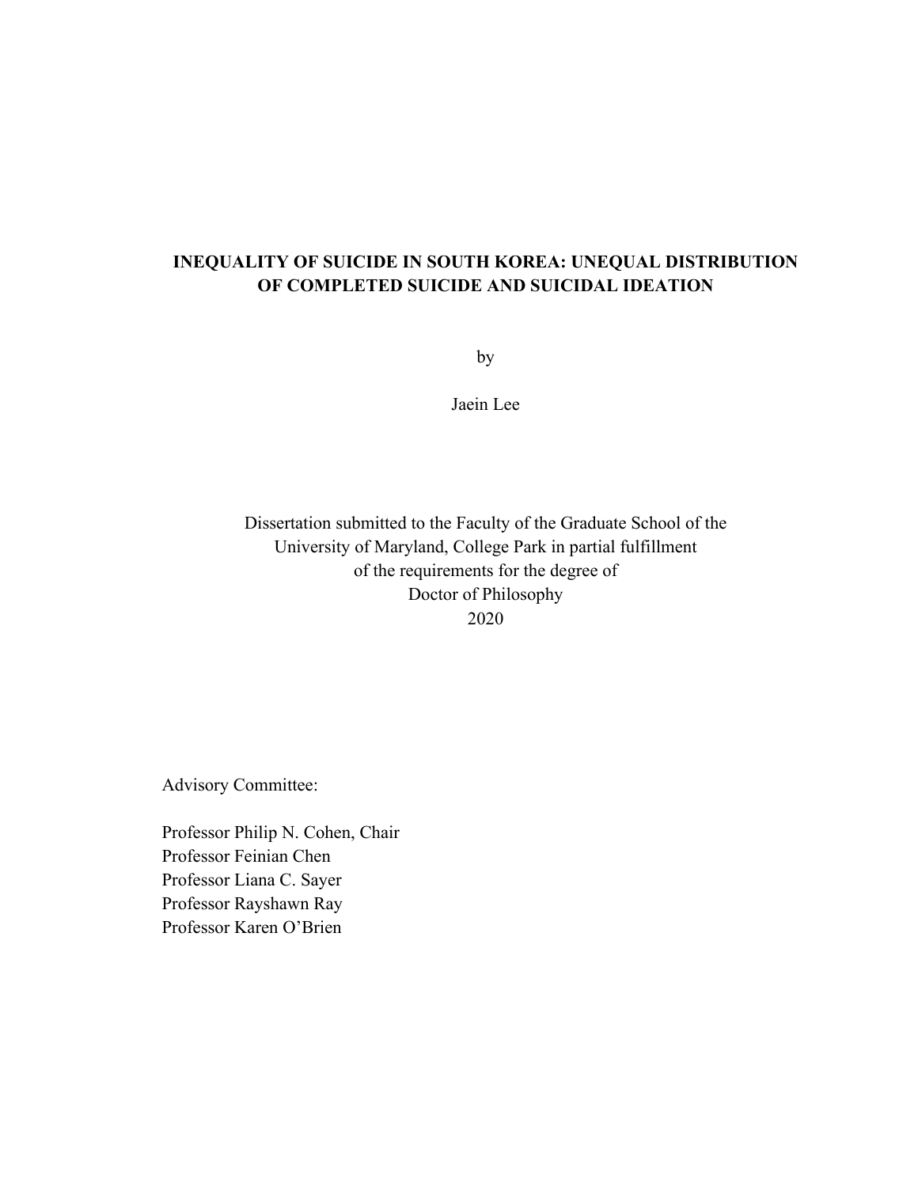# INEQUALITY OF SUICIDE IN SOUTH KOREA: UNEQUAL DISTRIBUTION OF COMPLETED SUICIDE AND SUICIDAL IDEATION

by

Jaein Lee

Dissertation submitted to the Faculty of the Graduate School of the University of Maryland, College Park in partial fulfillment of the requirements for the degree of Doctor of Philosophy
2020

Advisory Committee:

Professor Philip N. Cohen, Chair
Professor Feinian Chen
Professor Liana C. Sayer
Professor Rayshawn Ray
Professor Karen O'Brien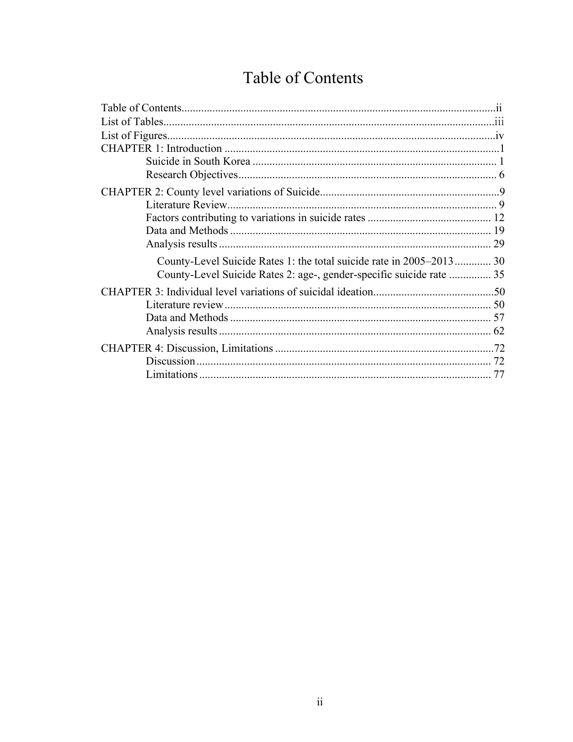# Table of Contents

Table of Contents................................................................................................................ii
List of Tables......................................................................................................................iii
List of Figures.....................................................................................................................iv
CHAPTER 1: Introduction .................................................................................................1
- Suicide in South Korea ...................................................................................... 1
- Research Objectives........................................................................................... 6

CHAPTER 2: County level variations of Suicide...............................................................9
- Literature Review............................................................................................... 9
- Factors contributing to variations in suicide rates ............................................ 12
- Data and Methods ............................................................................................ 19
- Analysis results ................................................................................................ 29
  - County-Level Suicide Rates 1: the total suicide rate in 2005–2013............. 30
  - County-Level Suicide Rates 2: age-, gender-specific suicide rate ............... 35

CHAPTER 3: Individual level variations of suicidal ideation...........................................50
- Literature review.............................................................................................. 50
- Data and Methods ............................................................................................ 57
- Analysis results ................................................................................................ 62

CHAPTER 4: Discussion, Limitations .............................................................................72
- Discussion........................................................................................................ 72
- Limitations....................................................................................................... 77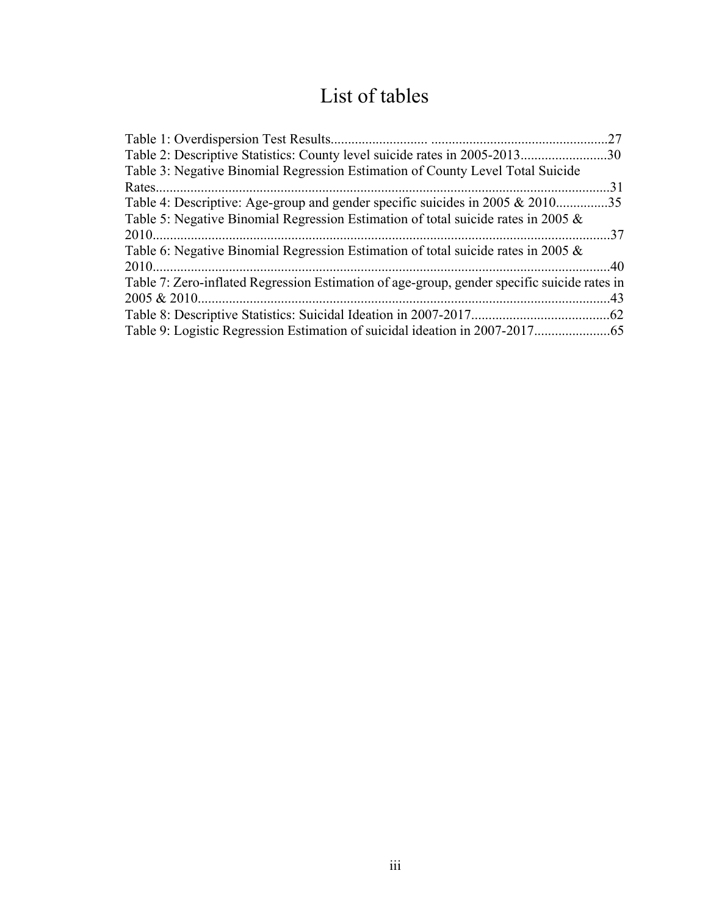# List of tables

Table 1: Overdispersion Test Results............................ ...................................................27
Table 2: Descriptive Statistics: County level suicide rates in 2005-2013.........................30
Table 3: Negative Binomial Regression Estimation of County Level Total Suicide Rates...................................................................................................................................31
Table 4: Descriptive: Age-group and gender specific suicides in 2005 & 2010...............35
Table 5: Negative Binomial Regression Estimation of total suicide rates in 2005 & 2010...................................................................................................................................37
Table 6: Negative Binomial Regression Estimation of total suicide rates in 2005 & 2010...................................................................................................................................40
Table 7: Zero-inflated Regression Estimation of age-group, gender specific suicide rates in 2005 & 2010......................................................................................................................43
Table 8: Descriptive Statistics: Suicidal Ideation in 2007-2017........................................62
Table 9: Logistic Regression Estimation of suicidal ideation in 2007-2017......................65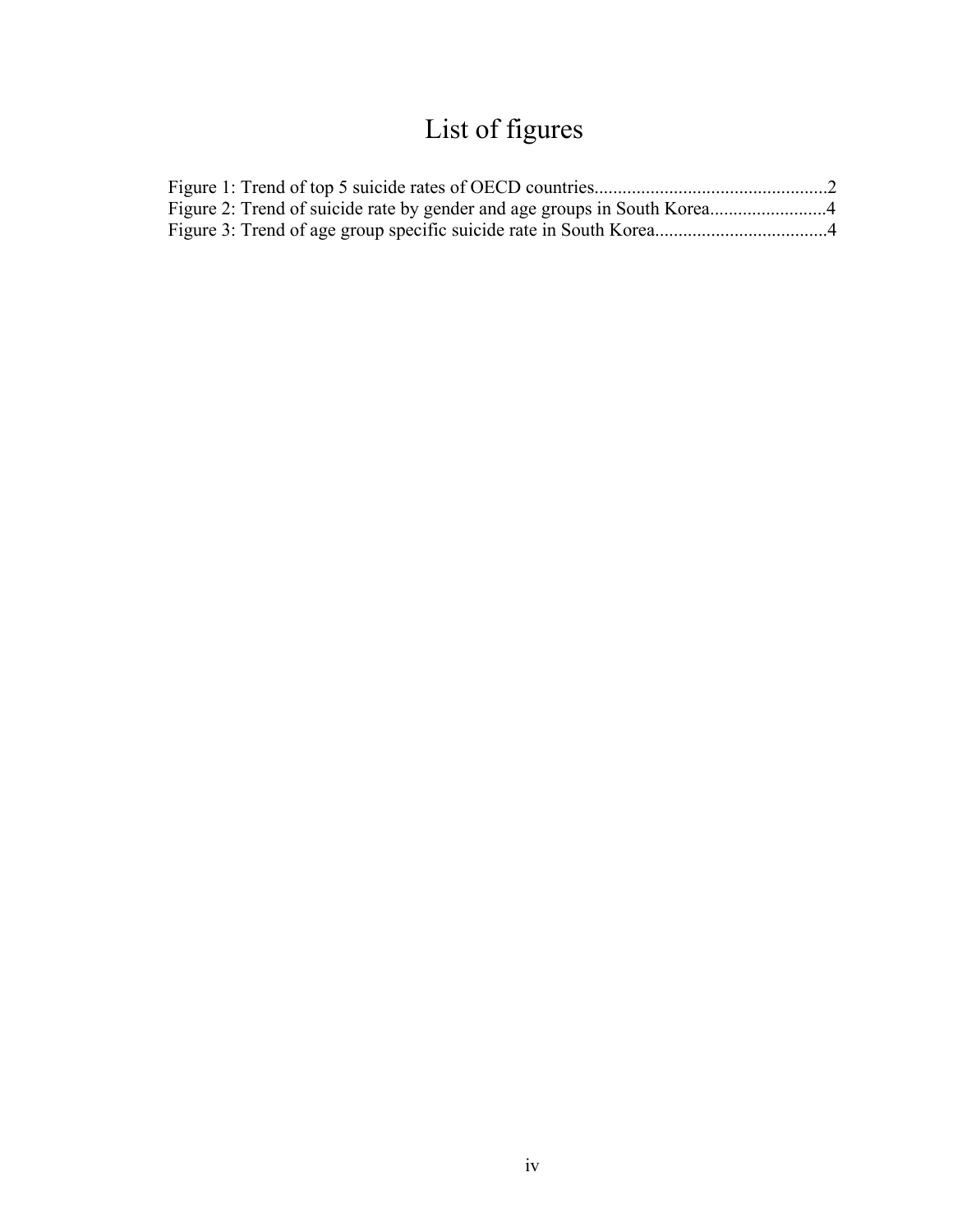# List of figures

Figure 1: Trend of top 5 suicide rates of OECD countries..................................................2
Figure 2: Trend of suicide rate by gender and age groups in South Korea.........................4
Figure 3: Trend of age group specific suicide rate in South Korea.....................................4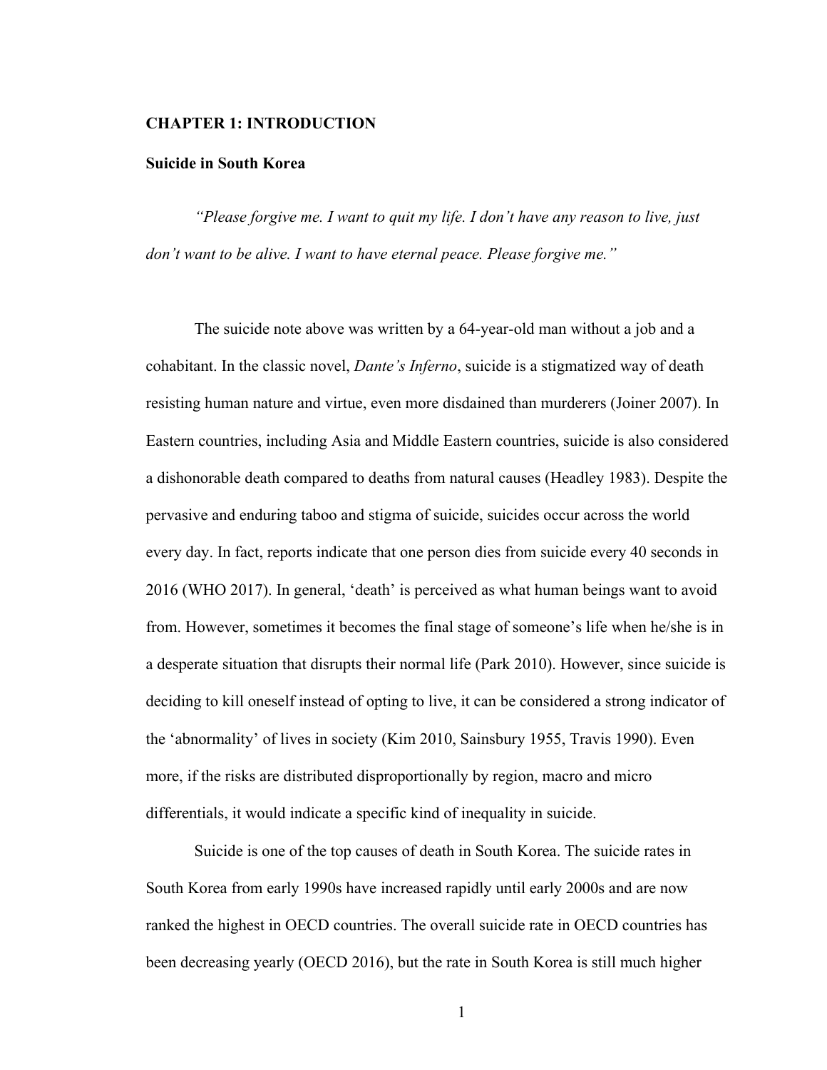# CHAPTER 1: INTRODUCTION

## Suicide in South Korea

*"Please forgive me. I want to quit my life. I don't have any reason to live, just don't want to be alive. I want to have eternal peace. Please forgive me."*

The suicide note above was written by a 64-year-old man without a job and a cohabitant. In the classic novel, *Dante's Inferno*, suicide is a stigmatized way of death resisting human nature and virtue, even more disdained than murderers (Joiner 2007). In Eastern countries, including Asia and Middle Eastern countries, suicide is also considered a dishonorable death compared to deaths from natural causes (Headley 1983). Despite the pervasive and enduring taboo and stigma of suicide, suicides occur across the world every day. In fact, reports indicate that one person dies from suicide every 40 seconds in 2016 (WHO 2017). In general, 'death' is perceived as what human beings want to avoid from. However, sometimes it becomes the final stage of someone's life when he/she is in a desperate situation that disrupts their normal life (Park 2010). However, since suicide is deciding to kill oneself instead of opting to live, it can be considered a strong indicator of the 'abnormality' of lives in society (Kim 2010, Sainsbury 1955, Travis 1990). Even more, if the risks are distributed disproportionally by region, macro and micro differentials, it would indicate a specific kind of inequality in suicide.

Suicide is one of the top causes of death in South Korea. The suicide rates in South Korea from early 1990s have increased rapidly until early 2000s and are now ranked the highest in OECD countries. The overall suicide rate in OECD countries has been decreasing yearly (OECD 2016), but the rate in South Korea is still much higher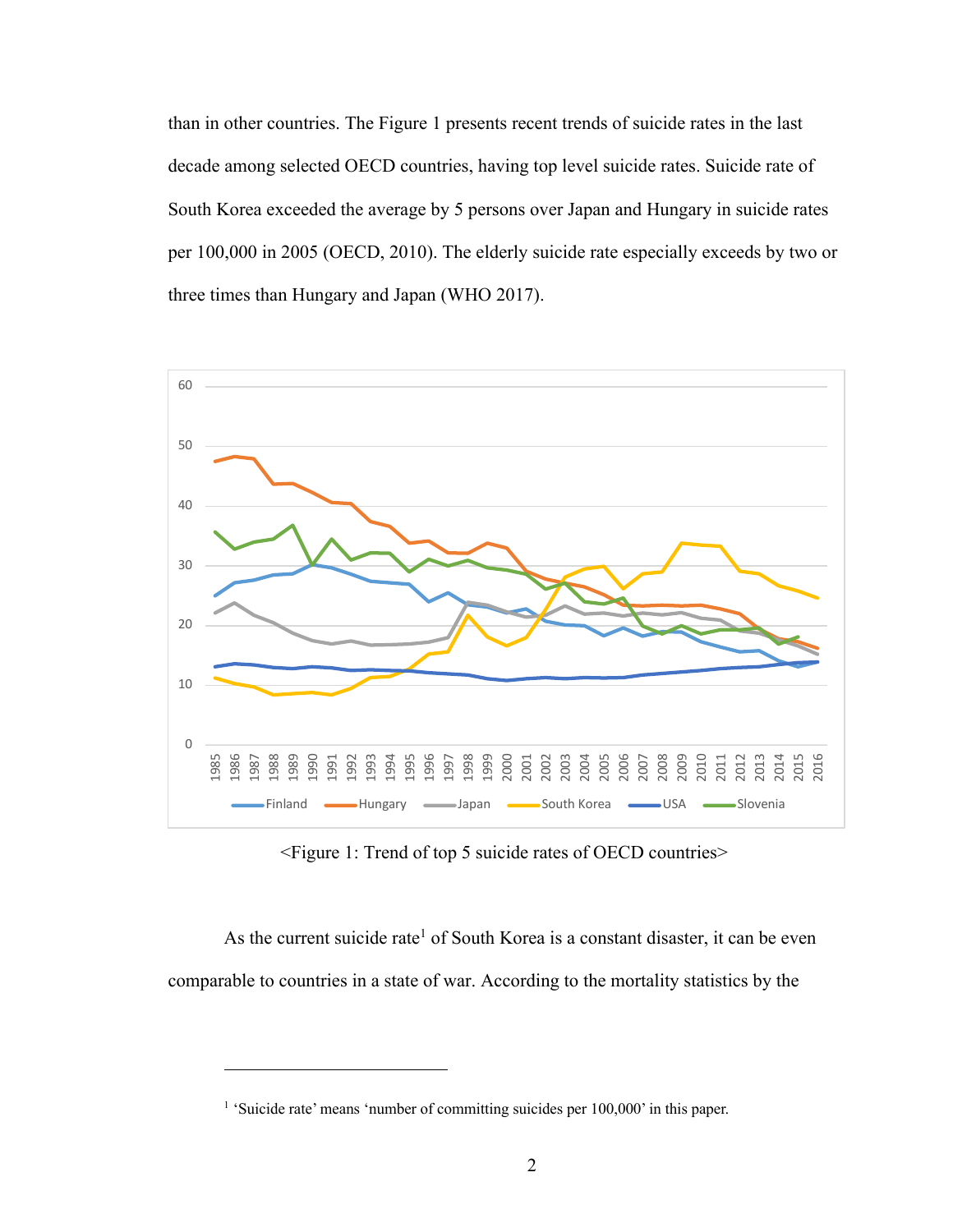than in other countries. The Figure 1 presents recent trends of suicide rates in the last decade among selected OECD countries, having top level suicide rates. Suicide rate of South Korea exceeded the average by 5 persons over Japan and Hungary in suicide rates per 100,000 in 2005 (OECD, 2010). The elderly suicide rate especially exceeds by two or three times than Hungary and Japan (WHO 2017).

<Figure 1: Trend of top 5 suicide rates of OECD countries>

As the current suicide rate[1] of South Korea is a constant disaster, it can be even comparable to countries in a state of war. According to the mortality statistics by the

---

[1] ‘Suicide rate’ means ‘number of committing suicides per 100,000’ in this paper.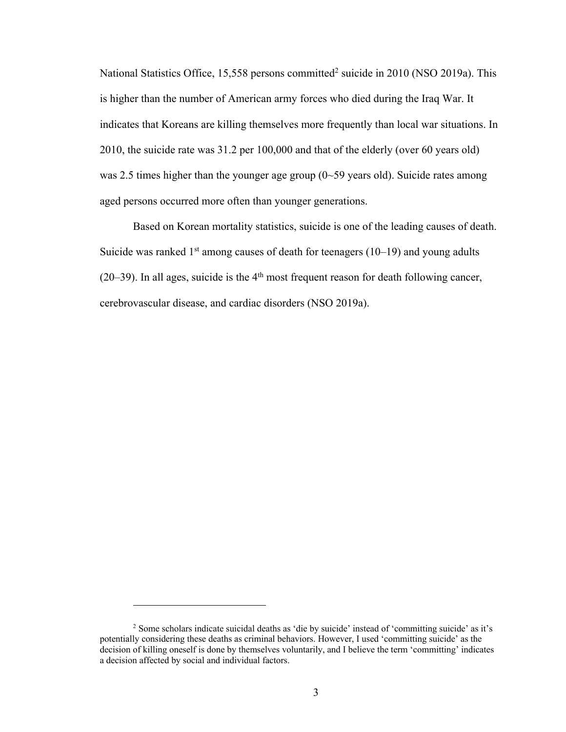National Statistics Office, 15,558 persons committed[2] suicide in 2010 (NSO 2019a). This is higher than the number of American army forces who died during the Iraq War. It indicates that Koreans are killing themselves more frequently than local war situations. In 2010, the suicide rate was 31.2 per 100,000 and that of the elderly (over 60 years old) was 2.5 times higher than the younger age group (0~59 years old). Suicide rates among aged persons occurred more often than younger generations.

Based on Korean mortality statistics, suicide is one of the leading causes of death. Suicide was ranked 1st among causes of death for teenagers (10–19) and young adults (20–39). In all ages, suicide is the 4th most frequent reason for death following cancer, cerebrovascular disease, and cardiac disorders (NSO 2019a).

---

[2] Some scholars indicate suicidal deaths as 'die by suicide' instead of 'committing suicide' as it's potentially considering these deaths as criminal behaviors. However, I used 'committing suicide' as the decision of killing oneself is done by themselves voluntarily, and I believe the term 'committing' indicates a decision affected by social and individual factors.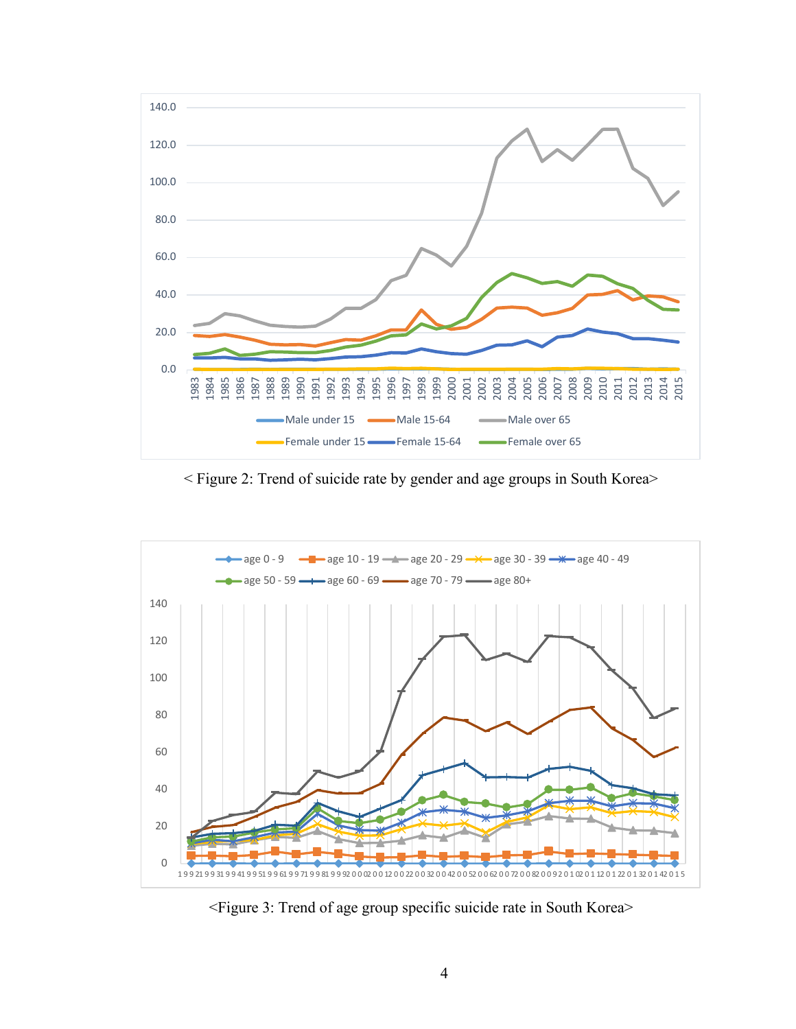< Figure 2: Trend of suicide rate by gender and age groups in South Korea>

<Figure 3: Trend of age group specific suicide rate in South Korea>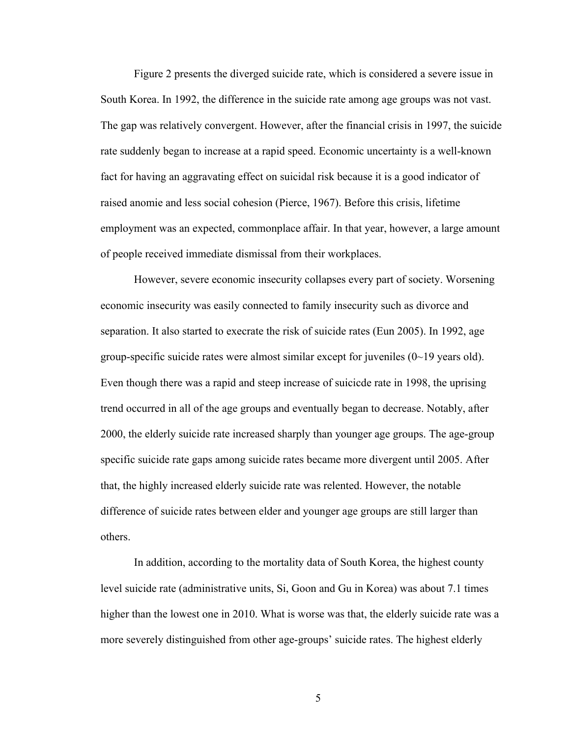Figure 2 presents the diverged suicide rate, which is considered a severe issue in South Korea. In 1992, the difference in the suicide rate among age groups was not vast. The gap was relatively convergent. However, after the financial crisis in 1997, the suicide rate suddenly began to increase at a rapid speed. Economic uncertainty is a well-known fact for having an aggravating effect on suicidal risk because it is a good indicator of raised anomie and less social cohesion (Pierce, 1967). Before this crisis, lifetime employment was an expected, commonplace affair. In that year, however, a large amount of people received immediate dismissal from their workplaces.

However, severe economic insecurity collapses every part of society. Worsening economic insecurity was easily connected to family insecurity such as divorce and separation. It also started to execrate the risk of suicide rates (Eun 2005). In 1992, age group-specific suicide rates were almost similar except for juveniles (0~19 years old). Even though there was a rapid and steep increase of suicicde rate in 1998, the uprising trend occurred in all of the age groups and eventually began to decrease. Notably, after 2000, the elderly suicide rate increased sharply than younger age groups. The age-group specific suicide rate gaps among suicide rates became more divergent until 2005. After that, the highly increased elderly suicide rate was relented. However, the notable difference of suicide rates between elder and younger age groups are still larger than others.

In addition, according to the mortality data of South Korea, the highest county level suicide rate (administrative units, Si, Goon and Gu in Korea) was about 7.1 times higher than the lowest one in 2010. What is worse was that, the elderly suicide rate was a more severely distinguished from other age-groups' suicide rates. The highest elderly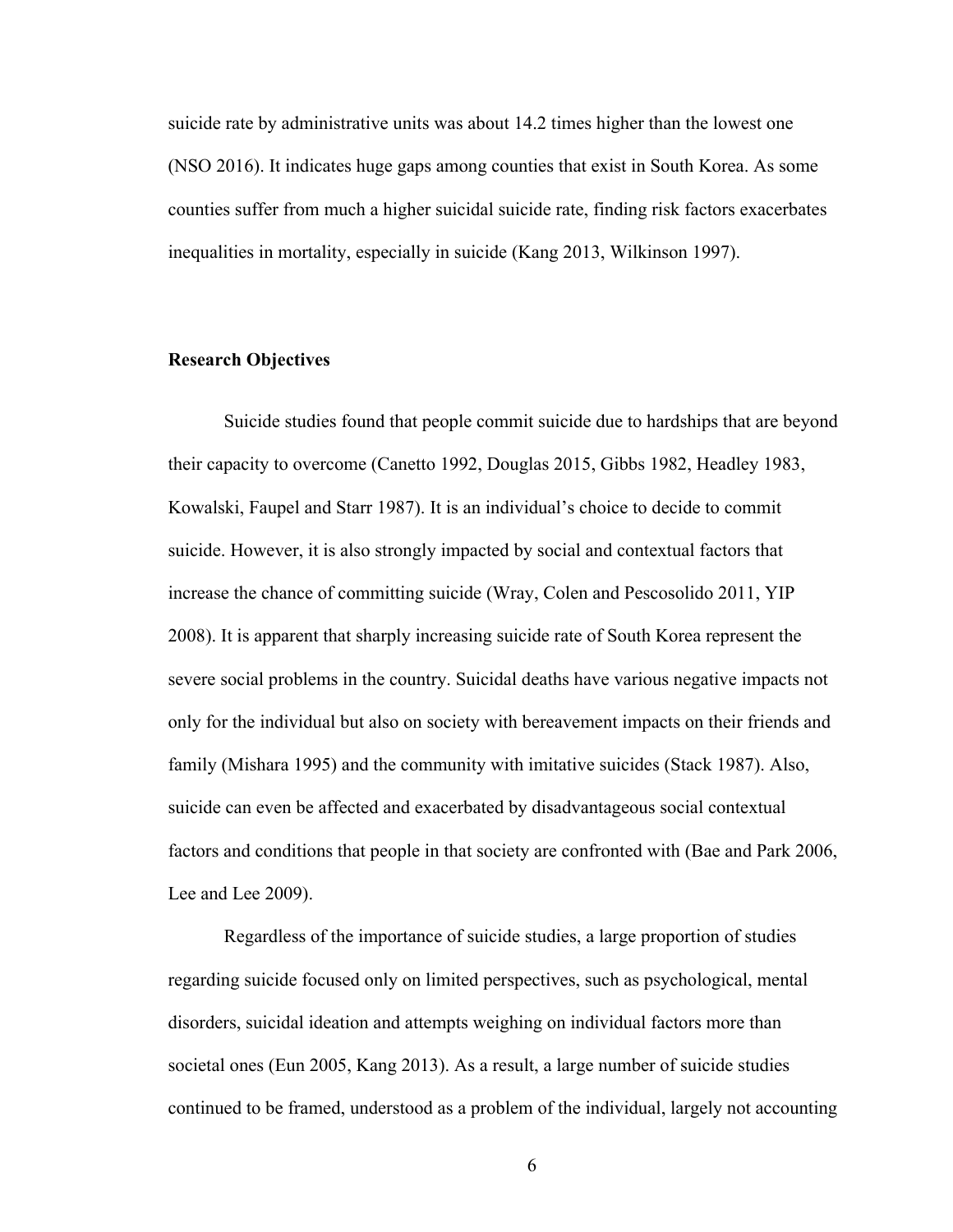suicide rate by administrative units was about 14.2 times higher than the lowest one (NSO 2016). It indicates huge gaps among counties that exist in South Korea. As some counties suffer from much a higher suicidal suicide rate, finding risk factors exacerbates inequalities in mortality, especially in suicide (Kang 2013, Wilkinson 1997).

**Research Objectives**

Suicide studies found that people commit suicide due to hardships that are beyond their capacity to overcome (Canetto 1992, Douglas 2015, Gibbs 1982, Headley 1983, Kowalski, Faupel and Starr 1987). It is an individual's choice to decide to commit suicide. However, it is also strongly impacted by social and contextual factors that increase the chance of committing suicide (Wray, Colen and Pescosolido 2011, YIP 2008). It is apparent that sharply increasing suicide rate of South Korea represent the severe social problems in the country. Suicidal deaths have various negative impacts not only for the individual but also on society with bereavement impacts on their friends and family (Mishara 1995) and the community with imitative suicides (Stack 1987). Also, suicide can even be affected and exacerbated by disadvantageous social contextual factors and conditions that people in that society are confronted with (Bae and Park 2006, Lee and Lee 2009).

Regardless of the importance of suicide studies, a large proportion of studies regarding suicide focused only on limited perspectives, such as psychological, mental disorders, suicidal ideation and attempts weighing on individual factors more than societal ones (Eun 2005, Kang 2013). As a result, a large number of suicide studies continued to be framed, understood as a problem of the individual, largely not accounting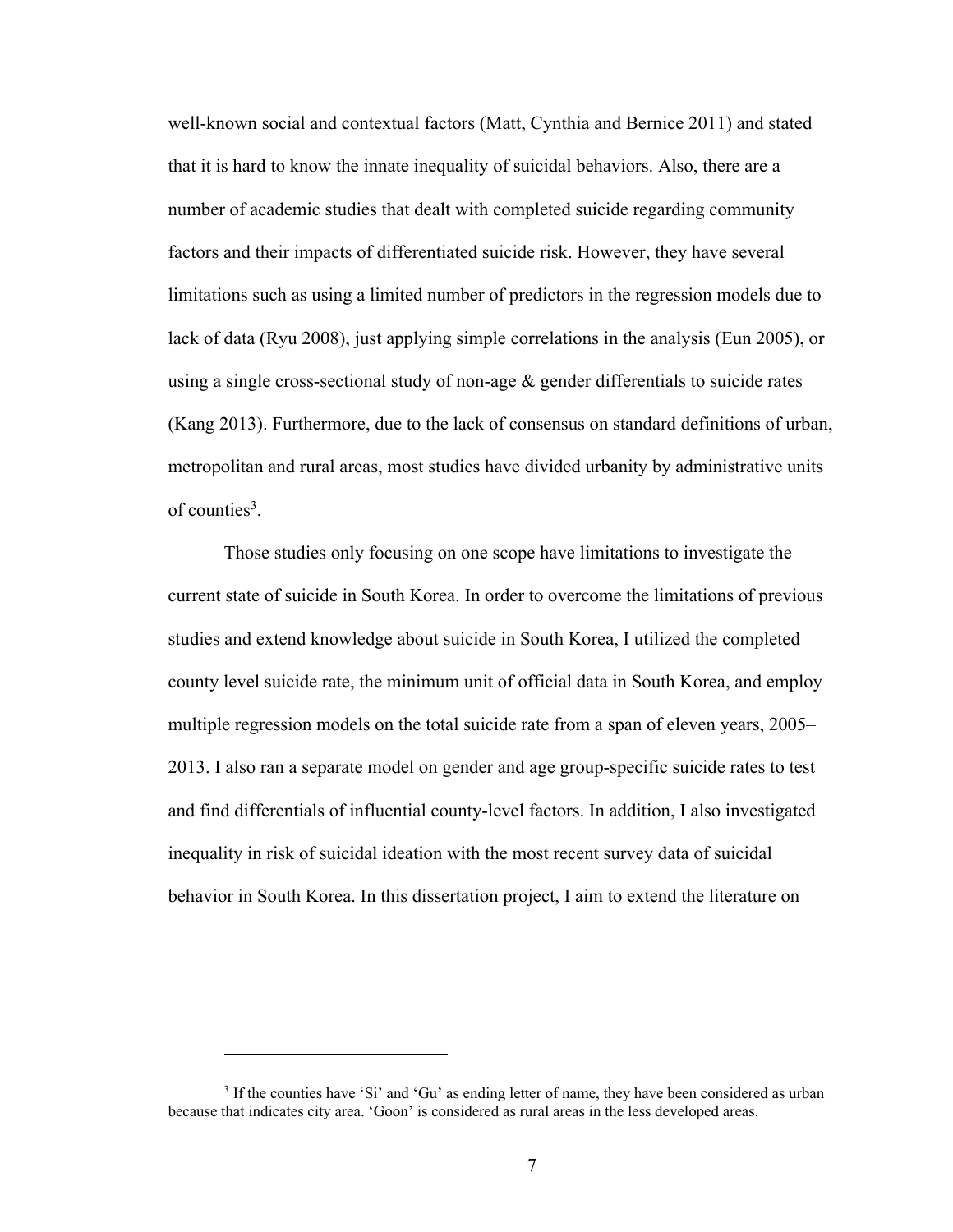well-known social and contextual factors (Matt, Cynthia and Bernice 2011) and stated that it is hard to know the innate inequality of suicidal behaviors. Also, there are a number of academic studies that dealt with completed suicide regarding community factors and their impacts of differentiated suicide risk. However, they have several limitations such as using a limited number of predictors in the regression models due to lack of data (Ryu 2008), just applying simple correlations in the analysis (Eun 2005), or using a single cross-sectional study of non-age & gender differentials to suicide rates (Kang 2013). Furthermore, due to the lack of consensus on standard definitions of urban, metropolitan and rural areas, most studies have divided urbanity by administrative units of counties[3].

Those studies only focusing on one scope have limitations to investigate the current state of suicide in South Korea. In order to overcome the limitations of previous studies and extend knowledge about suicide in South Korea, I utilized the completed county level suicide rate, the minimum unit of official data in South Korea, and employ multiple regression models on the total suicide rate from a span of eleven years, 2005–2013. I also ran a separate model on gender and age group-specific suicide rates to test and find differentials of influential county-level factors. In addition, I also investigated inequality in risk of suicidal ideation with the most recent survey data of suicidal behavior in South Korea. In this dissertation project, I aim to extend the literature on

[3] If the counties have 'Si' and 'Gu' as ending letter of name, they have been considered as urban because that indicates city area. 'Goon' is considered as rural areas in the less developed areas.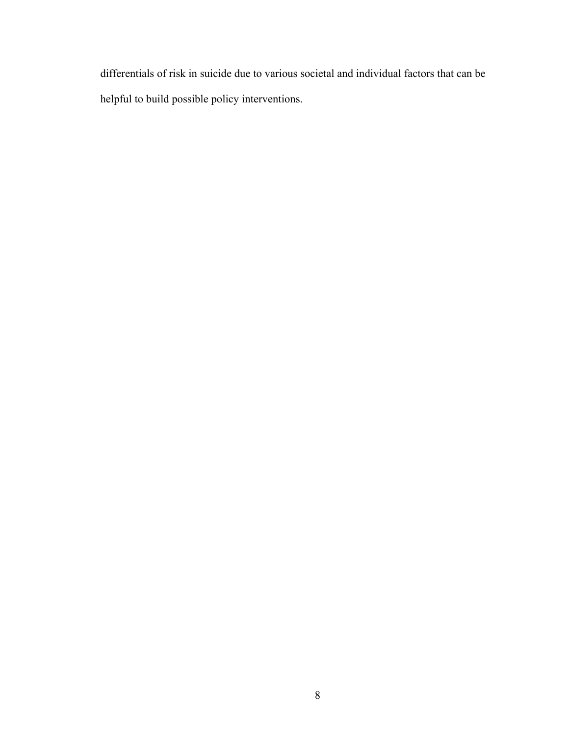differentials of risk in suicide due to various societal and individual factors that can be helpful to build possible policy interventions.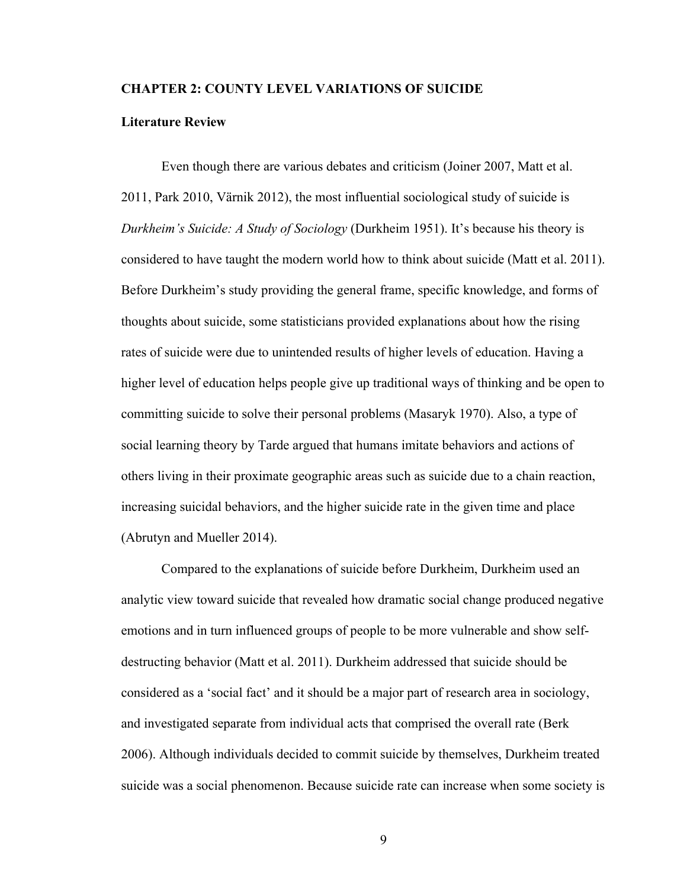## CHAPTER 2: COUNTY LEVEL VARIATIONS OF SUICIDE

### Literature Review

Even though there are various debates and criticism (Joiner 2007, Matt et al. 2011, Park 2010, Värnik 2012), the most influential sociological study of suicide is *Durkheim's Suicide: A Study of Sociology* (Durkheim 1951). It's because his theory is considered to have taught the modern world how to think about suicide (Matt et al. 2011). Before Durkheim's study providing the general frame, specific knowledge, and forms of thoughts about suicide, some statisticians provided explanations about how the rising rates of suicide were due to unintended results of higher levels of education. Having a higher level of education helps people give up traditional ways of thinking and be open to committing suicide to solve their personal problems (Masaryk 1970). Also, a type of social learning theory by Tarde argued that humans imitate behaviors and actions of others living in their proximate geographic areas such as suicide due to a chain reaction, increasing suicidal behaviors, and the higher suicide rate in the given time and place (Abrutyn and Mueller 2014).

Compared to the explanations of suicide before Durkheim, Durkheim used an analytic view toward suicide that revealed how dramatic social change produced negative emotions and in turn influenced groups of people to be more vulnerable and show self-destructing behavior (Matt et al. 2011). Durkheim addressed that suicide should be considered as a 'social fact' and it should be a major part of research area in sociology, and investigated separate from individual acts that comprised the overall rate (Berk 2006). Although individuals decided to commit suicide by themselves, Durkheim treated suicide was a social phenomenon. Because suicide rate can increase when some society is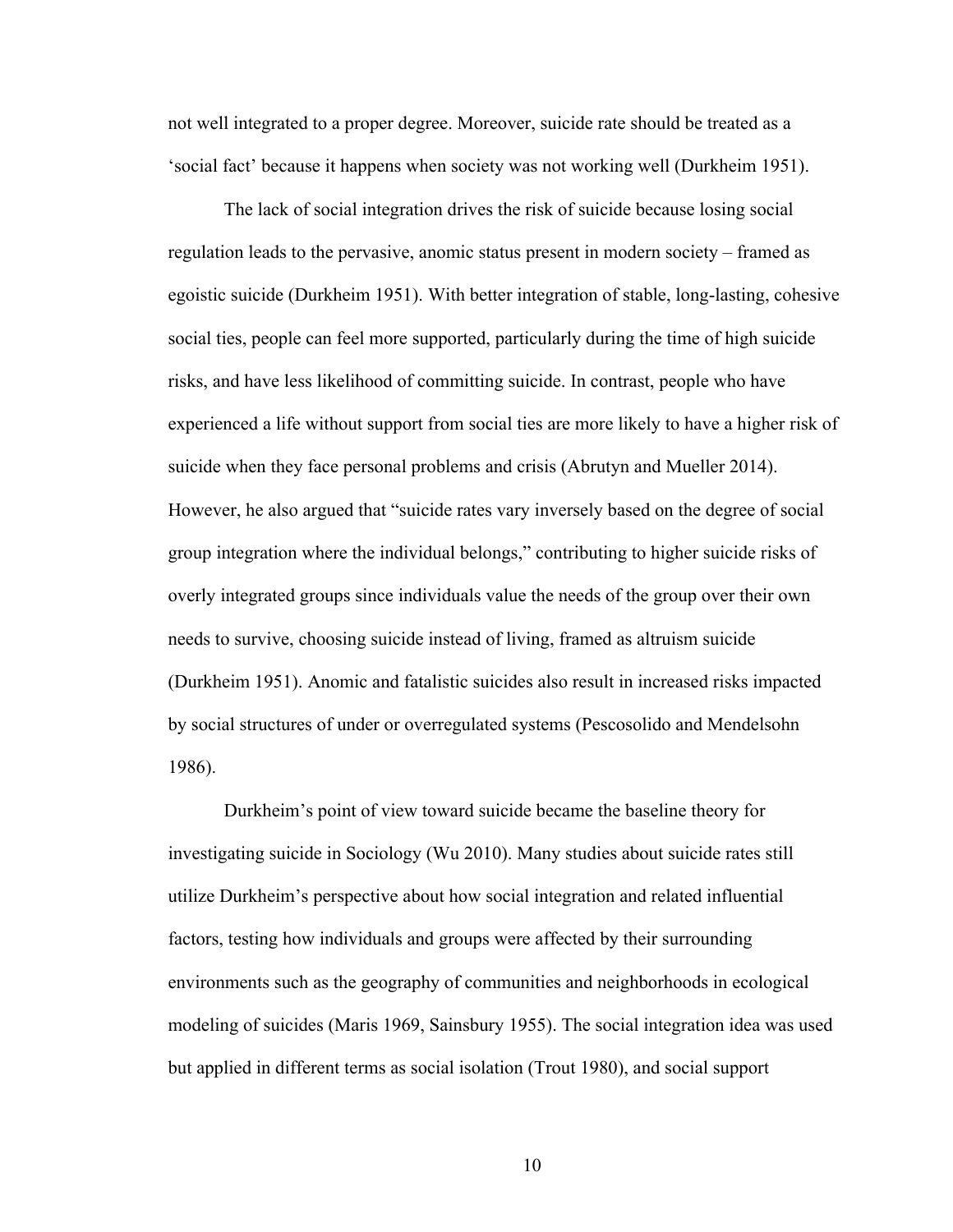not well integrated to a proper degree. Moreover, suicide rate should be treated as a 'social fact' because it happens when society was not working well (Durkheim 1951).

The lack of social integration drives the risk of suicide because losing social regulation leads to the pervasive, anomic status present in modern society – framed as egoistic suicide (Durkheim 1951). With better integration of stable, long-lasting, cohesive social ties, people can feel more supported, particularly during the time of high suicide risks, and have less likelihood of committing suicide. In contrast, people who have experienced a life without support from social ties are more likely to have a higher risk of suicide when they face personal problems and crisis (Abrutyn and Mueller 2014). However, he also argued that "suicide rates vary inversely based on the degree of social group integration where the individual belongs," contributing to higher suicide risks of overly integrated groups since individuals value the needs of the group over their own needs to survive, choosing suicide instead of living, framed as altruism suicide (Durkheim 1951). Anomic and fatalistic suicides also result in increased risks impacted by social structures of under or overregulated systems (Pescosolido and Mendelsohn 1986).

Durkheim's point of view toward suicide became the baseline theory for investigating suicide in Sociology (Wu 2010). Many studies about suicide rates still utilize Durkheim's perspective about how social integration and related influential factors, testing how individuals and groups were affected by their surrounding environments such as the geography of communities and neighborhoods in ecological modeling of suicides (Maris 1969, Sainsbury 1955). The social integration idea was used but applied in different terms as social isolation (Trout 1980), and social support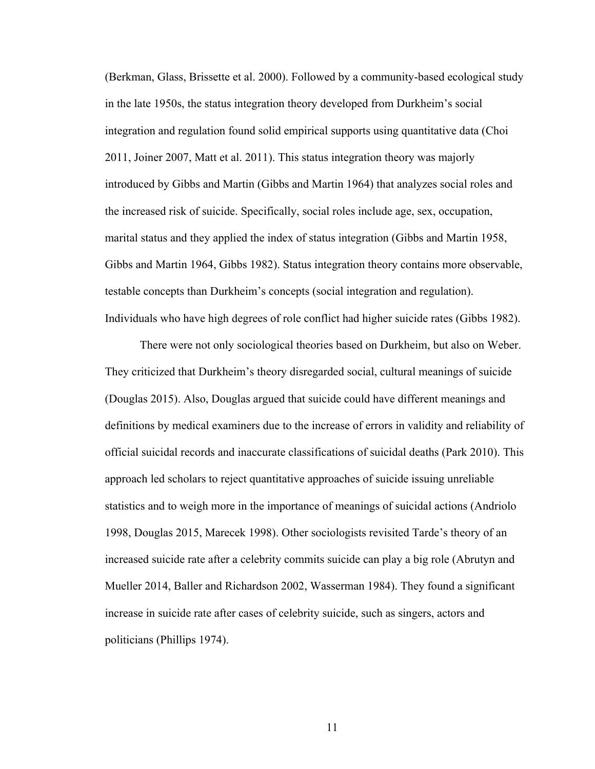(Berkman, Glass, Brissette et al. 2000). Followed by a community-based ecological study in the late 1950s, the status integration theory developed from Durkheim's social integration and regulation found solid empirical supports using quantitative data (Choi 2011, Joiner 2007, Matt et al. 2011). This status integration theory was majorly introduced by Gibbs and Martin (Gibbs and Martin 1964) that analyzes social roles and the increased risk of suicide. Specifically, social roles include age, sex, occupation, marital status and they applied the index of status integration (Gibbs and Martin 1958, Gibbs and Martin 1964, Gibbs 1982). Status integration theory contains more observable, testable concepts than Durkheim's concepts (social integration and regulation). Individuals who have high degrees of role conflict had higher suicide rates (Gibbs 1982).

There were not only sociological theories based on Durkheim, but also on Weber. They criticized that Durkheim's theory disregarded social, cultural meanings of suicide (Douglas 2015). Also, Douglas argued that suicide could have different meanings and definitions by medical examiners due to the increase of errors in validity and reliability of official suicidal records and inaccurate classifications of suicidal deaths (Park 2010). This approach led scholars to reject quantitative approaches of suicide issuing unreliable statistics and to weigh more in the importance of meanings of suicidal actions (Andriolo 1998, Douglas 2015, Marecek 1998). Other sociologists revisited Tarde's theory of an increased suicide rate after a celebrity commits suicide can play a big role (Abrutyn and Mueller 2014, Baller and Richardson 2002, Wasserman 1984). They found a significant increase in suicide rate after cases of celebrity suicide, such as singers, actors and politicians (Phillips 1974).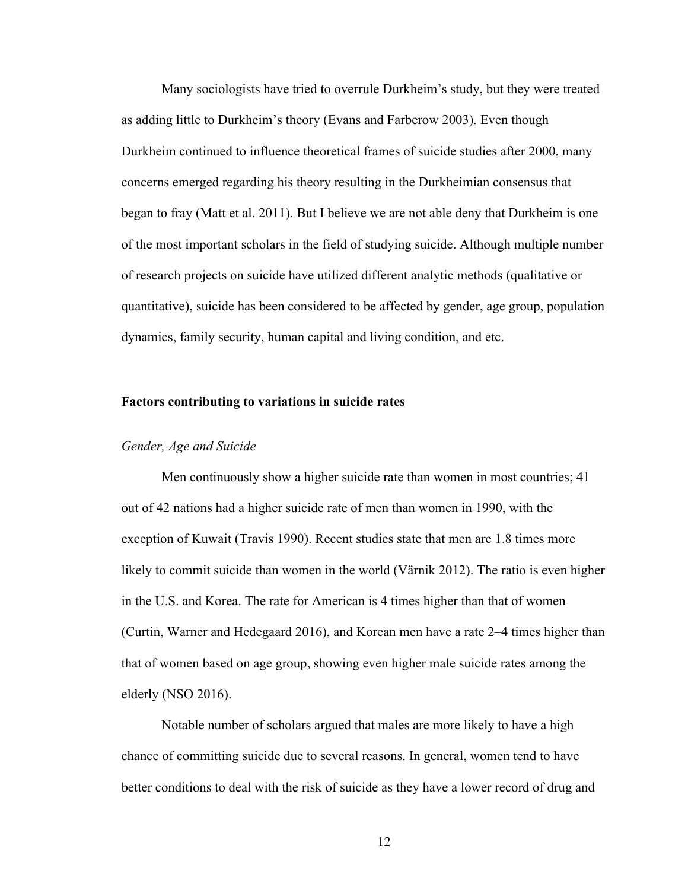Many sociologists have tried to overrule Durkheim's study, but they were treated as adding little to Durkheim's theory (Evans and Farberow 2003). Even though Durkheim continued to influence theoretical frames of suicide studies after 2000, many concerns emerged regarding his theory resulting in the Durkheimian consensus that began to fray (Matt et al. 2011). But I believe we are not able deny that Durkheim is one of the most important scholars in the field of studying suicide. Although multiple number of research projects on suicide have utilized different analytic methods (qualitative or quantitative), suicide has been considered to be affected by gender, age group, population dynamics, family security, human capital and living condition, and etc.

### Factors contributing to variations in suicide rates

#### *Gender, Age and Suicide*

Men continuously show a higher suicide rate than women in most countries; 41 out of 42 nations had a higher suicide rate of men than women in 1990, with the exception of Kuwait (Travis 1990). Recent studies state that men are 1.8 times more likely to commit suicide than women in the world (Värnik 2012). The ratio is even higher in the U.S. and Korea. The rate for American is 4 times higher than that of women (Curtin, Warner and Hedegaard 2016), and Korean men have a rate 2–4 times higher than that of women based on age group, showing even higher male suicide rates among the elderly (NSO 2016).

Notable number of scholars argued that males are more likely to have a high chance of committing suicide due to several reasons. In general, women tend to have better conditions to deal with the risk of suicide as they have a lower record of drug and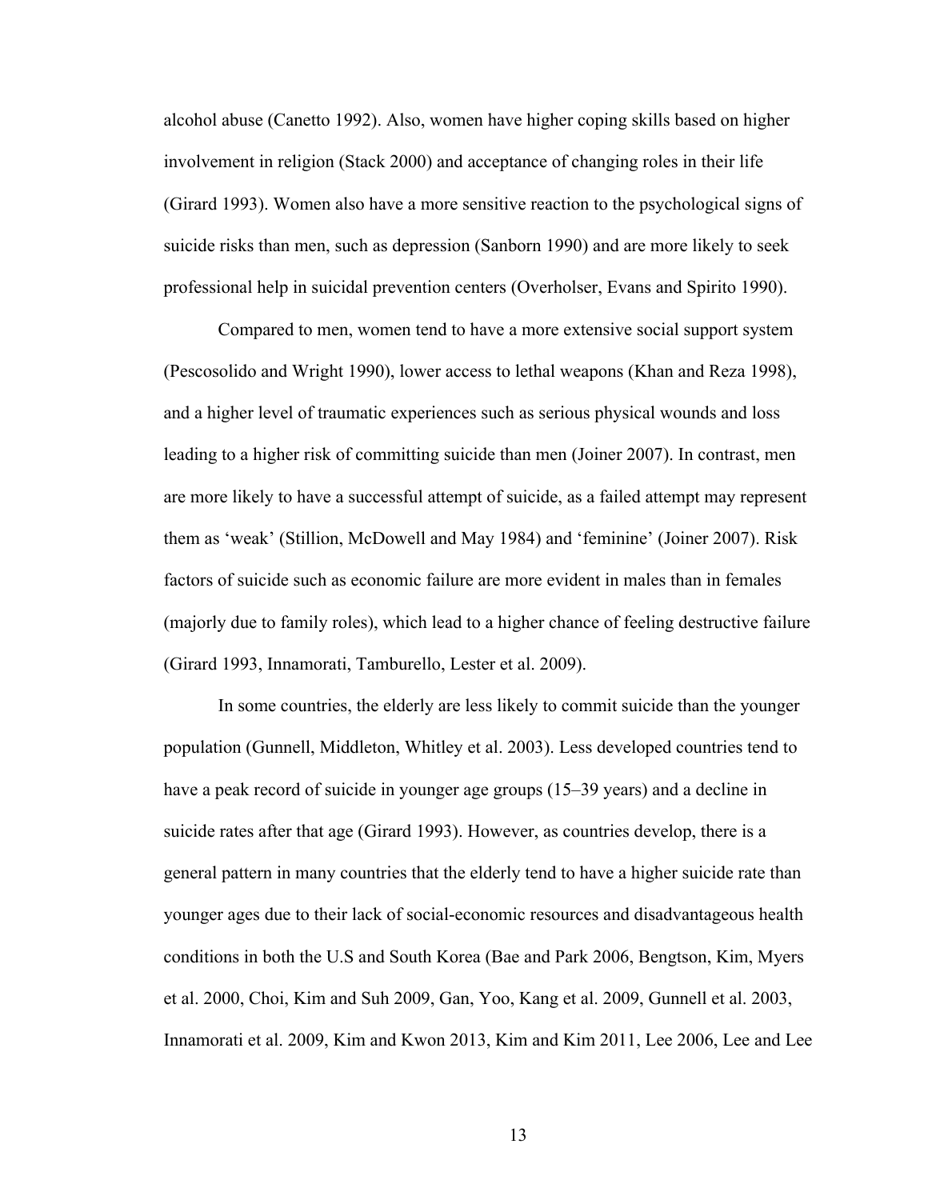alcohol abuse (Canetto 1992). Also, women have higher coping skills based on higher involvement in religion (Stack 2000) and acceptance of changing roles in their life (Girard 1993). Women also have a more sensitive reaction to the psychological signs of suicide risks than men, such as depression (Sanborn 1990) and are more likely to seek professional help in suicidal prevention centers (Overholser, Evans and Spirito 1990).

Compared to men, women tend to have a more extensive social support system (Pescosolido and Wright 1990), lower access to lethal weapons (Khan and Reza 1998), and a higher level of traumatic experiences such as serious physical wounds and loss leading to a higher risk of committing suicide than men (Joiner 2007). In contrast, men are more likely to have a successful attempt of suicide, as a failed attempt may represent them as 'weak' (Stillion, McDowell and May 1984) and 'feminine' (Joiner 2007). Risk factors of suicide such as economic failure are more evident in males than in females (majorly due to family roles), which lead to a higher chance of feeling destructive failure (Girard 1993, Innamorati, Tamburello, Lester et al. 2009).

In some countries, the elderly are less likely to commit suicide than the younger population (Gunnell, Middleton, Whitley et al. 2003). Less developed countries tend to have a peak record of suicide in younger age groups (15–39 years) and a decline in suicide rates after that age (Girard 1993). However, as countries develop, there is a general pattern in many countries that the elderly tend to have a higher suicide rate than younger ages due to their lack of social-economic resources and disadvantageous health conditions in both the U.S and South Korea (Bae and Park 2006, Bengtson, Kim, Myers et al. 2000, Choi, Kim and Suh 2009, Gan, Yoo, Kang et al. 2009, Gunnell et al. 2003, Innamorati et al. 2009, Kim and Kwon 2013, Kim and Kim 2011, Lee 2006, Lee and Lee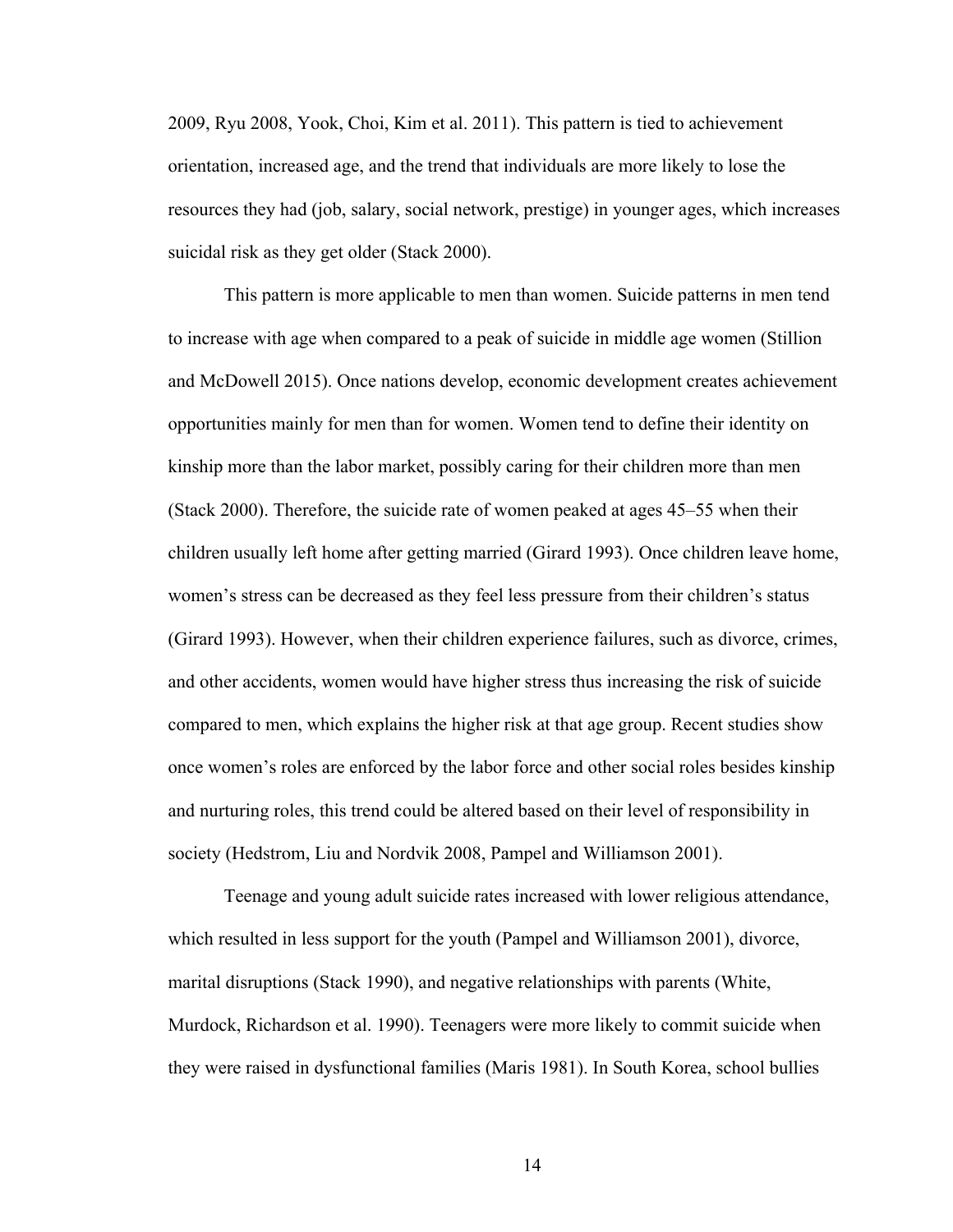2009, Ryu 2008, Yook, Choi, Kim et al. 2011). This pattern is tied to achievement orientation, increased age, and the trend that individuals are more likely to lose the resources they had (job, salary, social network, prestige) in younger ages, which increases suicidal risk as they get older (Stack 2000).

This pattern is more applicable to men than women. Suicide patterns in men tend to increase with age when compared to a peak of suicide in middle age women (Stillion and McDowell 2015). Once nations develop, economic development creates achievement opportunities mainly for men than for women. Women tend to define their identity on kinship more than the labor market, possibly caring for their children more than men (Stack 2000). Therefore, the suicide rate of women peaked at ages 45–55 when their children usually left home after getting married (Girard 1993). Once children leave home, women's stress can be decreased as they feel less pressure from their children's status (Girard 1993). However, when their children experience failures, such as divorce, crimes, and other accidents, women would have higher stress thus increasing the risk of suicide compared to men, which explains the higher risk at that age group. Recent studies show once women's roles are enforced by the labor force and other social roles besides kinship and nurturing roles, this trend could be altered based on their level of responsibility in society (Hedstrom, Liu and Nordvik 2008, Pampel and Williamson 2001).

Teenage and young adult suicide rates increased with lower religious attendance, which resulted in less support for the youth (Pampel and Williamson 2001), divorce, marital disruptions (Stack 1990), and negative relationships with parents (White, Murdock, Richardson et al. 1990). Teenagers were more likely to commit suicide when they were raised in dysfunctional families (Maris 1981). In South Korea, school bullies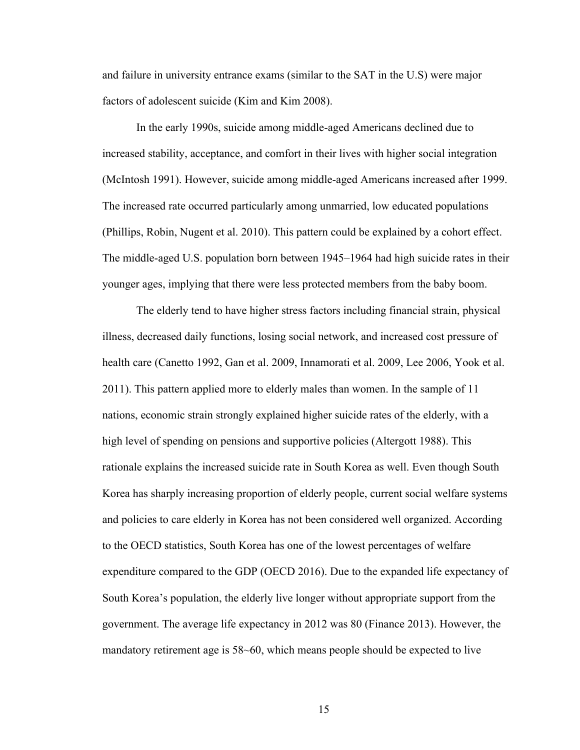and failure in university entrance exams (similar to the SAT in the U.S) were major factors of adolescent suicide (Kim and Kim 2008).

In the early 1990s, suicide among middle-aged Americans declined due to increased stability, acceptance, and comfort in their lives with higher social integration (McIntosh 1991). However, suicide among middle-aged Americans increased after 1999. The increased rate occurred particularly among unmarried, low educated populations (Phillips, Robin, Nugent et al. 2010). This pattern could be explained by a cohort effect. The middle-aged U.S. population born between 1945–1964 had high suicide rates in their younger ages, implying that there were less protected members from the baby boom.

The elderly tend to have higher stress factors including financial strain, physical illness, decreased daily functions, losing social network, and increased cost pressure of health care (Canetto 1992, Gan et al. 2009, Innamorati et al. 2009, Lee 2006, Yook et al. 2011). This pattern applied more to elderly males than women. In the sample of 11 nations, economic strain strongly explained higher suicide rates of the elderly, with a high level of spending on pensions and supportive policies (Altergott 1988). This rationale explains the increased suicide rate in South Korea as well. Even though South Korea has sharply increasing proportion of elderly people, current social welfare systems and policies to care elderly in Korea has not been considered well organized. According to the OECD statistics, South Korea has one of the lowest percentages of welfare expenditure compared to the GDP (OECD 2016). Due to the expanded life expectancy of South Korea's population, the elderly live longer without appropriate support from the government. The average life expectancy in 2012 was 80 (Finance 2013). However, the mandatory retirement age is 58~60, which means people should be expected to live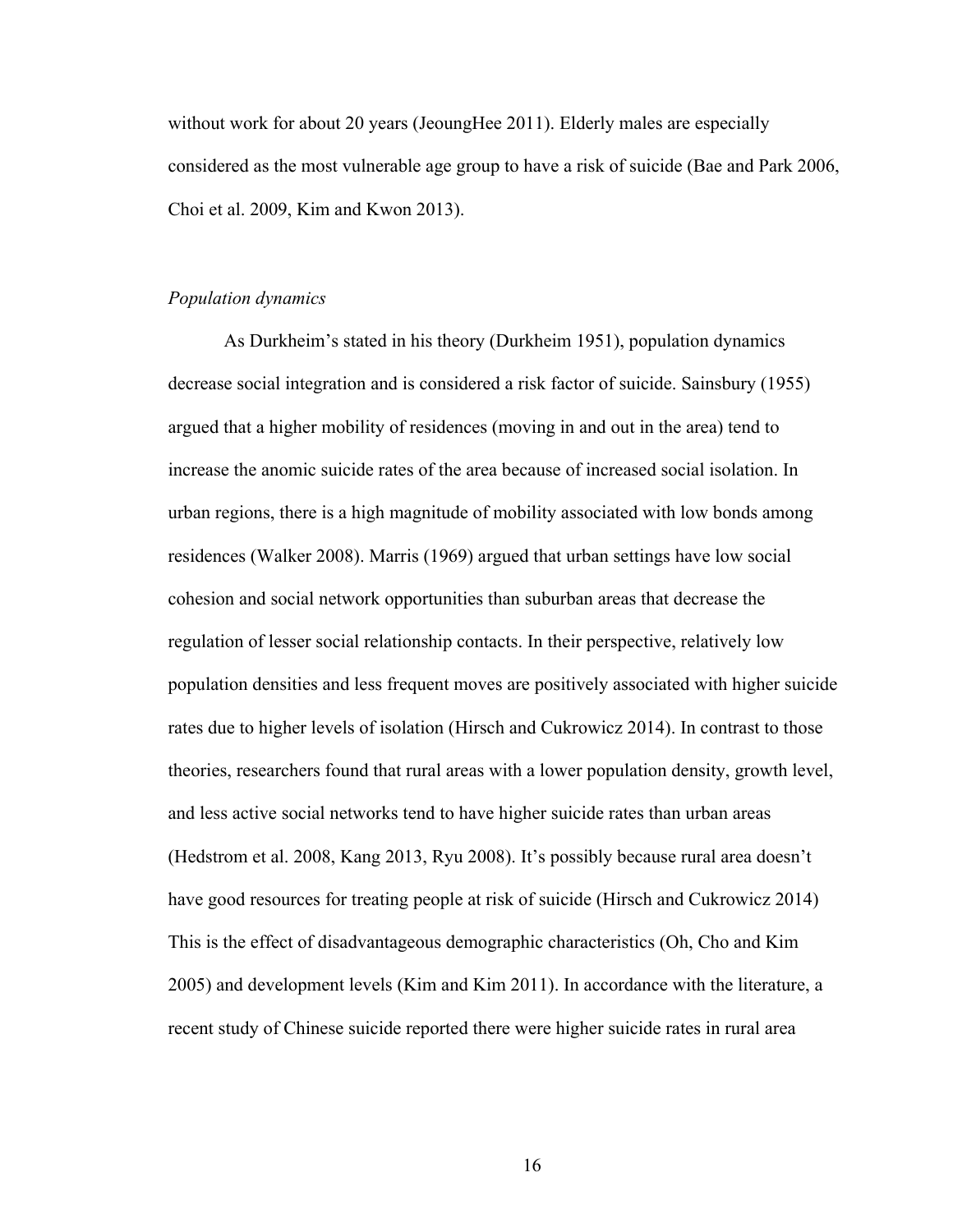without work for about 20 years (JeoungHee 2011). Elderly males are especially considered as the most vulnerable age group to have a risk of suicide (Bae and Park 2006, Choi et al. 2009, Kim and Kwon 2013).

*Population dynamics*

As Durkheim's stated in his theory (Durkheim 1951), population dynamics decrease social integration and is considered a risk factor of suicide. Sainsbury (1955) argued that a higher mobility of residences (moving in and out in the area) tend to increase the anomic suicide rates of the area because of increased social isolation. In urban regions, there is a high magnitude of mobility associated with low bonds among residences (Walker 2008). Marris (1969) argued that urban settings have low social cohesion and social network opportunities than suburban areas that decrease the regulation of lesser social relationship contacts. In their perspective, relatively low population densities and less frequent moves are positively associated with higher suicide rates due to higher levels of isolation (Hirsch and Cukrowicz 2014). In contrast to those theories, researchers found that rural areas with a lower population density, growth level, and less active social networks tend to have higher suicide rates than urban areas (Hedstrom et al. 2008, Kang 2013, Ryu 2008). It's possibly because rural area doesn't have good resources for treating people at risk of suicide (Hirsch and Cukrowicz 2014) This is the effect of disadvantageous demographic characteristics (Oh, Cho and Kim 2005) and development levels (Kim and Kim 2011). In accordance with the literature, a recent study of Chinese suicide reported there were higher suicide rates in rural area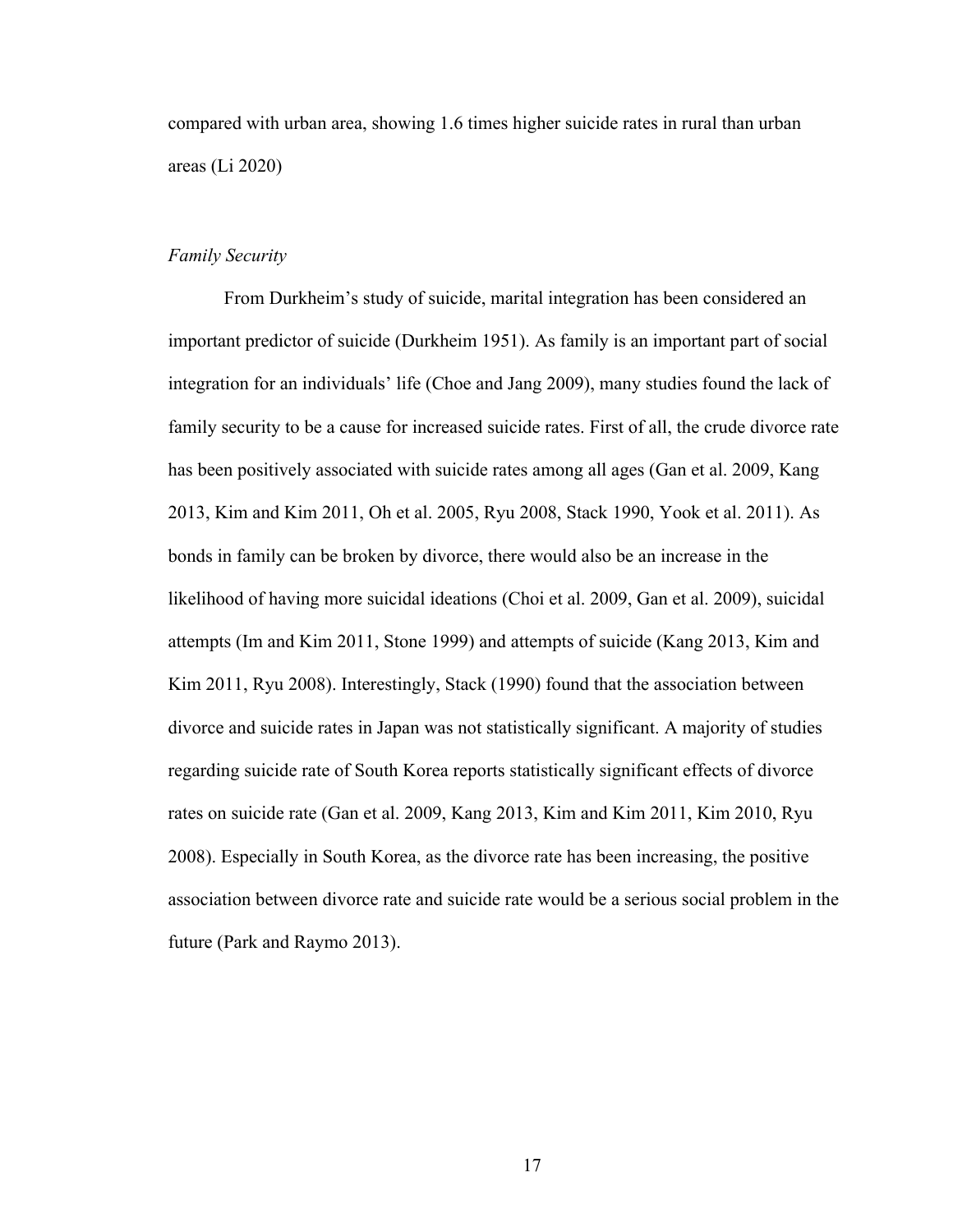compared with urban area, showing 1.6 times higher suicide rates in rural than urban areas (Li 2020)

*Family Security*

From Durkheim's study of suicide, marital integration has been considered an important predictor of suicide (Durkheim 1951). As family is an important part of social integration for an individuals' life (Choe and Jang 2009), many studies found the lack of family security to be a cause for increased suicide rates. First of all, the crude divorce rate has been positively associated with suicide rates among all ages (Gan et al. 2009, Kang 2013, Kim and Kim 2011, Oh et al. 2005, Ryu 2008, Stack 1990, Yook et al. 2011). As bonds in family can be broken by divorce, there would also be an increase in the likelihood of having more suicidal ideations (Choi et al. 2009, Gan et al. 2009), suicidal attempts (Im and Kim 2011, Stone 1999) and attempts of suicide (Kang 2013, Kim and Kim 2011, Ryu 2008). Interestingly, Stack (1990) found that the association between divorce and suicide rates in Japan was not statistically significant. A majority of studies regarding suicide rate of South Korea reports statistically significant effects of divorce rates on suicide rate (Gan et al. 2009, Kang 2013, Kim and Kim 2011, Kim 2010, Ryu 2008). Especially in South Korea, as the divorce rate has been increasing, the positive association between divorce rate and suicide rate would be a serious social problem in the future (Park and Raymo 2013).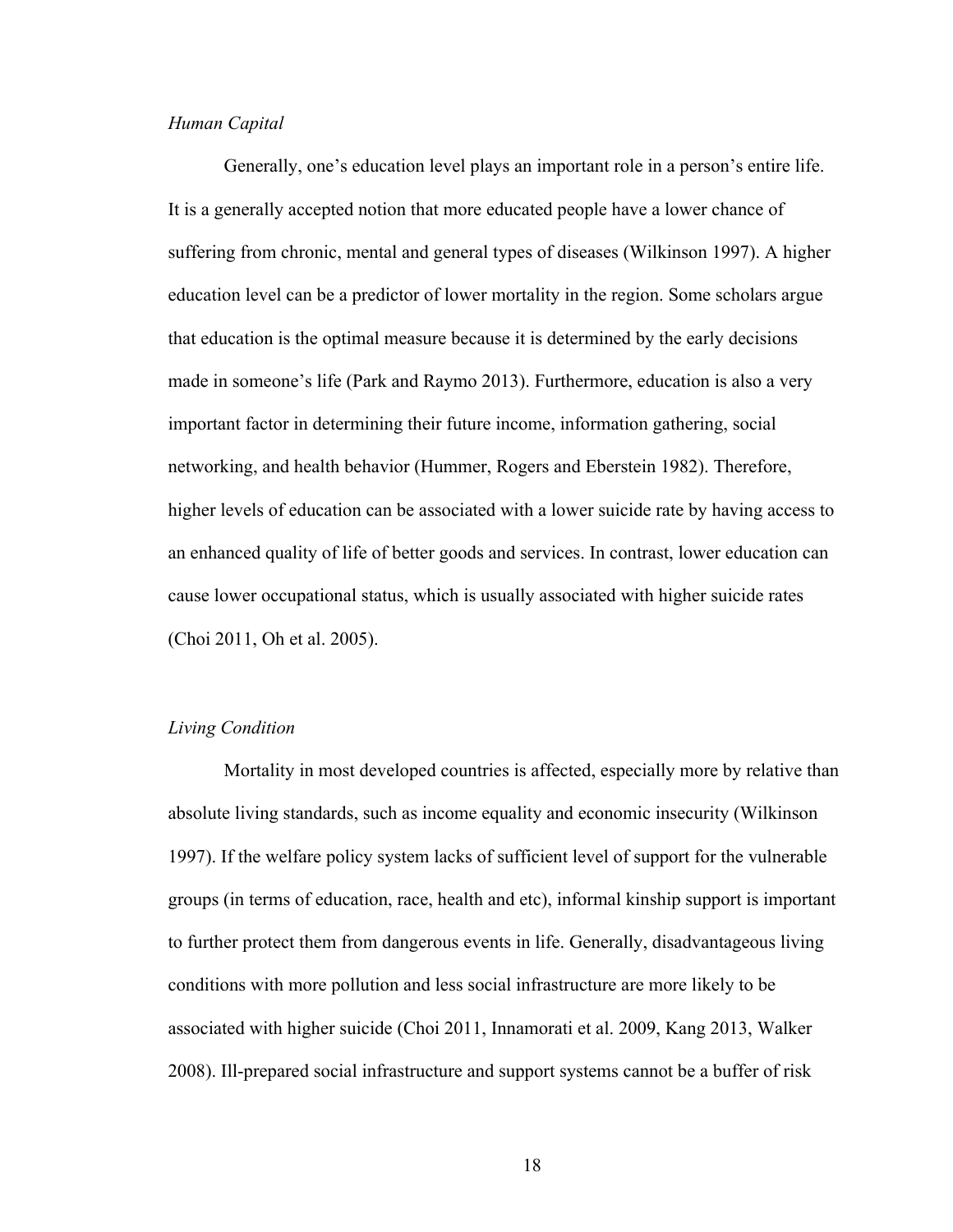*Human Capital*

Generally, one's education level plays an important role in a person's entire life. It is a generally accepted notion that more educated people have a lower chance of suffering from chronic, mental and general types of diseases (Wilkinson 1997). A higher education level can be a predictor of lower mortality in the region. Some scholars argue that education is the optimal measure because it is determined by the early decisions made in someone's life (Park and Raymo 2013). Furthermore, education is also a very important factor in determining their future income, information gathering, social networking, and health behavior (Hummer, Rogers and Eberstein 1982). Therefore, higher levels of education can be associated with a lower suicide rate by having access to an enhanced quality of life of better goods and services. In contrast, lower education can cause lower occupational status, which is usually associated with higher suicide rates (Choi 2011, Oh et al. 2005).

*Living Condition*

Mortality in most developed countries is affected, especially more by relative than absolute living standards, such as income equality and economic insecurity (Wilkinson 1997). If the welfare policy system lacks of sufficient level of support for the vulnerable groups (in terms of education, race, health and etc), informal kinship support is important to further protect them from dangerous events in life. Generally, disadvantageous living conditions with more pollution and less social infrastructure are more likely to be associated with higher suicide (Choi 2011, Innamorati et al. 2009, Kang 2013, Walker 2008). Ill-prepared social infrastructure and support systems cannot be a buffer of risk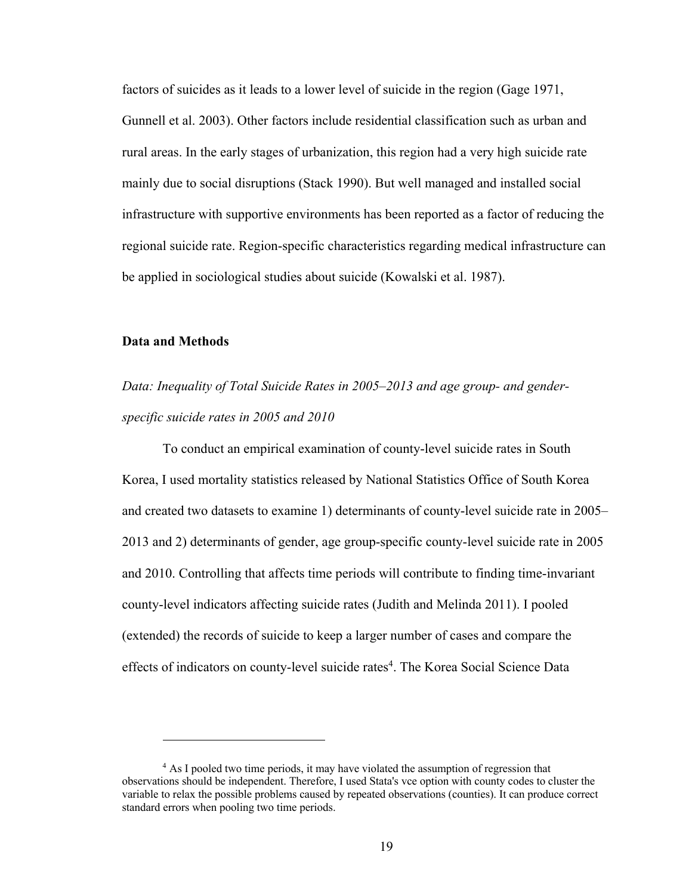factors of suicides as it leads to a lower level of suicide in the region (Gage 1971, Gunnell et al. 2003). Other factors include residential classification such as urban and rural areas. In the early stages of urbanization, this region had a very high suicide rate mainly due to social disruptions (Stack 1990). But well managed and installed social infrastructure with supportive environments has been reported as a factor of reducing the regional suicide rate. Region-specific characteristics regarding medical infrastructure can be applied in sociological studies about suicide (Kowalski et al. 1987).

## Data and Methods

### *Data: Inequality of Total Suicide Rates in 2005–2013 and age group- and gender-specific suicide rates in 2005 and 2010*

To conduct an empirical examination of county-level suicide rates in South Korea, I used mortality statistics released by National Statistics Office of South Korea and created two datasets to examine 1) determinants of county-level suicide rate in 2005–2013 and 2) determinants of gender, age group-specific county-level suicide rate in 2005 and 2010. Controlling that affects time periods will contribute to finding time-invariant county-level indicators affecting suicide rates (Judith and Melinda 2011). I pooled (extended) the records of suicide to keep a larger number of cases and compare the effects of indicators on county-level suicide rates[4]. The Korea Social Science Data

---

[4] As I pooled two time periods, it may have violated the assumption of regression that observations should be independent. Therefore, I used Stata's vce option with county codes to cluster the variable to relax the possible problems caused by repeated observations (counties). It can produce correct standard errors when pooling two time periods.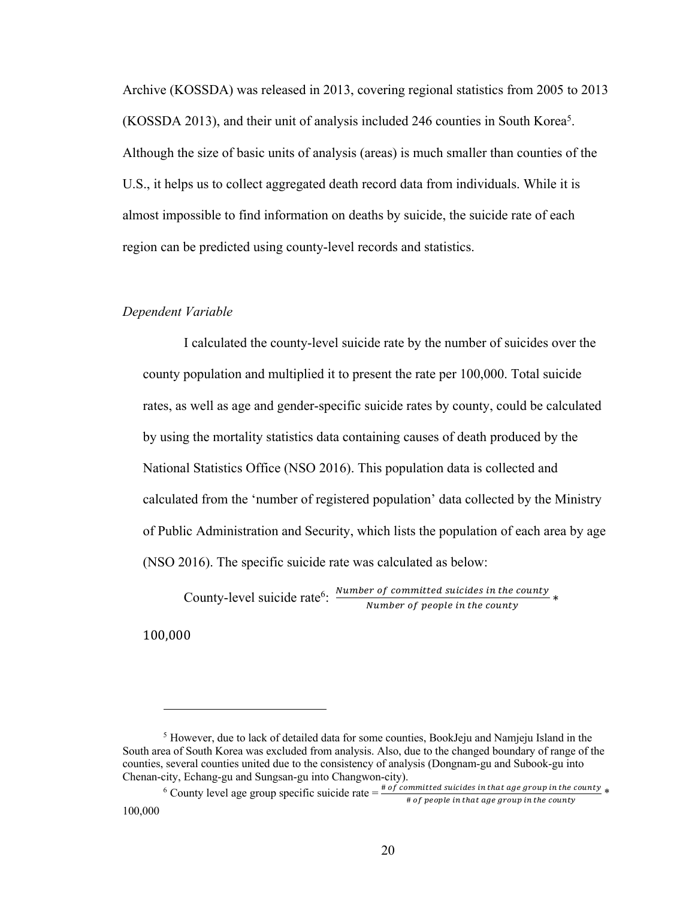Archive (KOSSDA) was released in 2013, covering regional statistics from 2005 to 2013 (KOSSDA 2013), and their unit of analysis included 246 counties in South Korea[5]. Although the size of basic units of analysis (areas) is much smaller than counties of the U.S., it helps us to collect aggregated death record data from individuals. While it is almost impossible to find information on deaths by suicide, the suicide rate of each region can be predicted using county-level records and statistics.

*Dependent Variable*

I calculated the county-level suicide rate by the number of suicides over the county population and multiplied it to present the rate per 100,000. Total suicide rates, as well as age and gender-specific suicide rates by county, could be calculated by using the mortality statistics data containing causes of death produced by the National Statistics Office (NSO 2016). This population data is collected and calculated from the 'number of registered population' data collected by the Ministry of Public Administration and Security, which lists the population of each area by age (NSO 2016). The specific suicide rate was calculated as below:

County-level suicide rate[6]: $\frac{Number\ of\ committed\ suicides\ in\ the\ county}{Number\ of\ people\ in\ the\ county} * 100{,}000$

---

[5] However, due to lack of detailed data for some counties, BookJeju and Namjeju Island in the South area of South Korea was excluded from analysis. Also, due to the changed boundary of range of the counties, several counties united due to the consistency of analysis (Dongnam-gu and Subook-gu into Chenan-city, Echang-gu and Sungsan-gu into Changwon-city).

[6] County level age group specific suicide rate = $\frac{\#\ of\ committed\ suicides\ in\ that\ age\ group\ in\ the\ county}{\#\ of\ people\ in\ that\ age\ group\ in\ the\ county} * 100{,}000$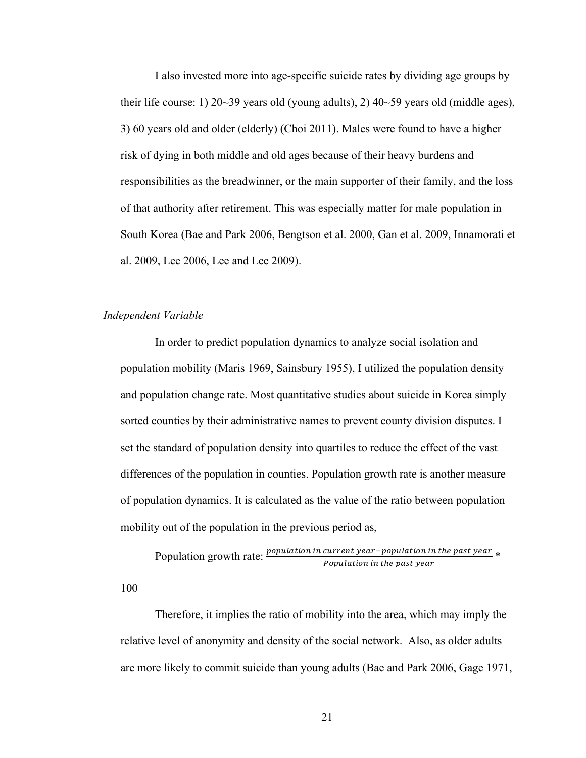I also invested more into age-specific suicide rates by dividing age groups by their life course: 1) 20~39 years old (young adults), 2) 40~59 years old (middle ages), 3) 60 years old and older (elderly) (Choi 2011). Males were found to have a higher risk of dying in both middle and old ages because of their heavy burdens and responsibilities as the breadwinner, or the main supporter of their family, and the loss of that authority after retirement. This was especially matter for male population in South Korea (Bae and Park 2006, Bengtson et al. 2000, Gan et al. 2009, Innamorati et al. 2009, Lee 2006, Lee and Lee 2009).

*Independent Variable*

In order to predict population dynamics to analyze social isolation and population mobility (Maris 1969, Sainsbury 1955), I utilized the population density and population change rate. Most quantitative studies about suicide in Korea simply sorted counties by their administrative names to prevent county division disputes. I set the standard of population density into quartiles to reduce the effect of the vast differences of the population in counties. Population growth rate is another measure of population dynamics. It is calculated as the value of the ratio between population mobility out of the population in the previous period as,

Population growth rate: $\frac{population\ in\ current\ year - population\ in\ the\ past\ year}{Population\ in\ the\ past\ year} * 100$

Therefore, it implies the ratio of mobility into the area, which may imply the relative level of anonymity and density of the social network. Also, as older adults are more likely to commit suicide than young adults (Bae and Park 2006, Gage 1971,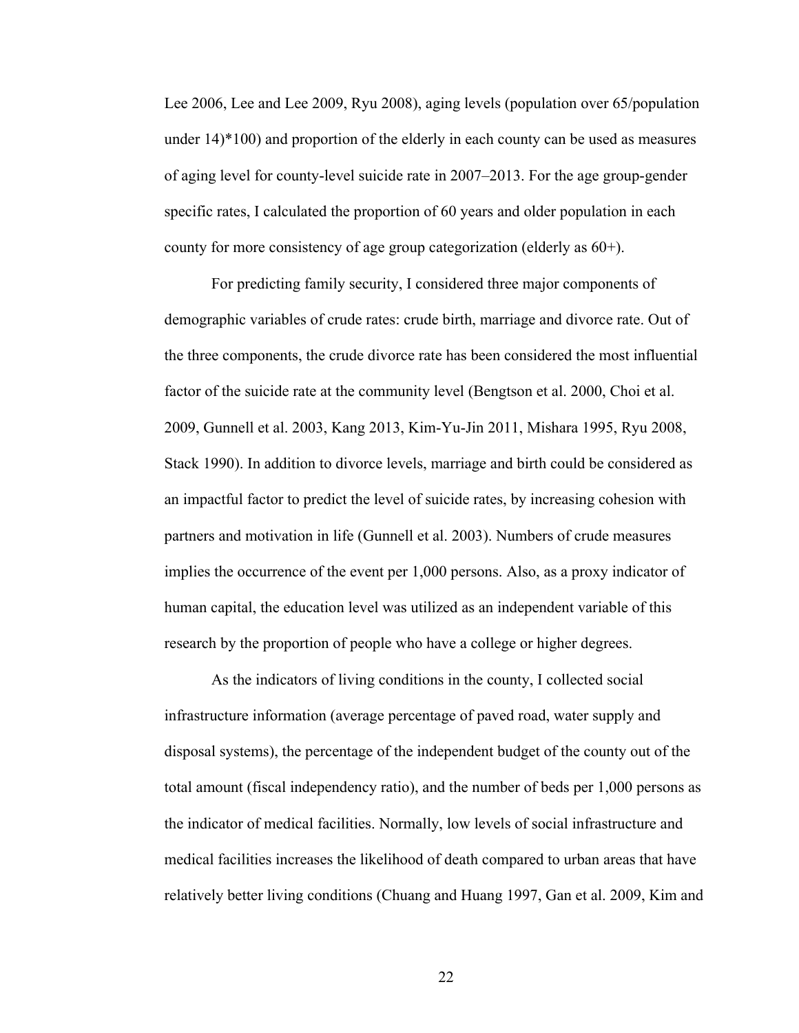Lee 2006, Lee and Lee 2009, Ryu 2008), aging levels (population over 65/population under 14)*100) and proportion of the elderly in each county can be used as measures of aging level for county-level suicide rate in 2007–2013. For the age group-gender specific rates, I calculated the proportion of 60 years and older population in each county for more consistency of age group categorization (elderly as 60+).

For predicting family security, I considered three major components of demographic variables of crude rates: crude birth, marriage and divorce rate. Out of the three components, the crude divorce rate has been considered the most influential factor of the suicide rate at the community level (Bengtson et al. 2000, Choi et al. 2009, Gunnell et al. 2003, Kang 2013, Kim-Yu-Jin 2011, Mishara 1995, Ryu 2008, Stack 1990). In addition to divorce levels, marriage and birth could be considered as an impactful factor to predict the level of suicide rates, by increasing cohesion with partners and motivation in life (Gunnell et al. 2003). Numbers of crude measures implies the occurrence of the event per 1,000 persons. Also, as a proxy indicator of human capital, the education level was utilized as an independent variable of this research by the proportion of people who have a college or higher degrees.

As the indicators of living conditions in the county, I collected social infrastructure information (average percentage of paved road, water supply and disposal systems), the percentage of the independent budget of the county out of the total amount (fiscal independency ratio), and the number of beds per 1,000 persons as the indicator of medical facilities. Normally, low levels of social infrastructure and medical facilities increases the likelihood of death compared to urban areas that have relatively better living conditions (Chuang and Huang 1997, Gan et al. 2009, Kim and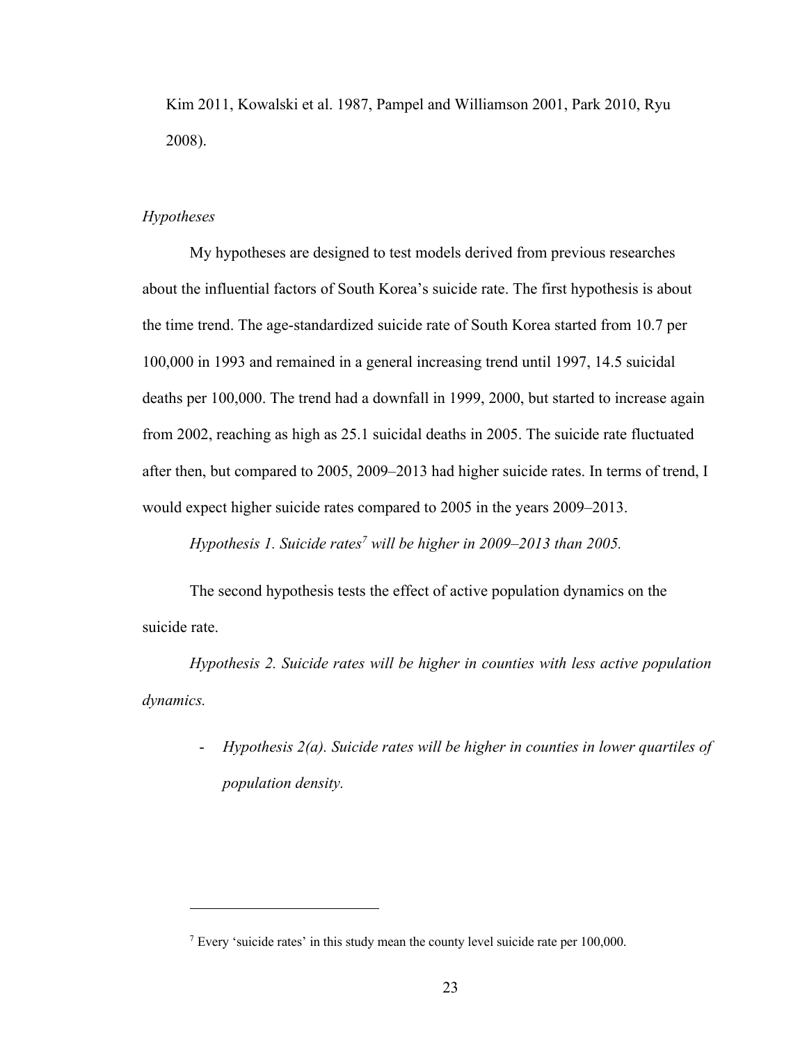Kim 2011, Kowalski et al. 1987, Pampel and Williamson 2001, Park 2010, Ryu 2008).

*Hypotheses*

My hypotheses are designed to test models derived from previous researches about the influential factors of South Korea's suicide rate. The first hypothesis is about the time trend. The age-standardized suicide rate of South Korea started from 10.7 per 100,000 in 1993 and remained in a general increasing trend until 1997, 14.5 suicidal deaths per 100,000. The trend had a downfall in 1999, 2000, but started to increase again from 2002, reaching as high as 25.1 suicidal deaths in 2005. The suicide rate fluctuated after then, but compared to 2005, 2009–2013 had higher suicide rates. In terms of trend, I would expect higher suicide rates compared to 2005 in the years 2009–2013.

*Hypothesis 1. Suicide rates[7] will be higher in 2009–2013 than 2005.*

The second hypothesis tests the effect of active population dynamics on the suicide rate.

*Hypothesis 2. Suicide rates will be higher in counties with less active population dynamics.*

- *Hypothesis 2(a). Suicide rates will be higher in counties in lower quartiles of population density.*

---

[7] Every 'suicide rates' in this study mean the county level suicide rate per 100,000.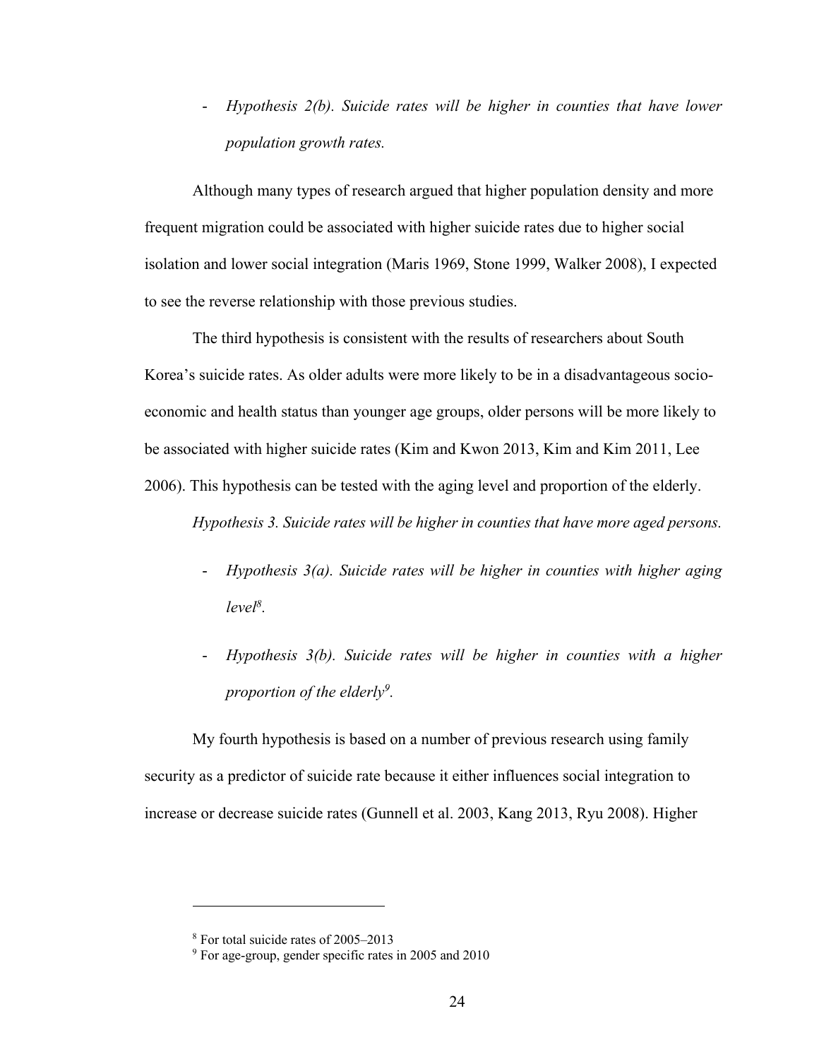- *Hypothesis 2(b). Suicide rates will be higher in counties that have lower population growth rates.*

Although many types of research argued that higher population density and more frequent migration could be associated with higher suicide rates due to higher social isolation and lower social integration (Maris 1969, Stone 1999, Walker 2008), I expected to see the reverse relationship with those previous studies.

The third hypothesis is consistent with the results of researchers about South Korea's suicide rates. As older adults were more likely to be in a disadvantageous socio-economic and health status than younger age groups, older persons will be more likely to be associated with higher suicide rates (Kim and Kwon 2013, Kim and Kim 2011, Lee 2006). This hypothesis can be tested with the aging level and proportion of the elderly.

*Hypothesis 3. Suicide rates will be higher in counties that have more aged persons.*

- *Hypothesis 3(a). Suicide rates will be higher in counties with higher aging level*[8].

- *Hypothesis 3(b). Suicide rates will be higher in counties with a higher proportion of the elderly*[9].

My fourth hypothesis is based on a number of previous research using family security as a predictor of suicide rate because it either influences social integration to increase or decrease suicide rates (Gunnell et al. 2003, Kang 2013, Ryu 2008). Higher

---

[8] For total suicide rates of 2005–2013

[9] For age-group, gender specific rates in 2005 and 2010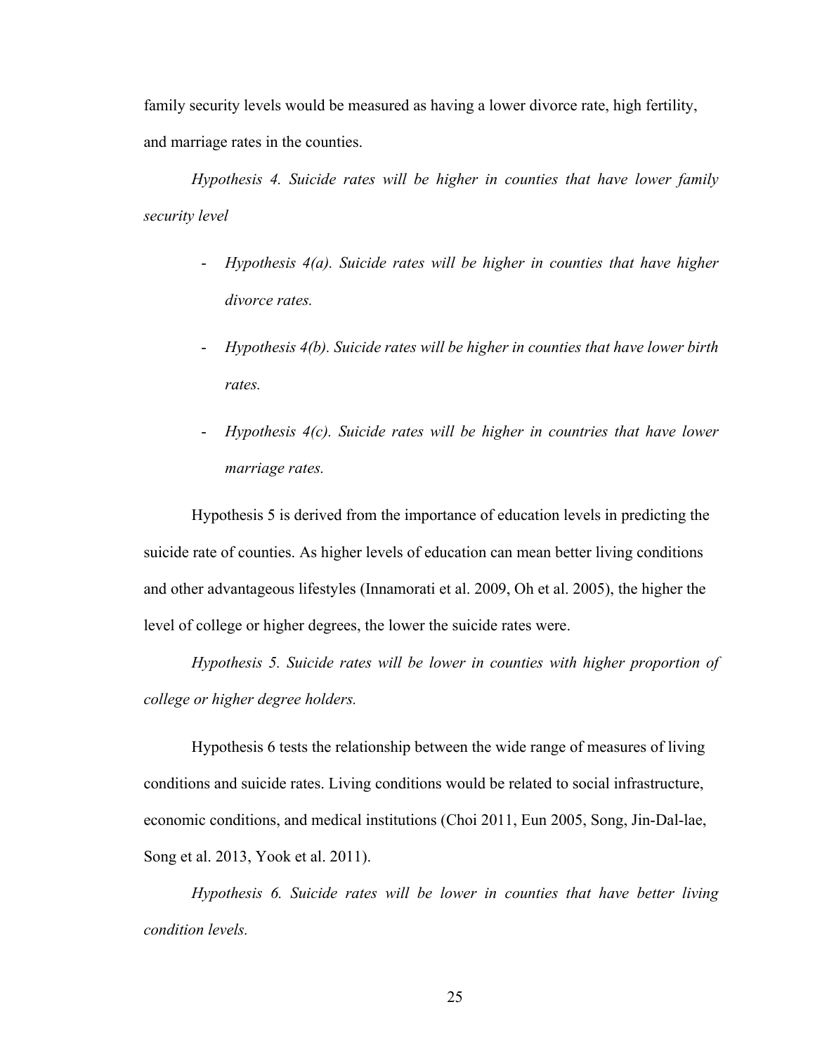family security levels would be measured as having a lower divorce rate, high fertility, and marriage rates in the counties.

*Hypothesis 4. Suicide rates will be higher in counties that have lower family security level*

- *Hypothesis 4(a). Suicide rates will be higher in counties that have higher divorce rates.*
- *Hypothesis 4(b). Suicide rates will be higher in counties that have lower birth rates.*
- *Hypothesis 4(c). Suicide rates will be higher in countries that have lower marriage rates.*

Hypothesis 5 is derived from the importance of education levels in predicting the suicide rate of counties. As higher levels of education can mean better living conditions and other advantageous lifestyles (Innamorati et al. 2009, Oh et al. 2005), the higher the level of college or higher degrees, the lower the suicide rates were.

*Hypothesis 5. Suicide rates will be lower in counties with higher proportion of college or higher degree holders.*

Hypothesis 6 tests the relationship between the wide range of measures of living conditions and suicide rates. Living conditions would be related to social infrastructure, economic conditions, and medical institutions (Choi 2011, Eun 2005, Song, Jin-Dal-lae, Song et al. 2013, Yook et al. 2011).

*Hypothesis 6. Suicide rates will be lower in counties that have better living condition levels.*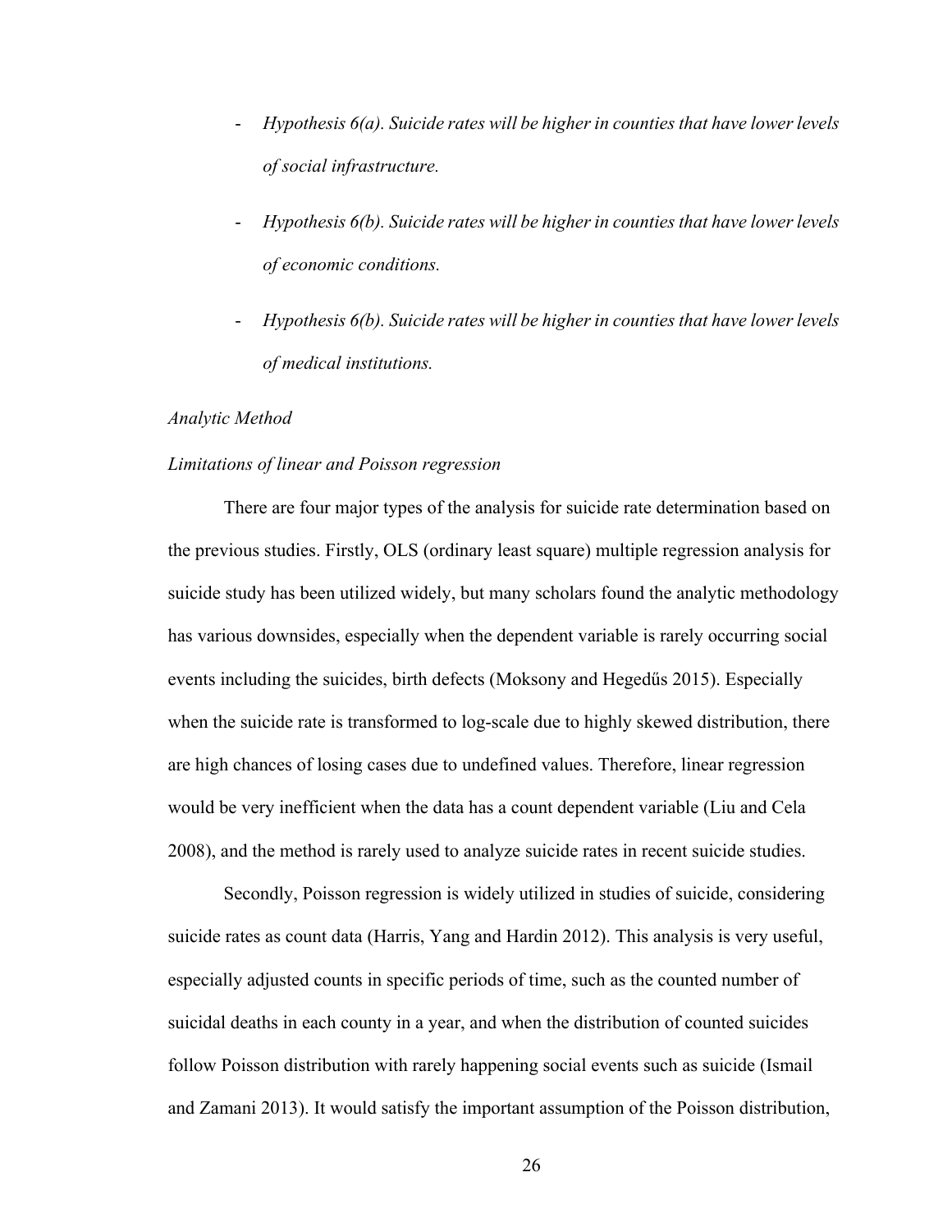- *Hypothesis 6(a). Suicide rates will be higher in counties that have lower levels of social infrastructure.*
- *Hypothesis 6(b). Suicide rates will be higher in counties that have lower levels of economic conditions.*
- *Hypothesis 6(b). Suicide rates will be higher in counties that have lower levels of medical institutions.*

*Analytic Method*

*Limitations of linear and Poisson regression*

There are four major types of the analysis for suicide rate determination based on the previous studies. Firstly, OLS (ordinary least square) multiple regression analysis for suicide study has been utilized widely, but many scholars found the analytic methodology has various downsides, especially when the dependent variable is rarely occurring social events including the suicides, birth defects (Moksony and Hegedűs 2015). Especially when the suicide rate is transformed to log-scale due to highly skewed distribution, there are high chances of losing cases due to undefined values. Therefore, linear regression would be very inefficient when the data has a count dependent variable (Liu and Cela 2008), and the method is rarely used to analyze suicide rates in recent suicide studies.

Secondly, Poisson regression is widely utilized in studies of suicide, considering suicide rates as count data (Harris, Yang and Hardin 2012). This analysis is very useful, especially adjusted counts in specific periods of time, such as the counted number of suicidal deaths in each county in a year, and when the distribution of counted suicides follow Poisson distribution with rarely happening social events such as suicide (Ismail and Zamani 2013). It would satisfy the important assumption of the Poisson distribution,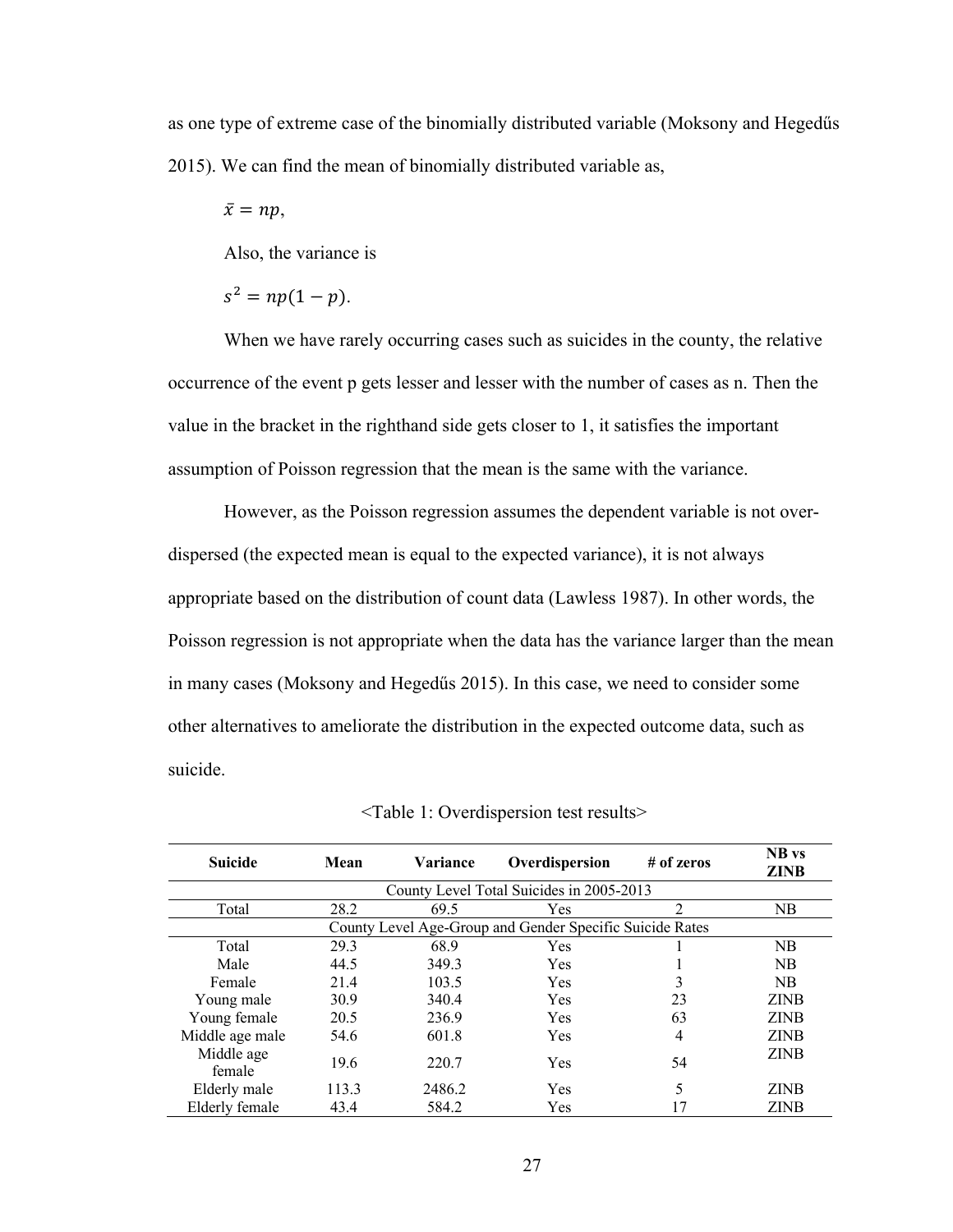as one type of extreme case of the binomially distributed variable (Moksony and Hegedűs 2015). We can find the mean of binomially distributed variable as,

$$\bar{x} = np,$$

Also, the variance is

$$s^2 = np(1 - p).$$

When we have rarely occurring cases such as suicides in the county, the relative occurrence of the event p gets lesser and lesser with the number of cases as n. Then the value in the bracket in the righthand side gets closer to 1, it satisfies the important assumption of Poisson regression that the mean is the same with the variance.

However, as the Poisson regression assumes the dependent variable is not over-dispersed (the expected mean is equal to the expected variance), it is not always appropriate based on the distribution of count data (Lawless 1987). In other words, the Poisson regression is not appropriate when the data has the variance larger than the mean in many cases (Moksony and Hegedűs 2015). In this case, we need to consider some other alternatives to ameliorate the distribution in the expected outcome data, such as suicide.

<Table 1: Overdispersion test results>

| Suicide | Mean | Variance | Overdispersion | # of zeros | NB vs ZINB |
|---|---|---|---|---|---|
| County Level Total Suicides in 2005-2013 | | | | | |
| Total | 28.2 | 69.5 | Yes | 2 | NB |
| County Level Age-Group and Gender Specific Suicide Rates | | | | | |
| Total | 29.3 | 68.9 | Yes | 1 | NB |
| Male | 44.5 | 349.3 | Yes | 1 | NB |
| Female | 21.4 | 103.5 | Yes | 3 | NB |
| Young male | 30.9 | 340.4 | Yes | 23 | ZINB |
| Young female | 20.5 | 236.9 | Yes | 63 | ZINB |
| Middle age male | 54.6 | 601.8 | Yes | 4 | ZINB |
| Middle age female | 19.6 | 220.7 | Yes | 54 | ZINB |
| Elderly male | 113.3 | 2486.2 | Yes | 5 | ZINB |
| Elderly female | 43.4 | 584.2 | Yes | 17 | ZINB |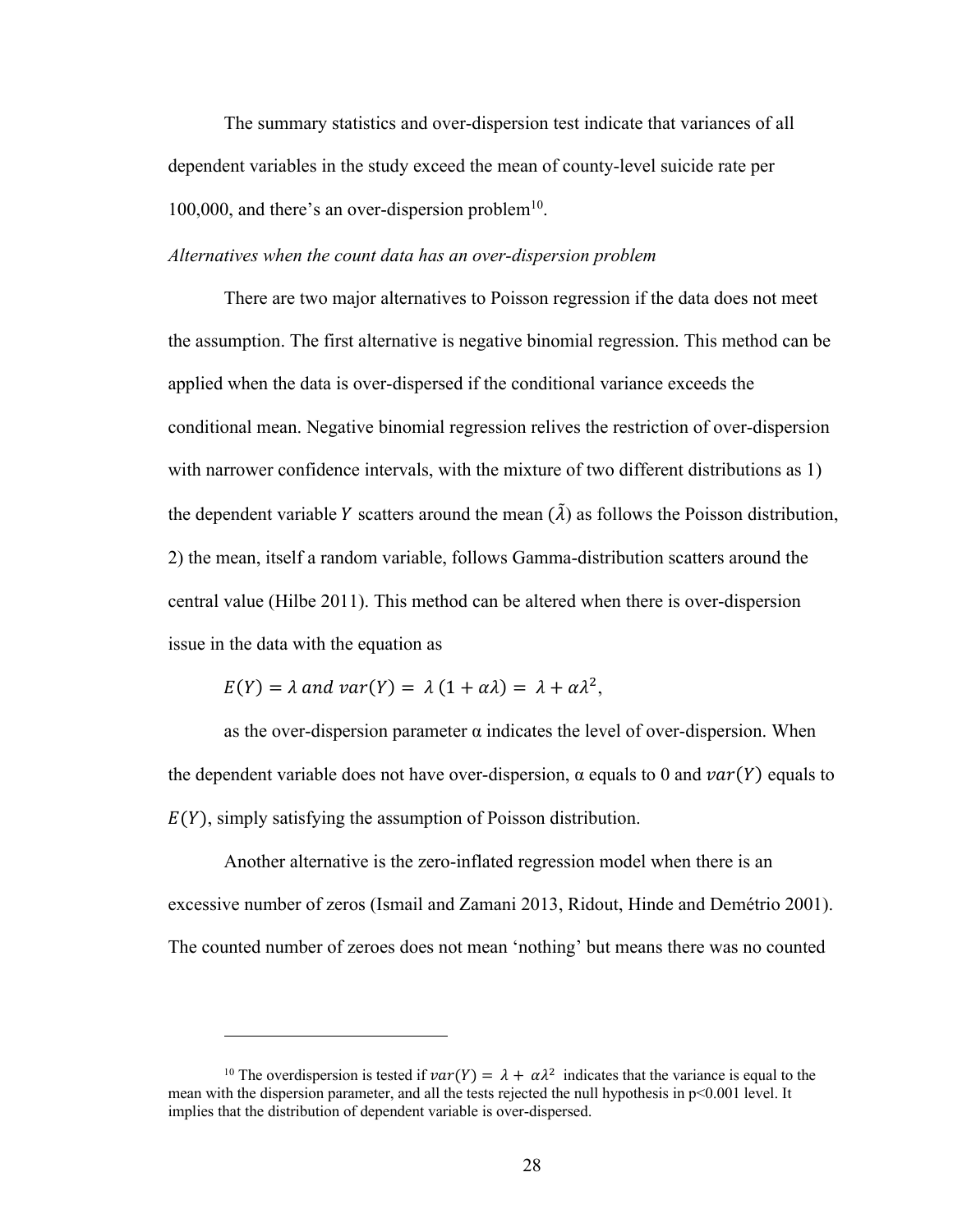The summary statistics and over-dispersion test indicate that variances of all dependent variables in the study exceed the mean of county-level suicide rate per 100,000, and there's an over-dispersion problem[10].

*Alternatives when the count data has an over-dispersion problem*

There are two major alternatives to Poisson regression if the data does not meet the assumption. The first alternative is negative binomial regression. This method can be applied when the data is over-dispersed if the conditional variance exceeds the conditional mean. Negative binomial regression relives the restriction of over-dispersion with narrower confidence intervals, with the mixture of two different distributions as 1) the dependent variable $Y$ scatters around the mean ($\tilde{\lambda}$) as follows the Poisson distribution, 2) the mean, itself a random variable, follows Gamma-distribution scatters around the central value (Hilbe 2011). This method can be altered when there is over-dispersion issue in the data with the equation as

$$E(Y) = \lambda \text{ and } var(Y) = \lambda\,(1 + \alpha\lambda) = \lambda + \alpha\lambda^2,$$

as the over-dispersion parameter α indicates the level of over-dispersion. When the dependent variable does not have over-dispersion, α equals to 0 and $var(Y)$ equals to $E(Y)$, simply satisfying the assumption of Poisson distribution.

Another alternative is the zero-inflated regression model when there is an excessive number of zeros (Ismail and Zamani 2013, Ridout, Hinde and Demétrio 2001). The counted number of zeroes does not mean 'nothing' but means there was no counted

---

[10] The overdispersion is tested if $var(Y) = \lambda + \alpha\lambda^2$ indicates that the variance is equal to the mean with the dispersion parameter, and all the tests rejected the null hypothesis in $p<0.001$ level. It implies that the distribution of dependent variable is over-dispersed.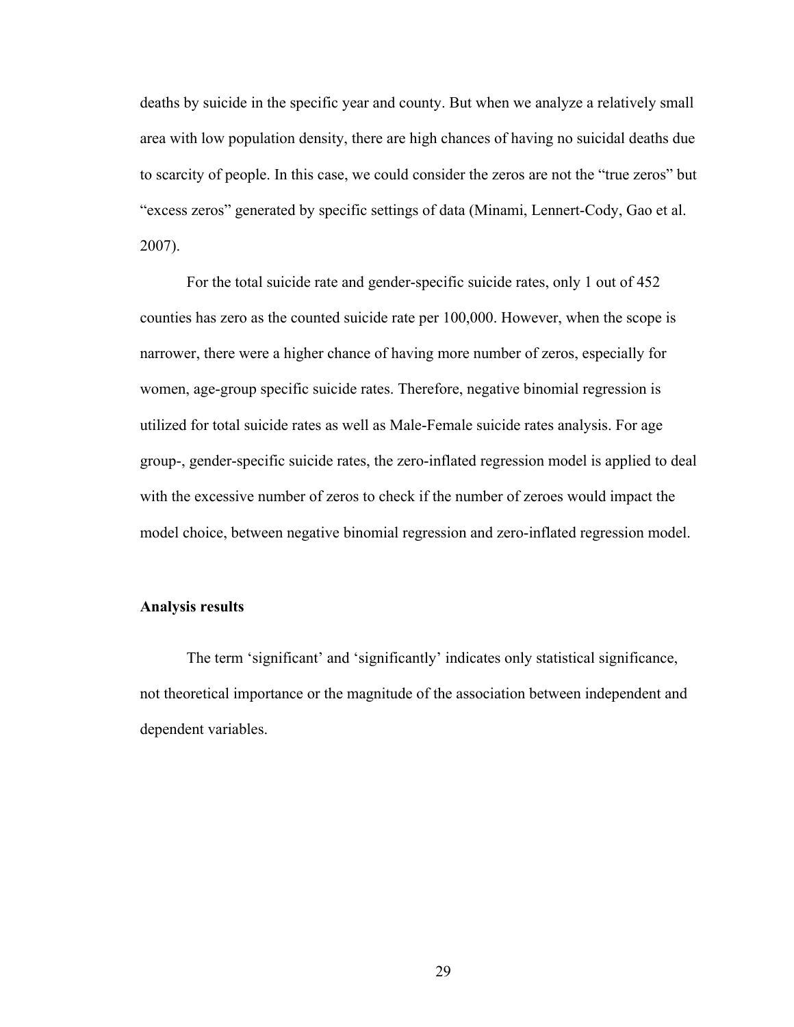deaths by suicide in the specific year and county. But when we analyze a relatively small area with low population density, there are high chances of having no suicidal deaths due to scarcity of people. In this case, we could consider the zeros are not the "true zeros" but "excess zeros" generated by specific settings of data (Minami, Lennert-Cody, Gao et al. 2007).

For the total suicide rate and gender-specific suicide rates, only 1 out of 452 counties has zero as the counted suicide rate per 100,000. However, when the scope is narrower, there were a higher chance of having more number of zeros, especially for women, age-group specific suicide rates. Therefore, negative binomial regression is utilized for total suicide rates as well as Male-Female suicide rates analysis. For age group-, gender-specific suicide rates, the zero-inflated regression model is applied to deal with the excessive number of zeros to check if the number of zeroes would impact the model choice, between negative binomial regression and zero-inflated regression model.

### Analysis results

The term 'significant' and 'significantly' indicates only statistical significance, not theoretical importance or the magnitude of the association between independent and dependent variables.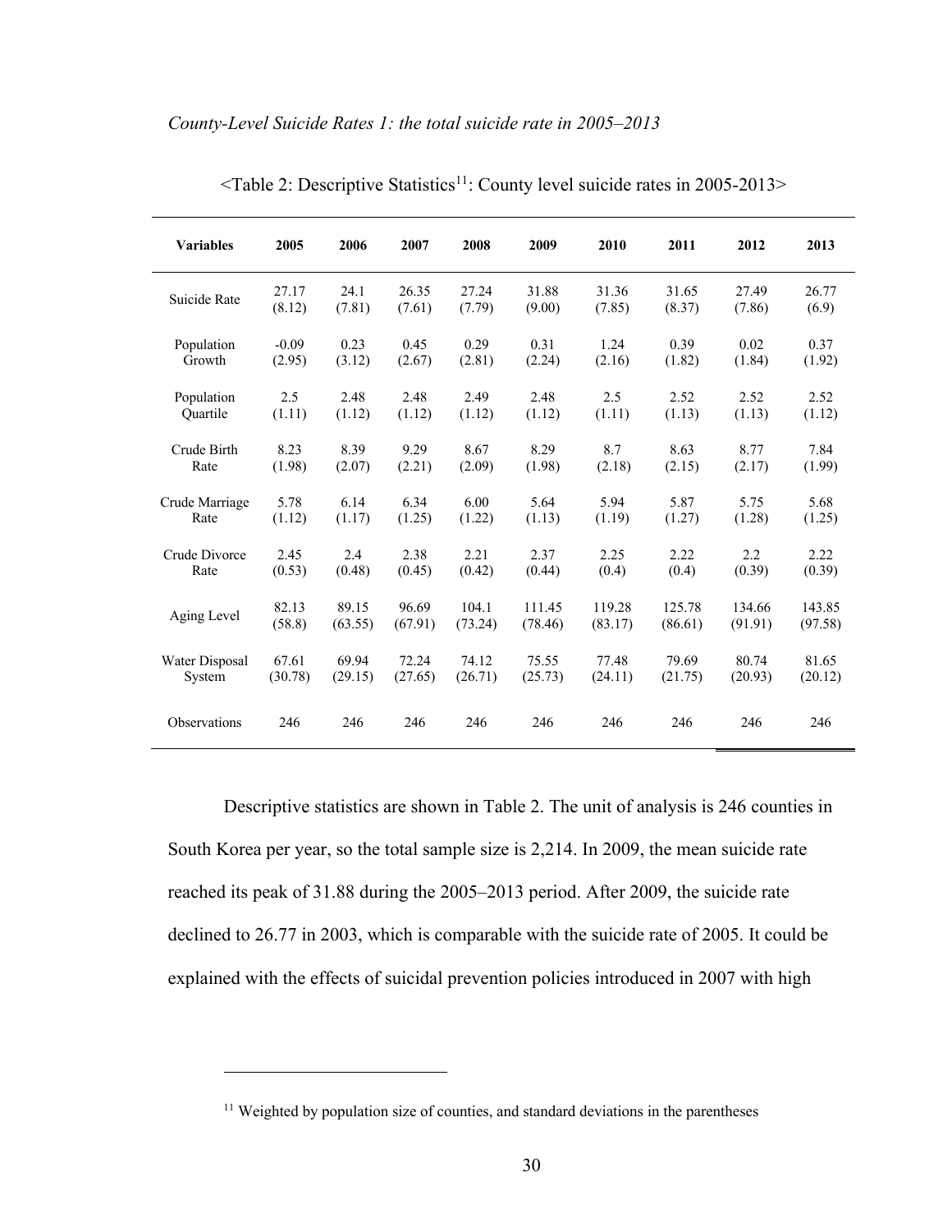*County-Level Suicide Rates 1: the total suicide rate in 2005–2013*

<Table 2: Descriptive Statistics[11]: County level suicide rates in 2005-2013>

| Variables | 2005 | 2006 | 2007 | 2008 | 2009 | 2010 | 2011 | 2012 | 2013 |
|---|---|---|---|---|---|---|---|---|---|
| Suicide Rate | 27.17 (8.12) | 24.1 (7.81) | 26.35 (7.61) | 27.24 (7.79) | 31.88 (9.00) | 31.36 (7.85) | 31.65 (8.37) | 27.49 (7.86) | 26.77 (6.9) |
| Population Growth | -0.09 (2.95) | 0.23 (3.12) | 0.45 (2.67) | 0.29 (2.81) | 0.31 (2.24) | 1.24 (2.16) | 0.39 (1.82) | 0.02 (1.84) | 0.37 (1.92) |
| Population Quartile | 2.5 (1.11) | 2.48 (1.12) | 2.48 (1.12) | 2.49 (1.12) | 2.48 (1.12) | 2.5 (1.11) | 2.52 (1.13) | 2.52 (1.13) | 2.52 (1.12) |
| Crude Birth Rate | 8.23 (1.98) | 8.39 (2.07) | 9.29 (2.21) | 8.67 (2.09) | 8.29 (1.98) | 8.7 (2.18) | 8.63 (2.15) | 8.77 (2.17) | 7.84 (1.99) |
| Crude Marriage Rate | 5.78 (1.12) | 6.14 (1.17) | 6.34 (1.25) | 6.00 (1.22) | 5.64 (1.13) | 5.94 (1.19) | 5.87 (1.27) | 5.75 (1.28) | 5.68 (1.25) |
| Crude Divorce Rate | 2.45 (0.53) | 2.4 (0.48) | 2.38 (0.45) | 2.21 (0.42) | 2.37 (0.44) | 2.25 (0.4) | 2.22 (0.4) | 2.2 (0.39) | 2.22 (0.39) |
| Aging Level | 82.13 (58.8) | 89.15 (63.55) | 96.69 (67.91) | 104.1 (73.24) | 111.45 (78.46) | 119.28 (83.17) | 125.78 (86.61) | 134.66 (91.91) | 143.85 (97.58) |
| Water Disposal System | 67.61 (30.78) | 69.94 (29.15) | 72.24 (27.65) | 74.12 (26.71) | 75.55 (25.73) | 77.48 (24.11) | 79.69 (21.75) | 80.74 (20.93) | 81.65 (20.12) |
| Observations | 246 | 246 | 246 | 246 | 246 | 246 | 246 | 246 | 246 |

Descriptive statistics are shown in Table 2. The unit of analysis is 246 counties in South Korea per year, so the total sample size is 2,214. In 2009, the mean suicide rate reached its peak of 31.88 during the 2005–2013 period. After 2009, the suicide rate declined to 26.77 in 2003, which is comparable with the suicide rate of 2005. It could be explained with the effects of suicidal prevention policies introduced in 2007 with high

[11] Weighted by population size of counties, and standard deviations in the parentheses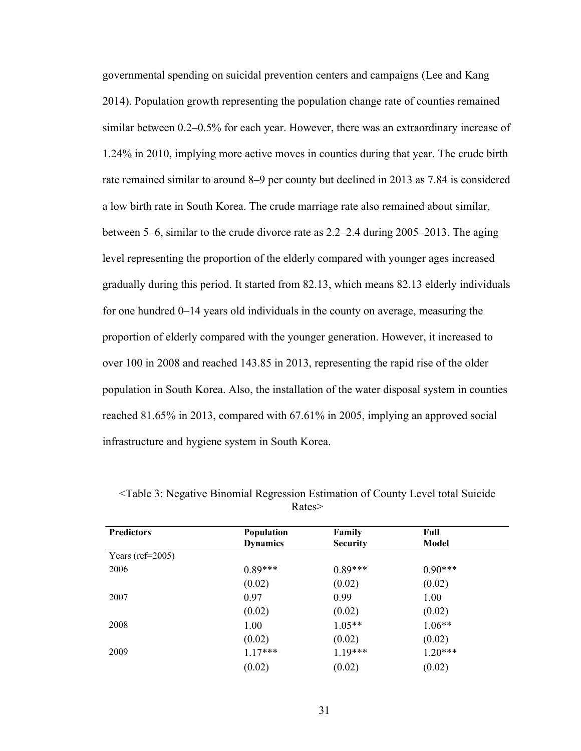governmental spending on suicidal prevention centers and campaigns (Lee and Kang 2014). Population growth representing the population change rate of counties remained similar between 0.2–0.5% for each year. However, there was an extraordinary increase of 1.24% in 2010, implying more active moves in counties during that year. The crude birth rate remained similar to around 8–9 per county but declined in 2013 as 7.84 is considered a low birth rate in South Korea. The crude marriage rate also remained about similar, between 5–6, similar to the crude divorce rate as 2.2–2.4 during 2005–2013. The aging level representing the proportion of the elderly compared with younger ages increased gradually during this period. It started from 82.13, which means 82.13 elderly individuals for one hundred 0–14 years old individuals in the county on average, measuring the proportion of elderly compared with the younger generation. However, it increased to over 100 in 2008 and reached 143.85 in 2013, representing the rapid rise of the older population in South Korea. Also, the installation of the water disposal system in counties reached 81.65% in 2013, compared with 67.61% in 2005, implying an approved social infrastructure and hygiene system in South Korea.

<Table 3: Negative Binomial Regression Estimation of County Level total Suicide Rates>

| Predictors | Population Dynamics | Family Security | Full Model |
|---|---|---|---|
| Years (ref=2005) | | | |
| 2006 | 0.89*** | 0.89*** | 0.90*** |
| | (0.02) | (0.02) | (0.02) |
| 2007 | 0.97 | 0.99 | 1.00 |
| | (0.02) | (0.02) | (0.02) |
| 2008 | 1.00 | 1.05** | 1.06** |
| | (0.02) | (0.02) | (0.02) |
| 2009 | 1.17*** | 1.19*** | 1.20*** |
| | (0.02) | (0.02) | (0.02) |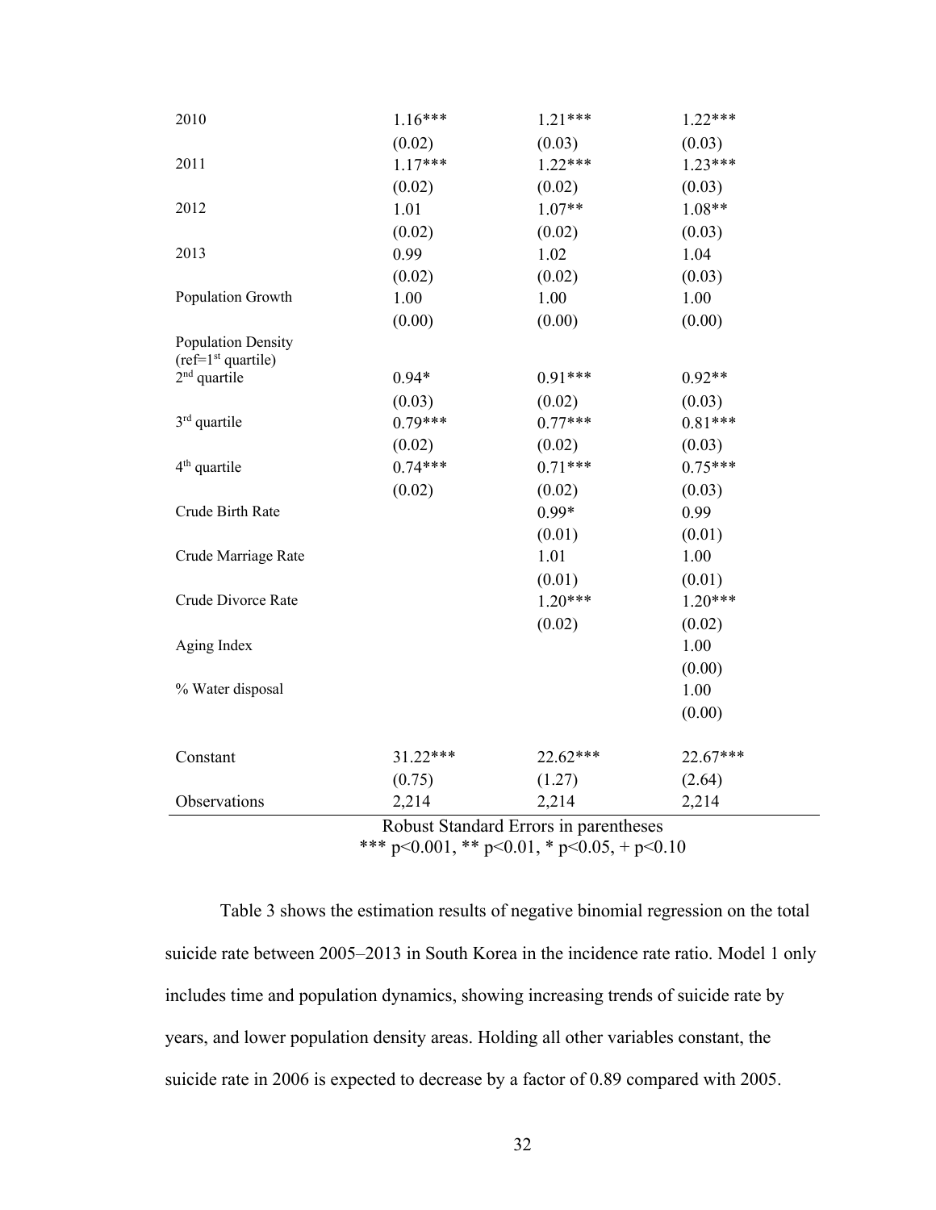| | | | |
|---|---|---|---|
| 2010 | 1.16*** | 1.21*** | 1.22*** |
| | (0.02) | (0.03) | (0.03) |
| 2011 | 1.17*** | 1.22*** | 1.23*** |
| | (0.02) | (0.02) | (0.03) |
| 2012 | 1.01 | 1.07** | 1.08** |
| | (0.02) | (0.02) | (0.03) |
| 2013 | 0.99 | 1.02 | 1.04 |
| | (0.02) | (0.02) | (0.03) |
| Population Growth | 1.00 | 1.00 | 1.00 |
| | (0.00) | (0.00) | (0.00) |
| Population Density (ref=1st quartile) | | | |
| 2nd quartile | 0.94* | 0.91*** | 0.92** |
| | (0.03) | (0.02) | (0.03) |
| 3rd quartile | 0.79*** | 0.77*** | 0.81*** |
| | (0.02) | (0.02) | (0.03) |
| 4th quartile | 0.74*** | 0.71*** | 0.75*** |
| | (0.02) | (0.02) | (0.03) |
| Crude Birth Rate | | 0.99* | 0.99 |
| | | (0.01) | (0.01) |
| Crude Marriage Rate | | 1.01 | 1.00 |
| | | (0.01) | (0.01) |
| Crude Divorce Rate | | 1.20*** | 1.20*** |
| | | (0.02) | (0.02) |
| Aging Index | | | 1.00 |
| | | | (0.00) |
| % Water disposal | | | 1.00 |
| | | | (0.00) |
| Constant | 31.22*** | 22.62*** | 22.67*** |
| | (0.75) | (1.27) | (2.64) |
| Observations | 2,214 | 2,214 | 2,214 |

Robust Standard Errors in parentheses
*** p<0.001, ** p<0.01, * p<0.05, + p<0.10

Table 3 shows the estimation results of negative binomial regression on the total suicide rate between 2005–2013 in South Korea in the incidence rate ratio. Model 1 only includes time and population dynamics, showing increasing trends of suicide rate by years, and lower population density areas. Holding all other variables constant, the suicide rate in 2006 is expected to decrease by a factor of 0.89 compared with 2005.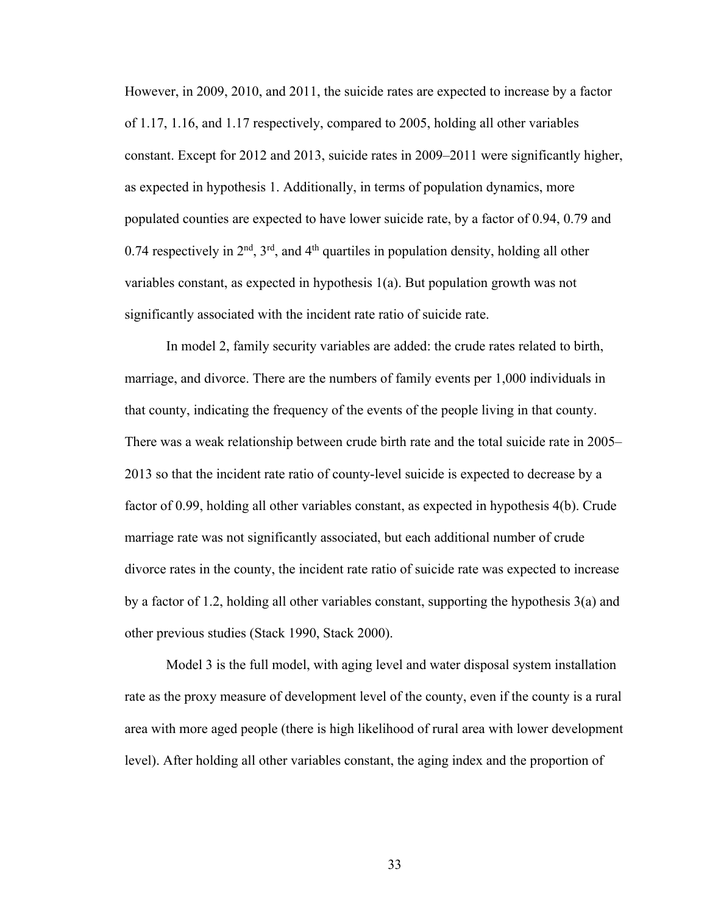However, in 2009, 2010, and 2011, the suicide rates are expected to increase by a factor of 1.17, 1.16, and 1.17 respectively, compared to 2005, holding all other variables constant. Except for 2012 and 2013, suicide rates in 2009–2011 were significantly higher, as expected in hypothesis 1. Additionally, in terms of population dynamics, more populated counties are expected to have lower suicide rate, by a factor of 0.94, 0.79 and 0.74 respectively in 2nd, 3rd, and 4th quartiles in population density, holding all other variables constant, as expected in hypothesis 1(a). But population growth was not significantly associated with the incident rate ratio of suicide rate.

In model 2, family security variables are added: the crude rates related to birth, marriage, and divorce. There are the numbers of family events per 1,000 individuals in that county, indicating the frequency of the events of the people living in that county. There was a weak relationship between crude birth rate and the total suicide rate in 2005–2013 so that the incident rate ratio of county-level suicide is expected to decrease by a factor of 0.99, holding all other variables constant, as expected in hypothesis 4(b). Crude marriage rate was not significantly associated, but each additional number of crude divorce rates in the county, the incident rate ratio of suicide rate was expected to increase by a factor of 1.2, holding all other variables constant, supporting the hypothesis 3(a) and other previous studies (Stack 1990, Stack 2000).

Model 3 is the full model, with aging level and water disposal system installation rate as the proxy measure of development level of the county, even if the county is a rural area with more aged people (there is high likelihood of rural area with lower development level). After holding all other variables constant, the aging index and the proportion of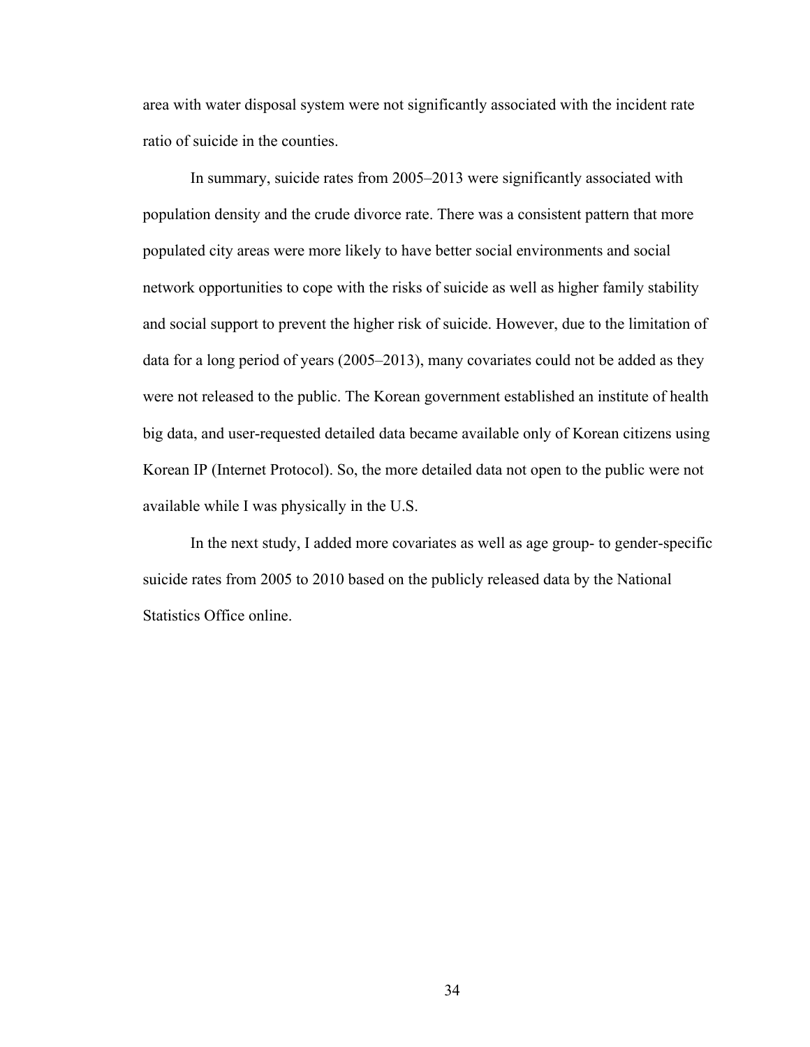area with water disposal system were not significantly associated with the incident rate ratio of suicide in the counties.

In summary, suicide rates from 2005–2013 were significantly associated with population density and the crude divorce rate. There was a consistent pattern that more populated city areas were more likely to have better social environments and social network opportunities to cope with the risks of suicide as well as higher family stability and social support to prevent the higher risk of suicide. However, due to the limitation of data for a long period of years (2005–2013), many covariates could not be added as they were not released to the public. The Korean government established an institute of health big data, and user-requested detailed data became available only of Korean citizens using Korean IP (Internet Protocol). So, the more detailed data not open to the public were not available while I was physically in the U.S.

In the next study, I added more covariates as well as age group- to gender-specific suicide rates from 2005 to 2010 based on the publicly released data by the National Statistics Office online.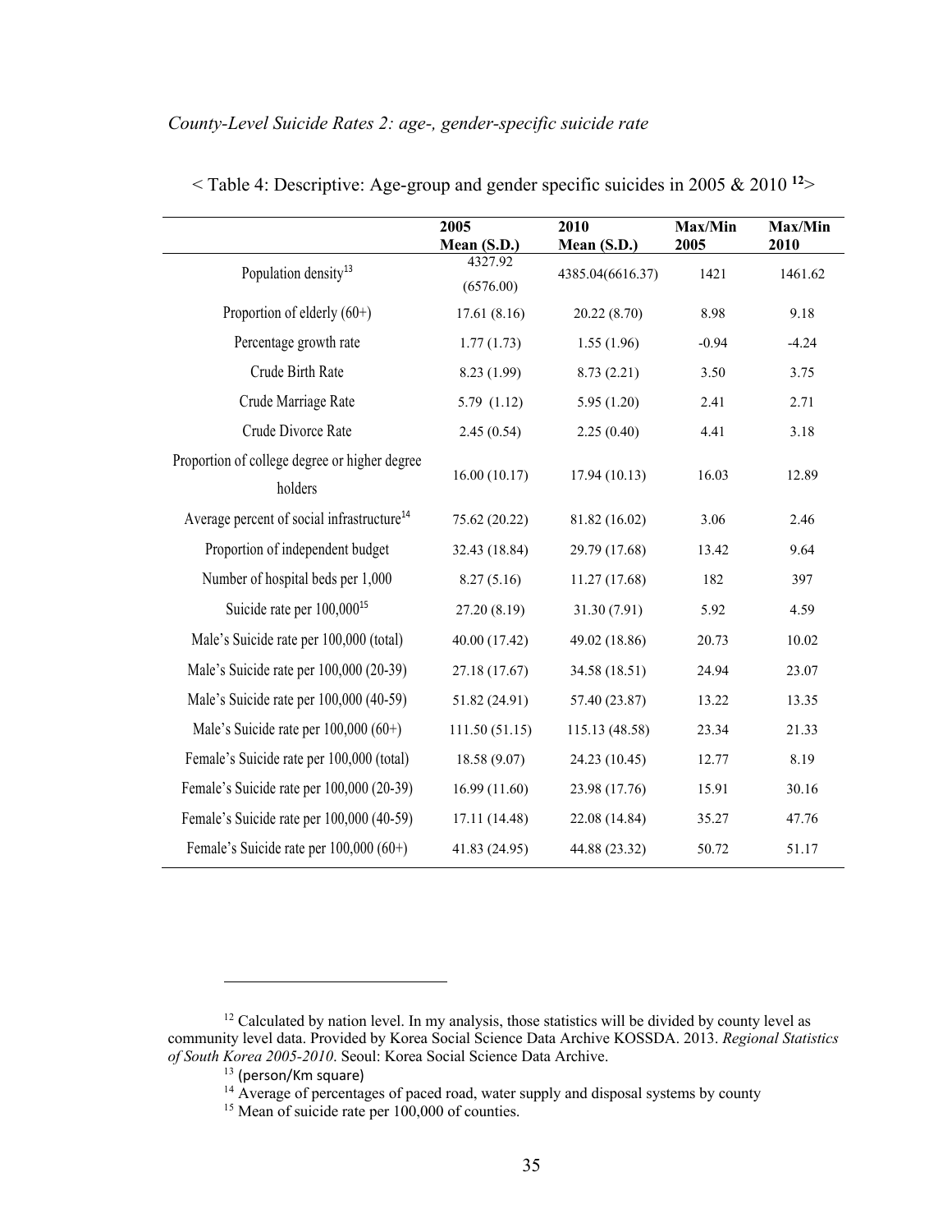*County-Level Suicide Rates 2: age-, gender-specific suicide rate*

< Table 4: Descriptive: Age-group and gender specific suicides in 2005 & 2010 [12]>

| | 2005 Mean (S.D.) | 2010 Mean (S.D.) | Max/Min 2005 | Max/Min 2010 |
|---|---|---|---|---|
| Population density[13] | 4327.92 (6576.00) | 4385.04(6616.37) | 1421 | 1461.62 |
| Proportion of elderly (60+) | 17.61 (8.16) | 20.22 (8.70) | 8.98 | 9.18 |
| Percentage growth rate | 1.77 (1.73) | 1.55 (1.96) | -0.94 | -4.24 |
| Crude Birth Rate | 8.23 (1.99) | 8.73 (2.21) | 3.50 | 3.75 |
| Crude Marriage Rate | 5.79 (1.12) | 5.95 (1.20) | 2.41 | 2.71 |
| Crude Divorce Rate | 2.45 (0.54) | 2.25 (0.40) | 4.41 | 3.18 |
| Proportion of college degree or higher degree holders | 16.00 (10.17) | 17.94 (10.13) | 16.03 | 12.89 |
| Average percent of social infrastructure[14] | 75.62 (20.22) | 81.82 (16.02) | 3.06 | 2.46 |
| Proportion of independent budget | 32.43 (18.84) | 29.79 (17.68) | 13.42 | 9.64 |
| Number of hospital beds per 1,000 | 8.27 (5.16) | 11.27 (17.68) | 182 | 397 |
| Suicide rate per 100,000[15] | 27.20 (8.19) | 31.30 (7.91) | 5.92 | 4.59 |
| Male's Suicide rate per 100,000 (total) | 40.00 (17.42) | 49.02 (18.86) | 20.73 | 10.02 |
| Male's Suicide rate per 100,000 (20-39) | 27.18 (17.67) | 34.58 (18.51) | 24.94 | 23.07 |
| Male's Suicide rate per 100,000 (40-59) | 51.82 (24.91) | 57.40 (23.87) | 13.22 | 13.35 |
| Male's Suicide rate per 100,000 (60+) | 111.50 (51.15) | 115.13 (48.58) | 23.34 | 21.33 |
| Female's Suicide rate per 100,000 (total) | 18.58 (9.07) | 24.23 (10.45) | 12.77 | 8.19 |
| Female's Suicide rate per 100,000 (20-39) | 16.99 (11.60) | 23.98 (17.76) | 15.91 | 30.16 |
| Female's Suicide rate per 100,000 (40-59) | 17.11 (14.48) | 22.08 (14.84) | 35.27 | 47.76 |
| Female's Suicide rate per 100,000 (60+) | 41.83 (24.95) | 44.88 (23.32) | 50.72 | 51.17 |

[12] Calculated by nation level. In my analysis, those statistics will be divided by county level as community level data. Provided by Korea Social Science Data Archive KOSSDA. 2013. *Regional Statistics of South Korea 2005-2010*. Seoul: Korea Social Science Data Archive.

[13] (person/Km square)

[14] Average of percentages of paced road, water supply and disposal systems by county

[15] Mean of suicide rate per 100,000 of counties.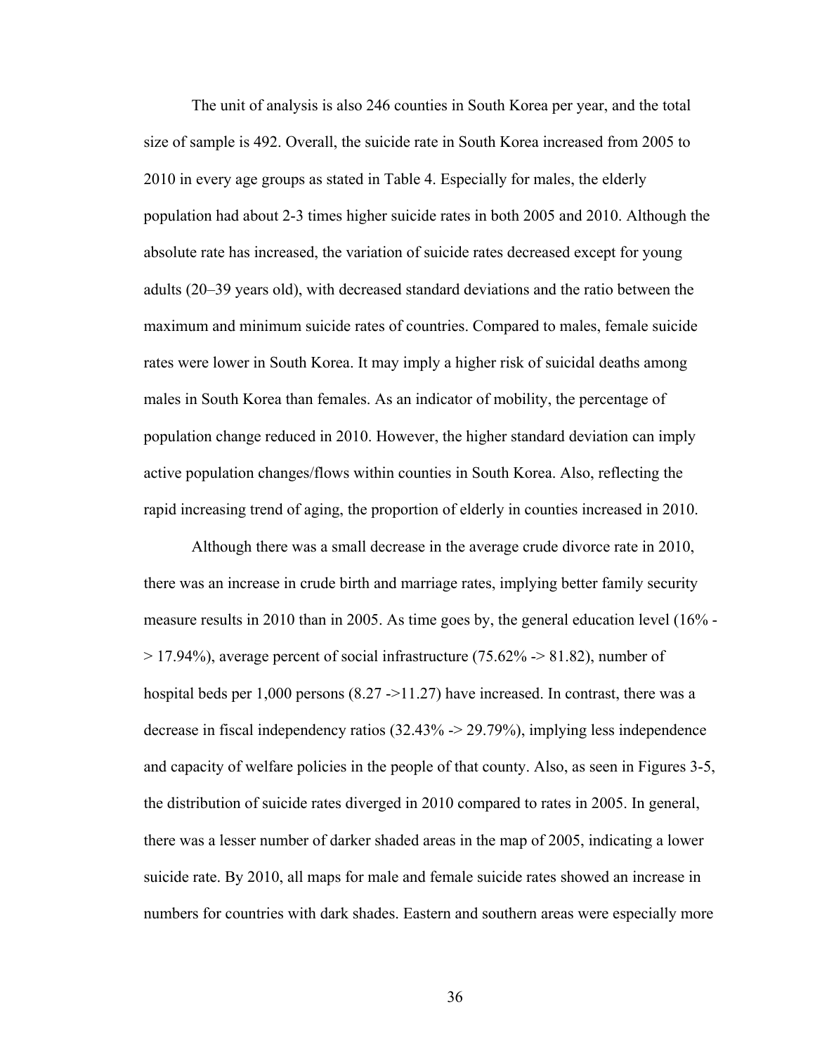The unit of analysis is also 246 counties in South Korea per year, and the total size of sample is 492. Overall, the suicide rate in South Korea increased from 2005 to 2010 in every age groups as stated in Table 4. Especially for males, the elderly population had about 2-3 times higher suicide rates in both 2005 and 2010. Although the absolute rate has increased, the variation of suicide rates decreased except for young adults (20–39 years old), with decreased standard deviations and the ratio between the maximum and minimum suicide rates of countries. Compared to males, female suicide rates were lower in South Korea. It may imply a higher risk of suicidal deaths among males in South Korea than females. As an indicator of mobility, the percentage of population change reduced in 2010. However, the higher standard deviation can imply active population changes/flows within counties in South Korea. Also, reflecting the rapid increasing trend of aging, the proportion of elderly in counties increased in 2010.

Although there was a small decrease in the average crude divorce rate in 2010, there was an increase in crude birth and marriage rates, implying better family security measure results in 2010 than in 2005. As time goes by, the general education level (16% -> 17.94%), average percent of social infrastructure (75.62% -> 81.82), number of hospital beds per 1,000 persons (8.27 ->11.27) have increased. In contrast, there was a decrease in fiscal independency ratios (32.43% -> 29.79%), implying less independence and capacity of welfare policies in the people of that county. Also, as seen in Figures 3-5, the distribution of suicide rates diverged in 2010 compared to rates in 2005. In general, there was a lesser number of darker shaded areas in the map of 2005, indicating a lower suicide rate. By 2010, all maps for male and female suicide rates showed an increase in numbers for countries with dark shades. Eastern and southern areas were especially more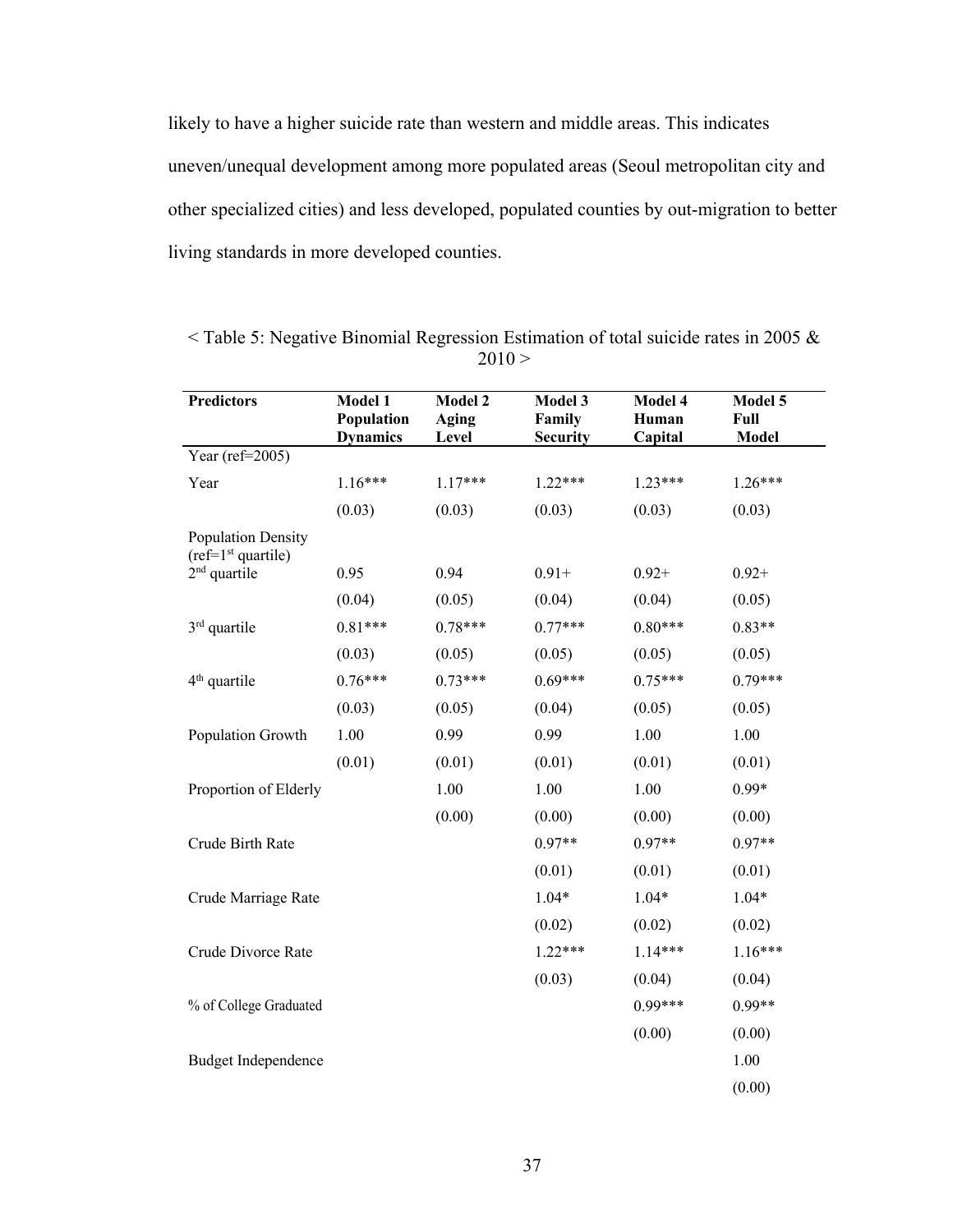likely to have a higher suicide rate than western and middle areas. This indicates uneven/unequal development among more populated areas (Seoul metropolitan city and other specialized cities) and less developed, populated counties by out-migration to better living standards in more developed counties.

< Table 5: Negative Binomial Regression Estimation of total suicide rates in 2005 & 2010 >

| **Predictors** | **Model 1 Population Dynamics** | **Model 2 Aging Level** | **Model 3 Family Security** | **Model 4 Human Capital** | **Model 5 Full Model** |
|---|---|---|---|---|---|
| Year (ref=2005) | | | | | |
| Year | 1.16*** | 1.17*** | 1.22*** | 1.23*** | 1.26*** |
| | (0.03) | (0.03) | (0.03) | (0.03) | (0.03) |
| Population Density (ref=1st quartile) | | | | | |
| 2nd quartile | 0.95 | 0.94 | 0.91+ | 0.92+ | 0.92+ |
| | (0.04) | (0.05) | (0.04) | (0.04) | (0.05) |
| 3rd quartile | 0.81*** | 0.78*** | 0.77*** | 0.80*** | 0.83** |
| | (0.03) | (0.05) | (0.05) | (0.05) | (0.05) |
| 4th quartile | 0.76*** | 0.73*** | 0.69*** | 0.75*** | 0.79*** |
| | (0.03) | (0.05) | (0.04) | (0.05) | (0.05) |
| Population Growth | 1.00 | 0.99 | 0.99 | 1.00 | 1.00 |
| | (0.01) | (0.01) | (0.01) | (0.01) | (0.01) |
| Proportion of Elderly | | 1.00 | 1.00 | 1.00 | 0.99* |
| | | (0.00) | (0.00) | (0.00) | (0.00) |
| Crude Birth Rate | | | 0.97** | 0.97** | 0.97** |
| | | | (0.01) | (0.01) | (0.01) |
| Crude Marriage Rate | | | 1.04* | 1.04* | 1.04* |
| | | | (0.02) | (0.02) | (0.02) |
| Crude Divorce Rate | | | 1.22*** | 1.14*** | 1.16*** |
| | | | (0.03) | (0.04) | (0.04) |
| % of College Graduated | | | | 0.99*** | 0.99** |
| | | | | (0.00) | (0.00) |
| Budget Independence | | | | | 1.00 |
| | | | | | (0.00) |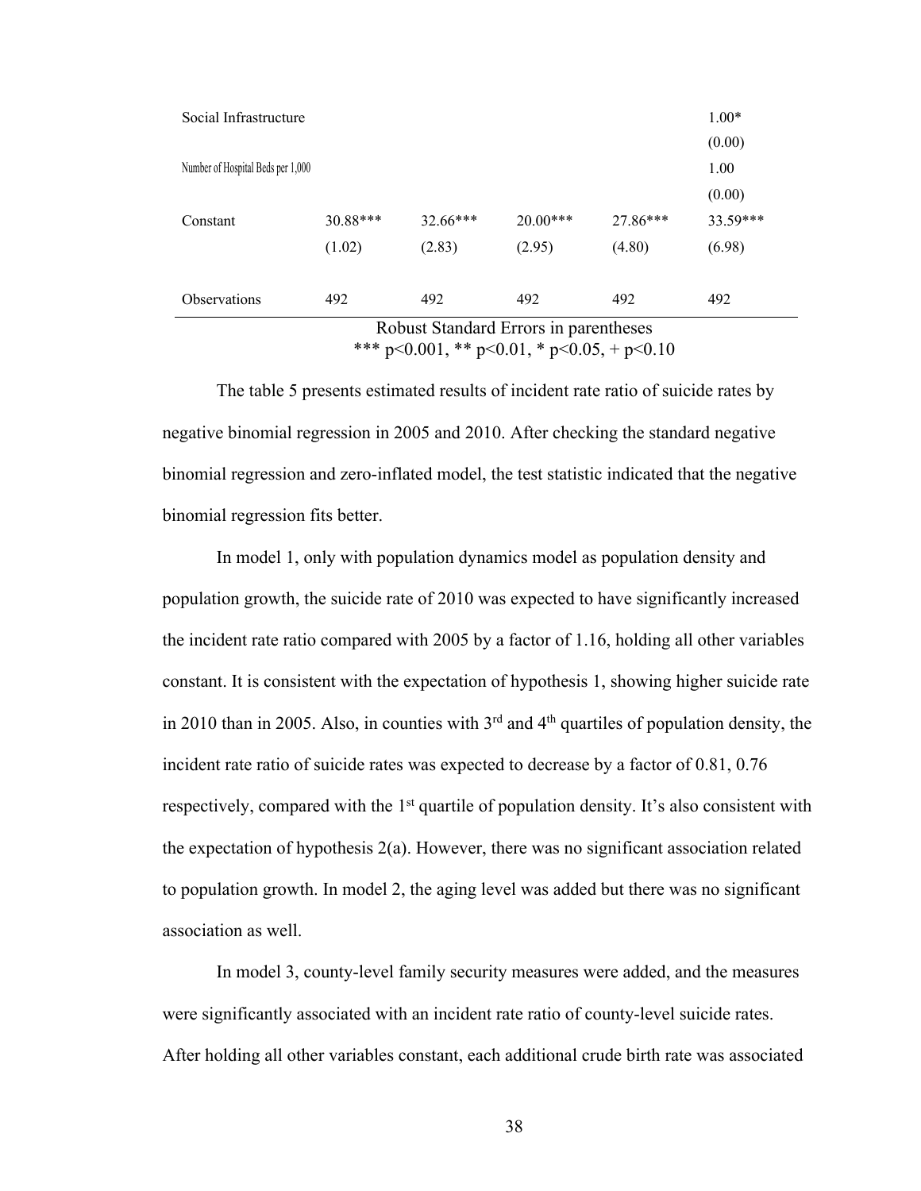| | | | | | |
|---|---|---|---|---|---|
| Social Infrastructure | | | | | 1.00* |
| | | | | | (0.00) |
| Number of Hospital Beds per 1,000 | | | | | 1.00 |
| | | | | | (0.00) |
| Constant | 30.88*** | 32.66*** | 20.00*** | 27.86*** | 33.59*** |
| | (1.02) | (2.83) | (2.95) | (4.80) | (6.98) |
| Observations | 492 | 492 | 492 | 492 | 492 |

Robust Standard Errors in parentheses
*** p<0.001, ** p<0.01, * p<0.05, + p<0.10

The table 5 presents estimated results of incident rate ratio of suicide rates by negative binomial regression in 2005 and 2010. After checking the standard negative binomial regression and zero-inflated model, the test statistic indicated that the negative binomial regression fits better.

In model 1, only with population dynamics model as population density and population growth, the suicide rate of 2010 was expected to have significantly increased the incident rate ratio compared with 2005 by a factor of 1.16, holding all other variables constant. It is consistent with the expectation of hypothesis 1, showing higher suicide rate in 2010 than in 2005. Also, in counties with 3rd and 4th quartiles of population density, the incident rate ratio of suicide rates was expected to decrease by a factor of 0.81, 0.76 respectively, compared with the 1st quartile of population density. It's also consistent with the expectation of hypothesis 2(a). However, there was no significant association related to population growth. In model 2, the aging level was added but there was no significant association as well.

In model 3, county-level family security measures were added, and the measures were significantly associated with an incident rate ratio of county-level suicide rates. After holding all other variables constant, each additional crude birth rate was associated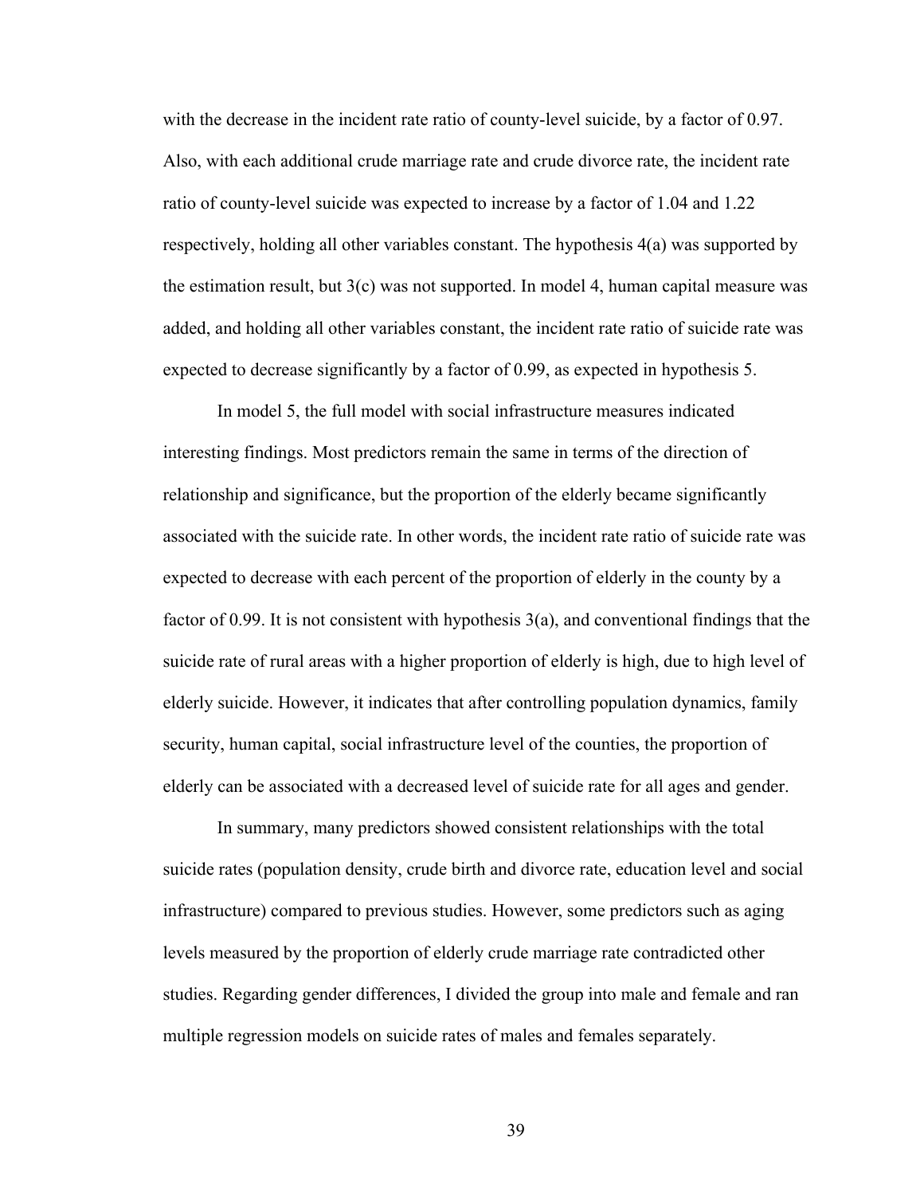with the decrease in the incident rate ratio of county-level suicide, by a factor of 0.97. Also, with each additional crude marriage rate and crude divorce rate, the incident rate ratio of county-level suicide was expected to increase by a factor of 1.04 and 1.22 respectively, holding all other variables constant. The hypothesis 4(a) was supported by the estimation result, but 3(c) was not supported. In model 4, human capital measure was added, and holding all other variables constant, the incident rate ratio of suicide rate was expected to decrease significantly by a factor of 0.99, as expected in hypothesis 5.

In model 5, the full model with social infrastructure measures indicated interesting findings. Most predictors remain the same in terms of the direction of relationship and significance, but the proportion of the elderly became significantly associated with the suicide rate. In other words, the incident rate ratio of suicide rate was expected to decrease with each percent of the proportion of elderly in the county by a factor of 0.99. It is not consistent with hypothesis 3(a), and conventional findings that the suicide rate of rural areas with a higher proportion of elderly is high, due to high level of elderly suicide. However, it indicates that after controlling population dynamics, family security, human capital, social infrastructure level of the counties, the proportion of elderly can be associated with a decreased level of suicide rate for all ages and gender.

In summary, many predictors showed consistent relationships with the total suicide rates (population density, crude birth and divorce rate, education level and social infrastructure) compared to previous studies. However, some predictors such as aging levels measured by the proportion of elderly crude marriage rate contradicted other studies. Regarding gender differences, I divided the group into male and female and ran multiple regression models on suicide rates of males and females separately.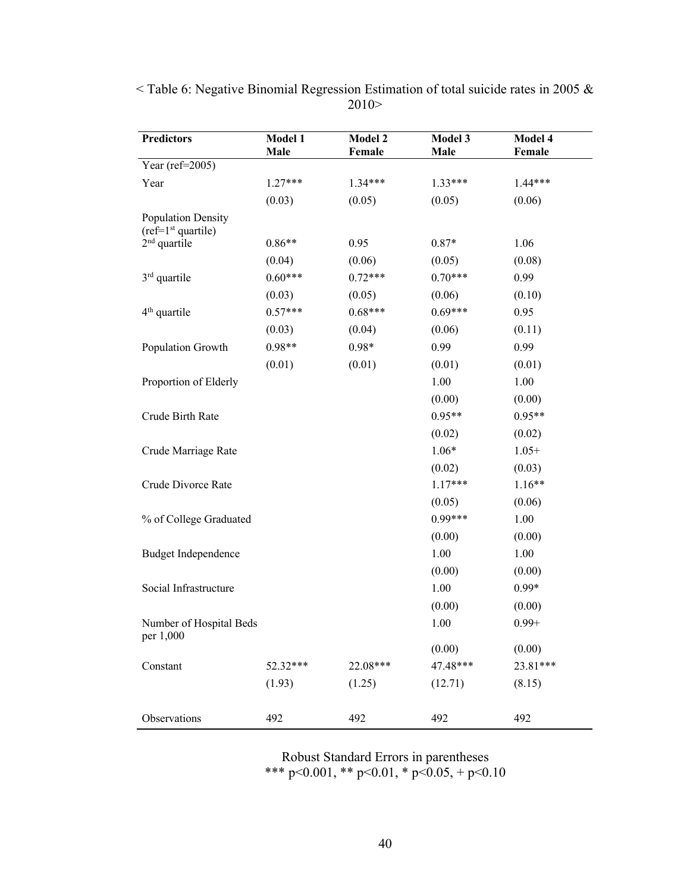< Table 6: Negative Binomial Regression Estimation of total suicide rates in 2005 & 2010>

| Predictors | Model 1 Male | Model 2 Female | Model 3 Male | Model 4 Female |
|---|---|---|---|---|
| Year (ref=2005) | | | | |
| Year | 1.27*** | 1.34*** | 1.33*** | 1.44*** |
| | (0.03) | (0.05) | (0.05) | (0.06) |
| Population Density (ref=1st quartile) | | | | |
| 2nd quartile | 0.86** | 0.95 | 0.87* | 1.06 |
| | (0.04) | (0.06) | (0.05) | (0.08) |
| 3rd quartile | 0.60*** | 0.72*** | 0.70*** | 0.99 |
| | (0.03) | (0.05) | (0.06) | (0.10) |
| 4th quartile | 0.57*** | 0.68*** | 0.69*** | 0.95 |
| | (0.03) | (0.04) | (0.06) | (0.11) |
| Population Growth | 0.98** | 0.98* | 0.99 | 0.99 |
| | (0.01) | (0.01) | (0.01) | (0.01) |
| Proportion of Elderly | | | 1.00 | 1.00 |
| | | | (0.00) | (0.00) |
| Crude Birth Rate | | | 0.95** | 0.95** |
| | | | (0.02) | (0.02) |
| Crude Marriage Rate | | | 1.06* | 1.05+ |
| | | | (0.02) | (0.03) |
| Crude Divorce Rate | | | 1.17*** | 1.16** |
| | | | (0.05) | (0.06) |
| % of College Graduated | | | 0.99*** | 1.00 |
| | | | (0.00) | (0.00) |
| Budget Independence | | | 1.00 | 1.00 |
| | | | (0.00) | (0.00) |
| Social Infrastructure | | | 1.00 | 0.99* |
| | | | (0.00) | (0.00) |
| Number of Hospital Beds per 1,000 | | | 1.00 | 0.99+ |
| | | | (0.00) | (0.00) |
| Constant | 52.32*** | 22.08*** | 47.48*** | 23.81*** |
| | (1.93) | (1.25) | (12.71) | (8.15) |
| Observations | 492 | 492 | 492 | 492 |

Robust Standard Errors in parentheses
*** $p<0.001$, ** $p<0.01$, * $p<0.05$, + $p<0.10$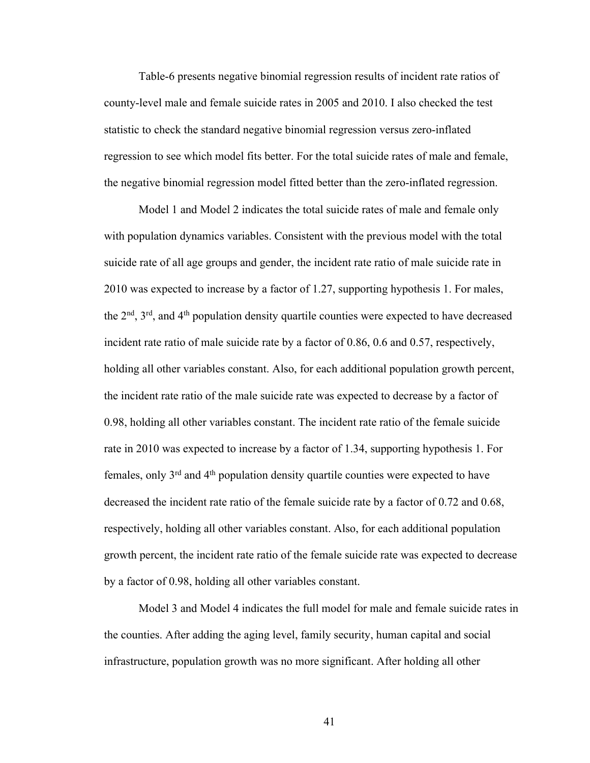Table-6 presents negative binomial regression results of incident rate ratios of county-level male and female suicide rates in 2005 and 2010. I also checked the test statistic to check the standard negative binomial regression versus zero-inflated regression to see which model fits better. For the total suicide rates of male and female, the negative binomial regression model fitted better than the zero-inflated regression.

Model 1 and Model 2 indicates the total suicide rates of male and female only with population dynamics variables. Consistent with the previous model with the total suicide rate of all age groups and gender, the incident rate ratio of male suicide rate in 2010 was expected to increase by a factor of 1.27, supporting hypothesis 1. For males, the 2nd, 3rd, and 4th population density quartile counties were expected to have decreased incident rate ratio of male suicide rate by a factor of 0.86, 0.6 and 0.57, respectively, holding all other variables constant. Also, for each additional population growth percent, the incident rate ratio of the male suicide rate was expected to decrease by a factor of 0.98, holding all other variables constant. The incident rate ratio of the female suicide rate in 2010 was expected to increase by a factor of 1.34, supporting hypothesis 1. For females, only 3rd and 4th population density quartile counties were expected to have decreased the incident rate ratio of the female suicide rate by a factor of 0.72 and 0.68, respectively, holding all other variables constant. Also, for each additional population growth percent, the incident rate ratio of the female suicide rate was expected to decrease by a factor of 0.98, holding all other variables constant.

Model 3 and Model 4 indicates the full model for male and female suicide rates in the counties. After adding the aging level, family security, human capital and social infrastructure, population growth was no more significant. After holding all other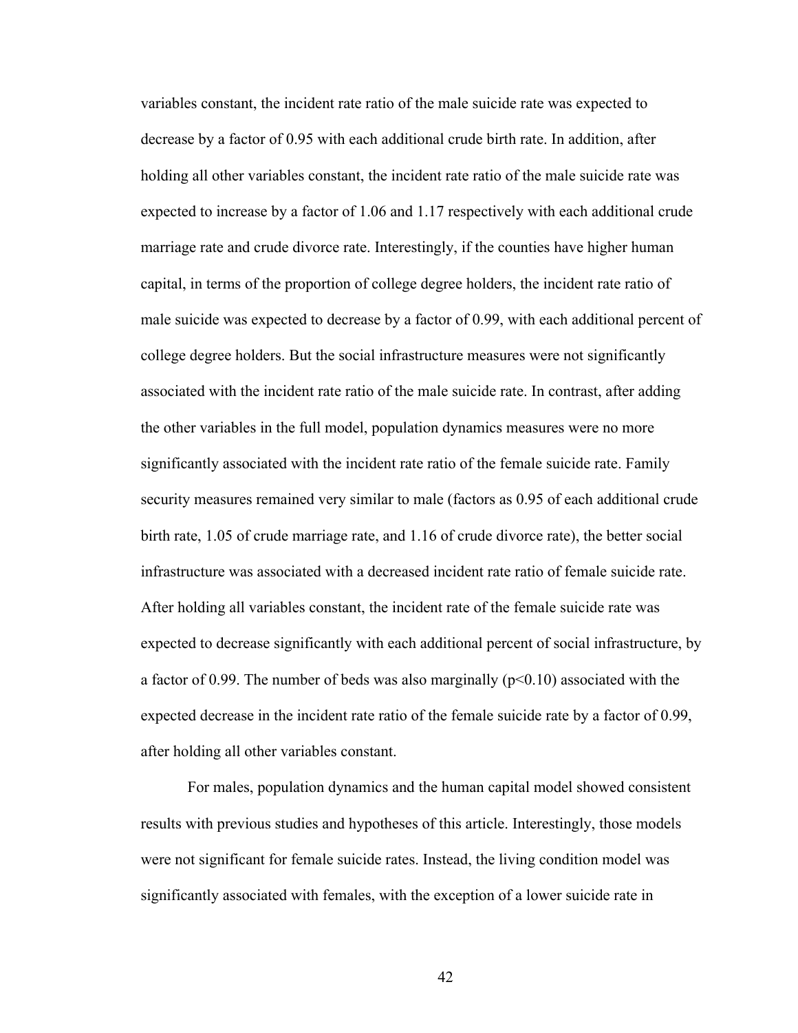variables constant, the incident rate ratio of the male suicide rate was expected to decrease by a factor of 0.95 with each additional crude birth rate. In addition, after holding all other variables constant, the incident rate ratio of the male suicide rate was expected to increase by a factor of 1.06 and 1.17 respectively with each additional crude marriage rate and crude divorce rate. Interestingly, if the counties have higher human capital, in terms of the proportion of college degree holders, the incident rate ratio of male suicide was expected to decrease by a factor of 0.99, with each additional percent of college degree holders. But the social infrastructure measures were not significantly associated with the incident rate ratio of the male suicide rate. In contrast, after adding the other variables in the full model, population dynamics measures were no more significantly associated with the incident rate ratio of the female suicide rate. Family security measures remained very similar to male (factors as 0.95 of each additional crude birth rate, 1.05 of crude marriage rate, and 1.16 of crude divorce rate), the better social infrastructure was associated with a decreased incident rate ratio of female suicide rate. After holding all variables constant, the incident rate of the female suicide rate was expected to decrease significantly with each additional percent of social infrastructure, by a factor of 0.99. The number of beds was also marginally ($p<0.10$) associated with the expected decrease in the incident rate ratio of the female suicide rate by a factor of 0.99, after holding all other variables constant.

For males, population dynamics and the human capital model showed consistent results with previous studies and hypotheses of this article. Interestingly, those models were not significant for female suicide rates. Instead, the living condition model was significantly associated with females, with the exception of a lower suicide rate in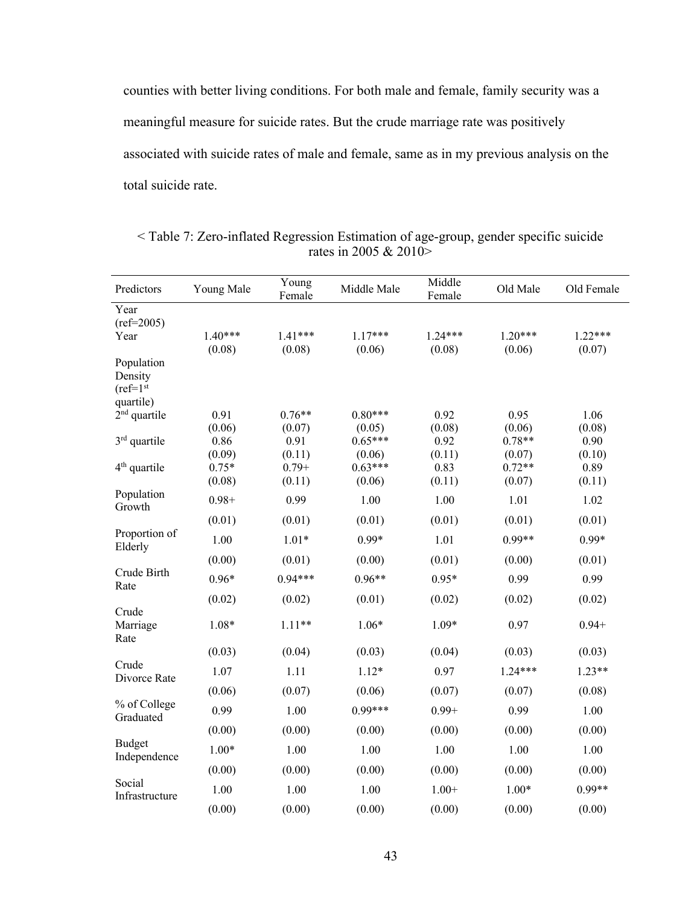counties with better living conditions. For both male and female, family security was a meaningful measure for suicide rates. But the crude marriage rate was positively associated with suicide rates of male and female, same as in my previous analysis on the total suicide rate.

< Table 7: Zero-inflated Regression Estimation of age-group, gender specific suicide rates in 2005 & 2010>

| Predictors | Young Male | Young Female | Middle Male | Middle Female | Old Male | Old Female |
|---|---|---|---|---|---|---|
| Year (ref=2005) | | | | | | |
| Year | 1.40*** | 1.41*** | 1.17*** | 1.24*** | 1.20*** | 1.22*** |
| | (0.08) | (0.08) | (0.06) | (0.08) | (0.06) | (0.07) |
| Population Density (ref=1st quartile) | | | | | | |
| 2nd quartile | 0.91 | 0.76** | 0.80*** | 0.92 | 0.95 | 1.06 |
| | (0.06) | (0.07) | (0.05) | (0.08) | (0.06) | (0.08) |
| 3rd quartile | 0.86 | 0.91 | 0.65*** | 0.92 | 0.78** | 0.90 |
| | (0.09) | (0.11) | (0.06) | (0.11) | (0.07) | (0.10) |
| 4th quartile | 0.75* | 0.79+ | 0.63*** | 0.83 | 0.72** | 0.89 |
| | (0.08) | (0.11) | (0.06) | (0.11) | (0.07) | (0.11) |
| Population Growth | 0.98+ | 0.99 | 1.00 | 1.00 | 1.01 | 1.02 |
| | (0.01) | (0.01) | (0.01) | (0.01) | (0.01) | (0.01) |
| Proportion of Elderly | 1.00 | 1.01* | 0.99* | 1.01 | 0.99** | 0.99* |
| | (0.00) | (0.01) | (0.00) | (0.01) | (0.00) | (0.01) |
| Crude Birth Rate | 0.96* | 0.94*** | 0.96** | 0.95* | 0.99 | 0.99 |
| | (0.02) | (0.02) | (0.01) | (0.02) | (0.02) | (0.02) |
| Crude Marriage Rate | 1.08* | 1.11** | 1.06* | 1.09* | 0.97 | 0.94+ |
| | (0.03) | (0.04) | (0.03) | (0.04) | (0.03) | (0.03) |
| Crude Divorce Rate | 1.07 | 1.11 | 1.12* | 0.97 | 1.24*** | 1.23** |
| | (0.06) | (0.07) | (0.06) | (0.07) | (0.07) | (0.08) |
| % of College Graduated | 0.99 | 1.00 | 0.99*** | 0.99+ | 0.99 | 1.00 |
| | (0.00) | (0.00) | (0.00) | (0.00) | (0.00) | (0.00) |
| Budget Independence | 1.00* | 1.00 | 1.00 | 1.00 | 1.00 | 1.00 |
| | (0.00) | (0.00) | (0.00) | (0.00) | (0.00) | (0.00) |
| Social Infrastructure | 1.00 | 1.00 | 1.00 | 1.00+ | 1.00* | 0.99** |
| | (0.00) | (0.00) | (0.00) | (0.00) | (0.00) | (0.00) |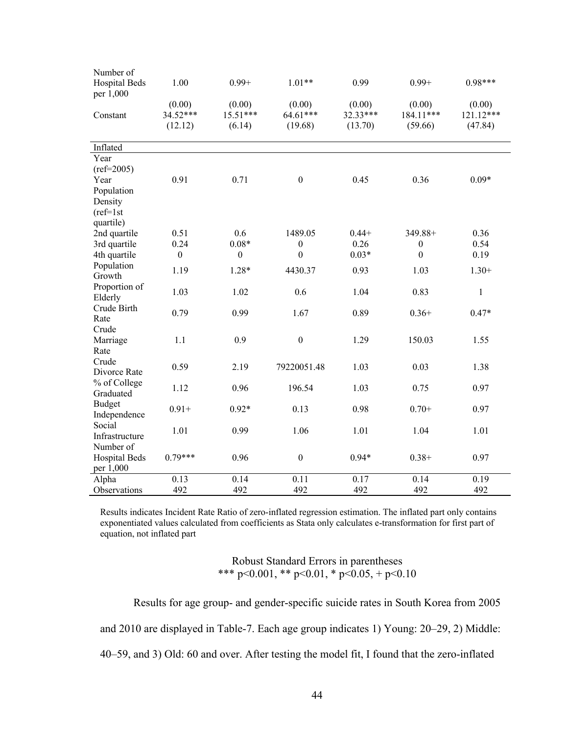| | | | | | | |
|---|---|---|---|---|---|---|
| Number of Hospital Beds per 1,000 | 1.00 | 0.99+ | 1.01** | 0.99 | 0.99+ | 0.98*** |
| | (0.00) | (0.00) | (0.00) | (0.00) | (0.00) | (0.00) |
| Constant | 34.52*** | 15.51*** | 64.61*** | 32.33*** | 184.11*** | 121.12*** |
| | (12.12) | (6.14) | (19.68) | (13.70) | (59.66) | (47.84) |
| Inflated | | | | | | |
| Year (ref=2005) | | | | | | |
| Year | 0.91 | 0.71 | 0 | 0.45 | 0.36 | 0.09* |
| Population Density (ref=1st quartile) | | | | | | |
| 2nd quartile | 0.51 | 0.6 | 1489.05 | 0.44+ | 349.88+ | 0.36 |
| 3rd quartile | 0.24 | 0.08* | 0 | 0.26 | 0 | 0.54 |
| 4th quartile | 0 | 0 | 0 | 0.03* | 0 | 0.19 |
| Population Growth | 1.19 | 1.28* | 4430.37 | 0.93 | 1.03 | 1.30+ |
| Proportion of Elderly | 1.03 | 1.02 | 0.6 | 1.04 | 0.83 | 1 |
| Crude Birth Rate | 0.79 | 0.99 | 1.67 | 0.89 | 0.36+ | 0.47* |
| Crude Marriage Rate | 1.1 | 0.9 | 0 | 1.29 | 150.03 | 1.55 |
| Crude Divorce Rate | 0.59 | 2.19 | 79220051.48 | 1.03 | 0.03 | 1.38 |
| % of College Graduated | 1.12 | 0.96 | 196.54 | 1.03 | 0.75 | 0.97 |
| Budget Independence | 0.91+ | 0.92* | 0.13 | 0.98 | 0.70+ | 0.97 |
| Social Infrastructure | 1.01 | 0.99 | 1.06 | 1.01 | 1.04 | 1.01 |
| Number of Hospital Beds per 1,000 | 0.79*** | 0.96 | 0 | 0.94* | 0.38+ | 0.97 |
| Alpha | 0.13 | 0.14 | 0.11 | 0.17 | 0.14 | 0.19 |
| Observations | 492 | 492 | 492 | 492 | 492 | 492 |

Results indicates Incident Rate Ratio of zero-inflated regression estimation. The inflated part only contains exponentiated values calculated from coefficients as Stata only calculates e-transformation for first part of equation, not inflated part

Robust Standard Errors in parentheses
*** p<0.001, ** p<0.01, * p<0.05, + p<0.10

Results for age group- and gender-specific suicide rates in South Korea from 2005 and 2010 are displayed in Table-7. Each age group indicates 1) Young: 20–29, 2) Middle: 40–59, and 3) Old: 60 and over. After testing the model fit, I found that the zero-inflated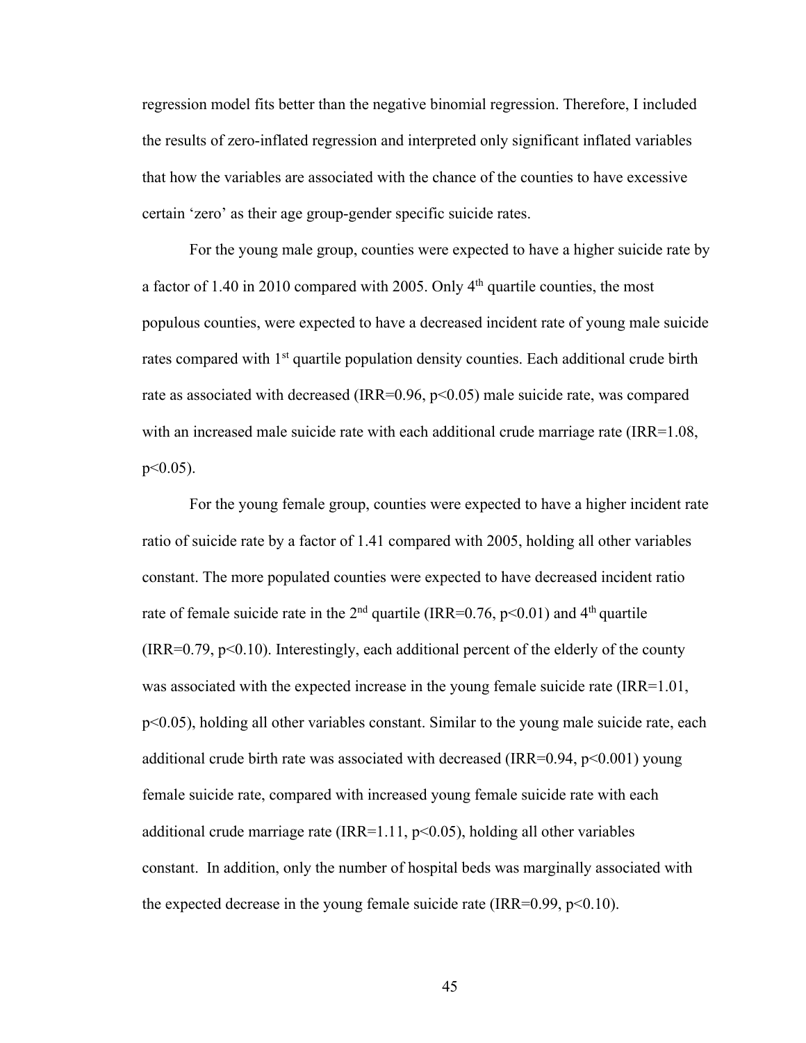regression model fits better than the negative binomial regression. Therefore, I included the results of zero-inflated regression and interpreted only significant inflated variables that how the variables are associated with the chance of the counties to have excessive certain 'zero' as their age group-gender specific suicide rates.

For the young male group, counties were expected to have a higher suicide rate by a factor of 1.40 in 2010 compared with 2005. Only 4th quartile counties, the most populous counties, were expected to have a decreased incident rate of young male suicide rates compared with 1st quartile population density counties. Each additional crude birth rate as associated with decreased (IRR=0.96, $p<0.05$) male suicide rate, was compared with an increased male suicide rate with each additional crude marriage rate (IRR=1.08, $p<0.05$).

For the young female group, counties were expected to have a higher incident rate ratio of suicide rate by a factor of 1.41 compared with 2005, holding all other variables constant. The more populated counties were expected to have decreased incident ratio rate of female suicide rate in the 2nd quartile (IRR=0.76, $p<0.01$) and 4th quartile (IRR=0.79, $p<0.10$). Interestingly, each additional percent of the elderly of the county was associated with the expected increase in the young female suicide rate (IRR=1.01, $p<0.05$), holding all other variables constant. Similar to the young male suicide rate, each additional crude birth rate was associated with decreased (IRR=0.94, $p<0.001$) young female suicide rate, compared with increased young female suicide rate with each additional crude marriage rate (IRR=1.11, $p<0.05$), holding all other variables constant. In addition, only the number of hospital beds was marginally associated with the expected decrease in the young female suicide rate (IRR=0.99, $p<0.10$).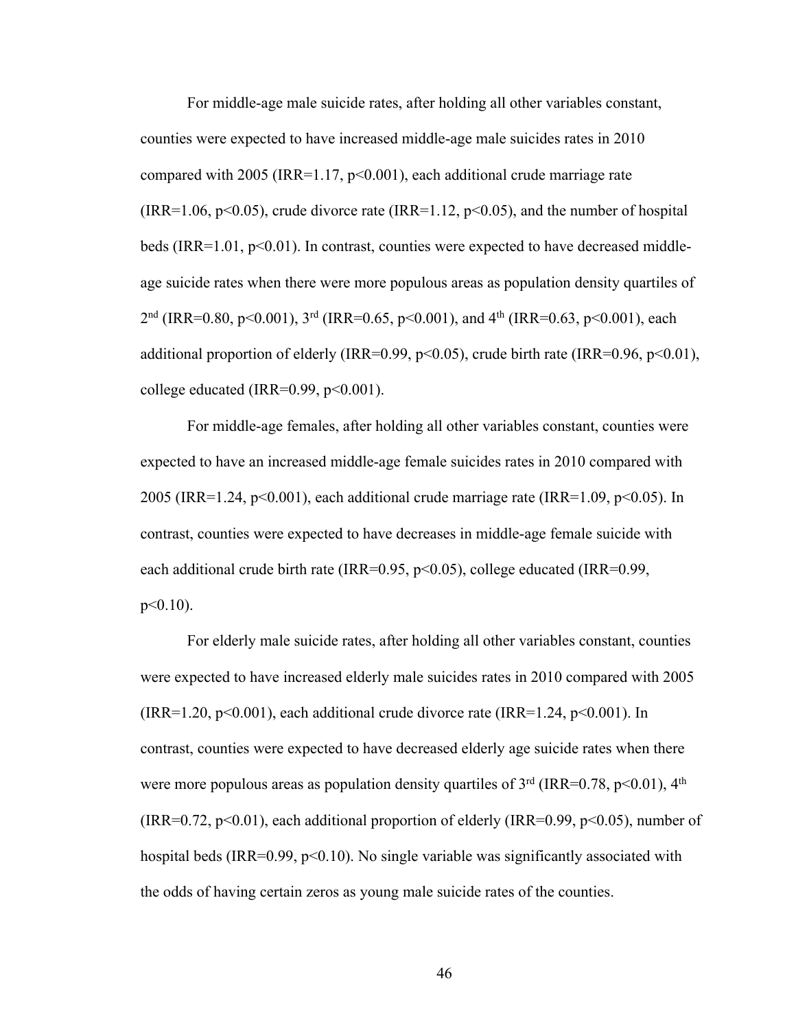For middle-age male suicide rates, after holding all other variables constant, counties were expected to have increased middle-age male suicides rates in 2010 compared with 2005 (IRR=1.17, $p<0.001$), each additional crude marriage rate (IRR=1.06, $p<0.05$), crude divorce rate (IRR=1.12, $p<0.05$), and the number of hospital beds (IRR=1.01, $p<0.01$). In contrast, counties were expected to have decreased middle-age suicide rates when there were more populous areas as population density quartiles of 2nd (IRR=0.80, $p<0.001$), 3rd (IRR=0.65, $p<0.001$), and 4th (IRR=0.63, $p<0.001$), each additional proportion of elderly (IRR=0.99, $p<0.05$), crude birth rate (IRR=0.96, $p<0.01$), college educated (IRR=0.99, $p<0.001$).

For middle-age females, after holding all other variables constant, counties were expected to have an increased middle-age female suicides rates in 2010 compared with 2005 (IRR=1.24, $p<0.001$), each additional crude marriage rate (IRR=1.09, $p<0.05$). In contrast, counties were expected to have decreases in middle-age female suicide with each additional crude birth rate (IRR=0.95, $p<0.05$), college educated (IRR=0.99, $p<0.10$).

For elderly male suicide rates, after holding all other variables constant, counties were expected to have increased elderly male suicides rates in 2010 compared with 2005 (IRR=1.20, $p<0.001$), each additional crude divorce rate (IRR=1.24, $p<0.001$). In contrast, counties were expected to have decreased elderly age suicide rates when there were more populous areas as population density quartiles of 3rd (IRR=0.78, $p<0.01$), 4th (IRR=0.72, $p<0.01$), each additional proportion of elderly (IRR=0.99, $p<0.05$), number of hospital beds (IRR=0.99, $p<0.10$). No single variable was significantly associated with the odds of having certain zeros as young male suicide rates of the counties.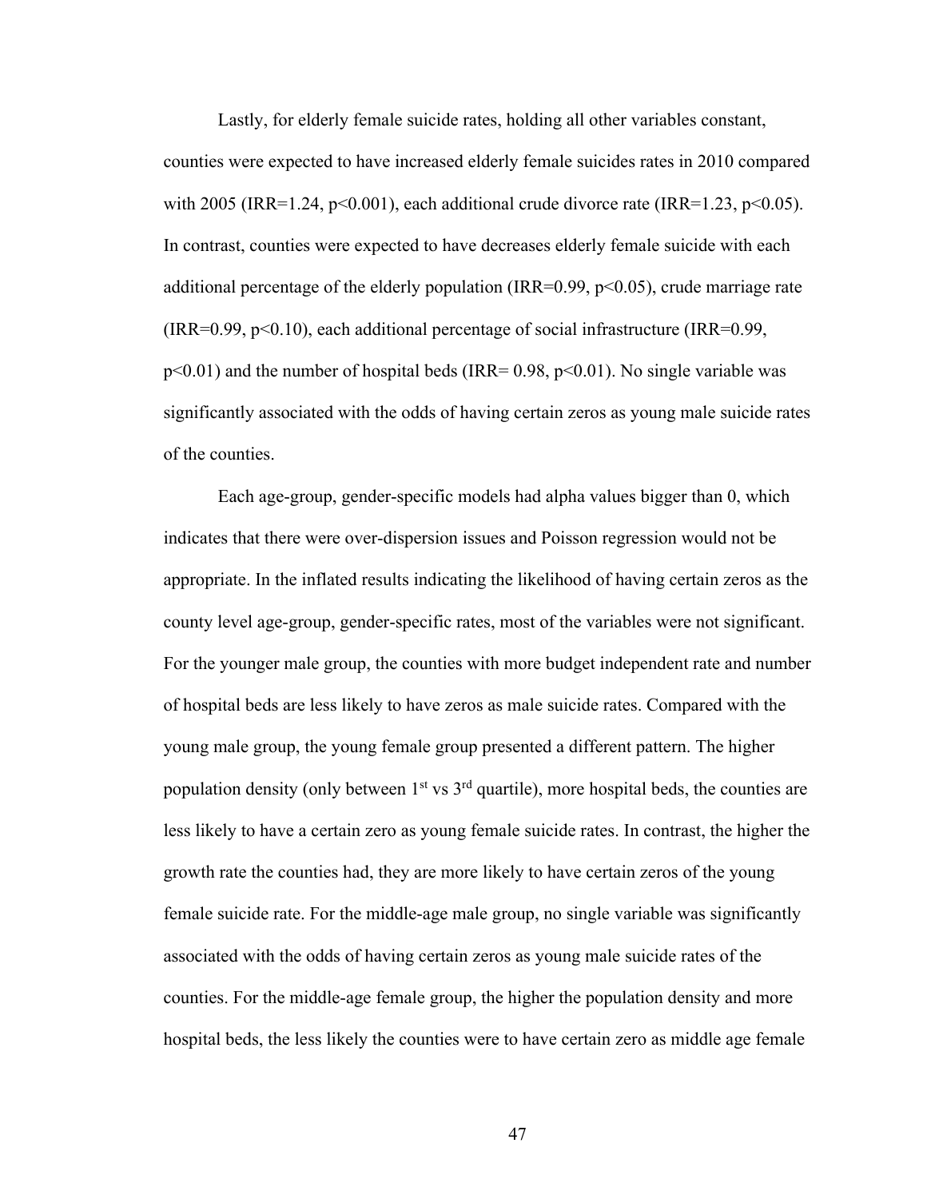Lastly, for elderly female suicide rates, holding all other variables constant, counties were expected to have increased elderly female suicides rates in 2010 compared with 2005 (IRR=1.24, $p<0.001$), each additional crude divorce rate (IRR=1.23, $p<0.05$). In contrast, counties were expected to have decreases elderly female suicide with each additional percentage of the elderly population (IRR=0.99, $p<0.05$), crude marriage rate (IRR=0.99, $p<0.10$), each additional percentage of social infrastructure (IRR=0.99, $p<0.01$) and the number of hospital beds (IRR= 0.98, $p<0.01$). No single variable was significantly associated with the odds of having certain zeros as young male suicide rates of the counties.

Each age-group, gender-specific models had alpha values bigger than 0, which indicates that there were over-dispersion issues and Poisson regression would not be appropriate. In the inflated results indicating the likelihood of having certain zeros as the county level age-group, gender-specific rates, most of the variables were not significant. For the younger male group, the counties with more budget independent rate and number of hospital beds are less likely to have zeros as male suicide rates. Compared with the young male group, the young female group presented a different pattern. The higher population density (only between 1st vs 3rd quartile), more hospital beds, the counties are less likely to have a certain zero as young female suicide rates. In contrast, the higher the growth rate the counties had, they are more likely to have certain zeros of the young female suicide rate. For the middle-age male group, no single variable was significantly associated with the odds of having certain zeros as young male suicide rates of the counties. For the middle-age female group, the higher the population density and more hospital beds, the less likely the counties were to have certain zero as middle age female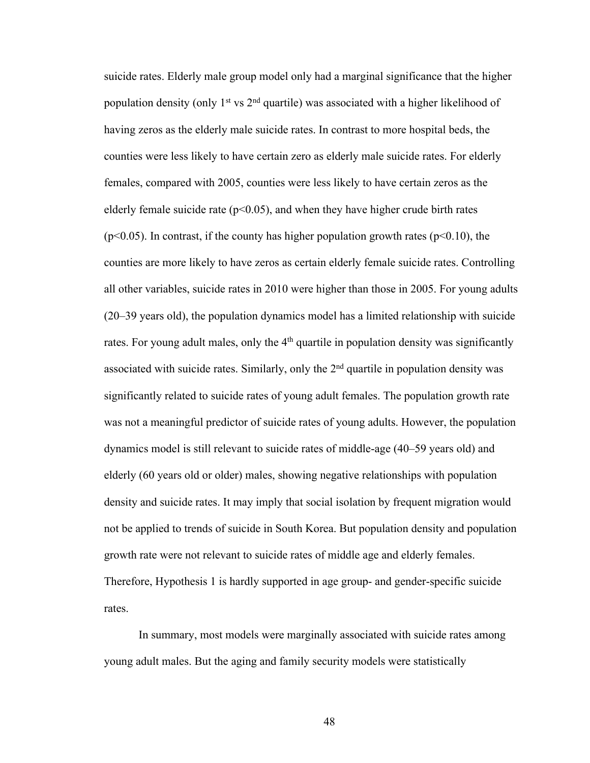suicide rates. Elderly male group model only had a marginal significance that the higher population density (only 1st vs 2nd quartile) was associated with a higher likelihood of having zeros as the elderly male suicide rates. In contrast to more hospital beds, the counties were less likely to have certain zero as elderly male suicide rates. For elderly females, compared with 2005, counties were less likely to have certain zeros as the elderly female suicide rate ($p<0.05$), and when they have higher crude birth rates ($p<0.05$). In contrast, if the county has higher population growth rates ($p<0.10$), the counties are more likely to have zeros as certain elderly female suicide rates. Controlling all other variables, suicide rates in 2010 were higher than those in 2005. For young adults (20–39 years old), the population dynamics model has a limited relationship with suicide rates. For young adult males, only the 4th quartile in population density was significantly associated with suicide rates. Similarly, only the 2nd quartile in population density was significantly related to suicide rates of young adult females. The population growth rate was not a meaningful predictor of suicide rates of young adults. However, the population dynamics model is still relevant to suicide rates of middle-age (40–59 years old) and elderly (60 years old or older) males, showing negative relationships with population density and suicide rates. It may imply that social isolation by frequent migration would not be applied to trends of suicide in South Korea. But population density and population growth rate were not relevant to suicide rates of middle age and elderly females. Therefore, Hypothesis 1 is hardly supported in age group- and gender-specific suicide rates.

In summary, most models were marginally associated with suicide rates among young adult males. But the aging and family security models were statistically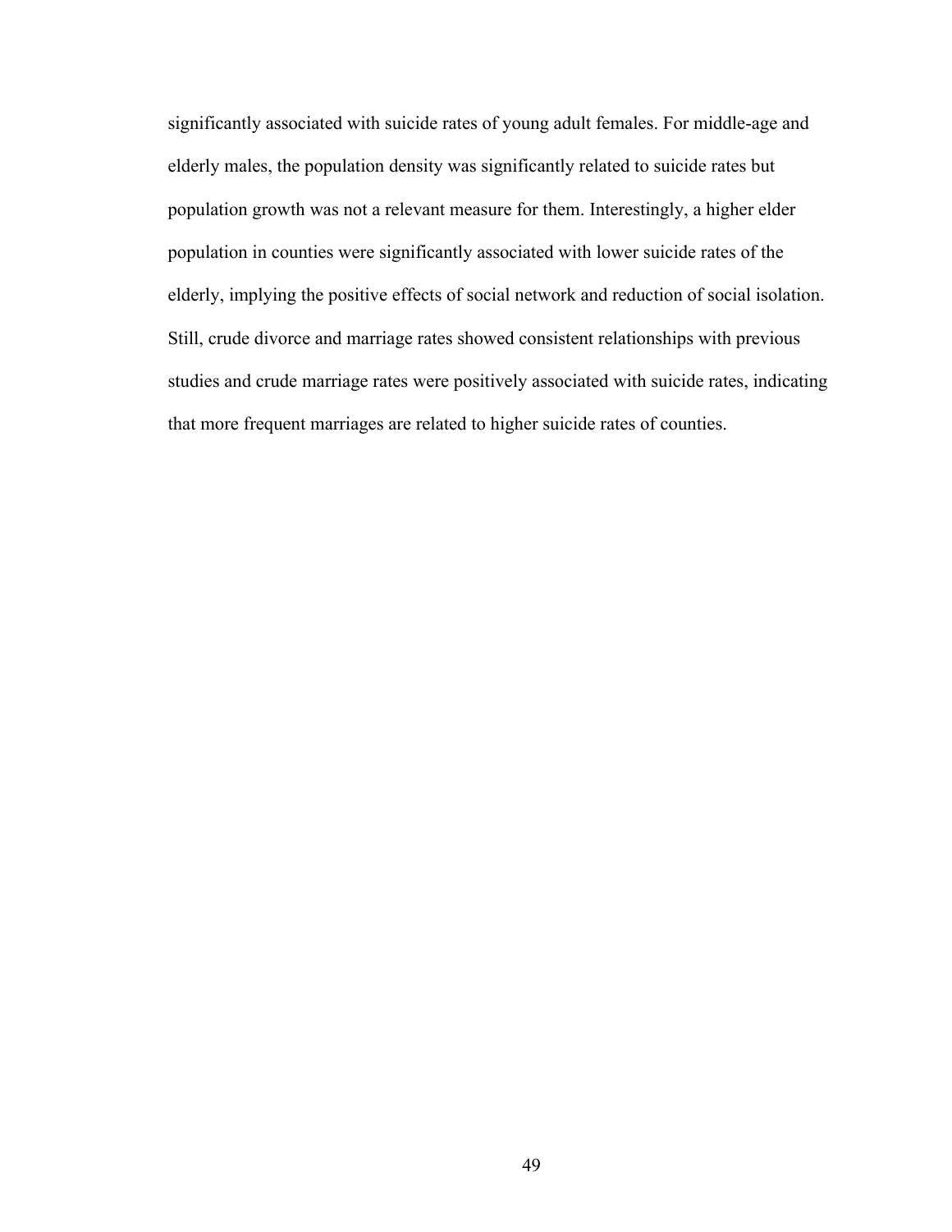significantly associated with suicide rates of young adult females. For middle-age and elderly males, the population density was significantly related to suicide rates but population growth was not a relevant measure for them. Interestingly, a higher elder population in counties were significantly associated with lower suicide rates of the elderly, implying the positive effects of social network and reduction of social isolation. Still, crude divorce and marriage rates showed consistent relationships with previous studies and crude marriage rates were positively associated with suicide rates, indicating that more frequent marriages are related to higher suicide rates of counties.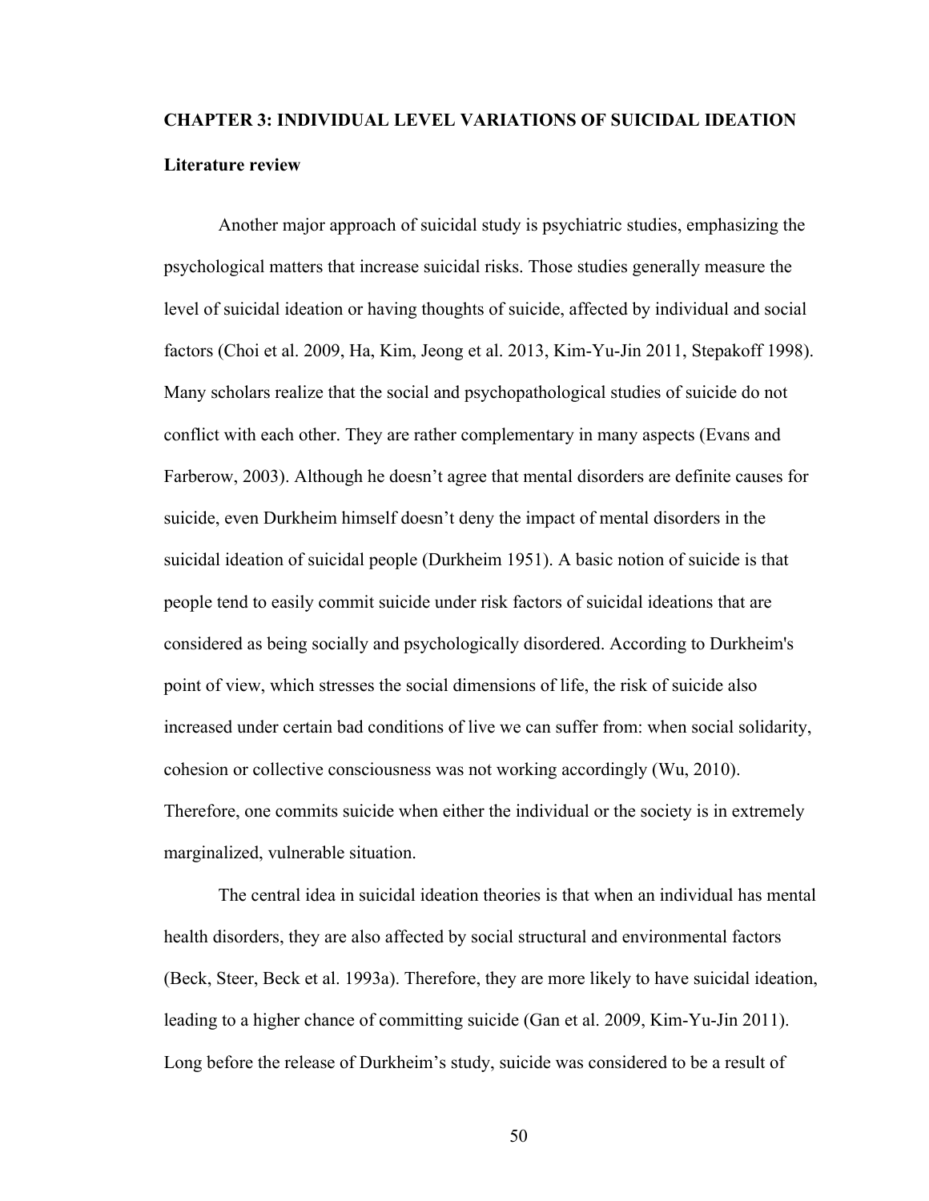# CHAPTER 3: INDIVIDUAL LEVEL VARIATIONS OF SUICIDAL IDEATION

## Literature review

Another major approach of suicidal study is psychiatric studies, emphasizing the psychological matters that increase suicidal risks. Those studies generally measure the level of suicidal ideation or having thoughts of suicide, affected by individual and social factors (Choi et al. 2009, Ha, Kim, Jeong et al. 2013, Kim-Yu-Jin 2011, Stepakoff 1998). Many scholars realize that the social and psychopathological studies of suicide do not conflict with each other. They are rather complementary in many aspects (Evans and Farberow, 2003). Although he doesn't agree that mental disorders are definite causes for suicide, even Durkheim himself doesn't deny the impact of mental disorders in the suicidal ideation of suicidal people (Durkheim 1951). A basic notion of suicide is that people tend to easily commit suicide under risk factors of suicidal ideations that are considered as being socially and psychologically disordered. According to Durkheim's point of view, which stresses the social dimensions of life, the risk of suicide also increased under certain bad conditions of live we can suffer from: when social solidarity, cohesion or collective consciousness was not working accordingly (Wu, 2010). Therefore, one commits suicide when either the individual or the society is in extremely marginalized, vulnerable situation.

The central idea in suicidal ideation theories is that when an individual has mental health disorders, they are also affected by social structural and environmental factors (Beck, Steer, Beck et al. 1993a). Therefore, they are more likely to have suicidal ideation, leading to a higher chance of committing suicide (Gan et al. 2009, Kim-Yu-Jin 2011). Long before the release of Durkheim's study, suicide was considered to be a result of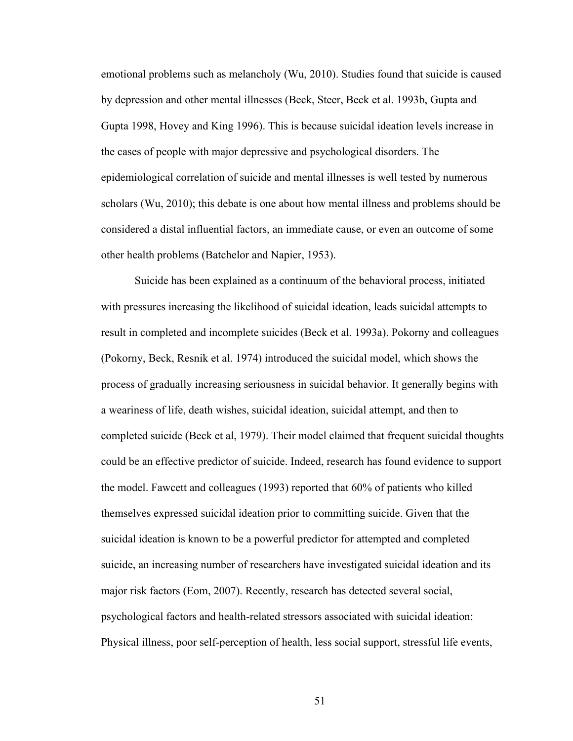emotional problems such as melancholy (Wu, 2010). Studies found that suicide is caused by depression and other mental illnesses (Beck, Steer, Beck et al. 1993b, Gupta and Gupta 1998, Hovey and King 1996). This is because suicidal ideation levels increase in the cases of people with major depressive and psychological disorders. The epidemiological correlation of suicide and mental illnesses is well tested by numerous scholars (Wu, 2010); this debate is one about how mental illness and problems should be considered a distal influential factors, an immediate cause, or even an outcome of some other health problems (Batchelor and Napier, 1953).

Suicide has been explained as a continuum of the behavioral process, initiated with pressures increasing the likelihood of suicidal ideation, leads suicidal attempts to result in completed and incomplete suicides (Beck et al. 1993a). Pokorny and colleagues (Pokorny, Beck, Resnik et al. 1974) introduced the suicidal model, which shows the process of gradually increasing seriousness in suicidal behavior. It generally begins with a weariness of life, death wishes, suicidal ideation, suicidal attempt, and then to completed suicide (Beck et al, 1979). Their model claimed that frequent suicidal thoughts could be an effective predictor of suicide. Indeed, research has found evidence to support the model. Fawcett and colleagues (1993) reported that 60% of patients who killed themselves expressed suicidal ideation prior to committing suicide. Given that the suicidal ideation is known to be a powerful predictor for attempted and completed suicide, an increasing number of researchers have investigated suicidal ideation and its major risk factors (Eom, 2007). Recently, research has detected several social, psychological factors and health-related stressors associated with suicidal ideation: Physical illness, poor self-perception of health, less social support, stressful life events,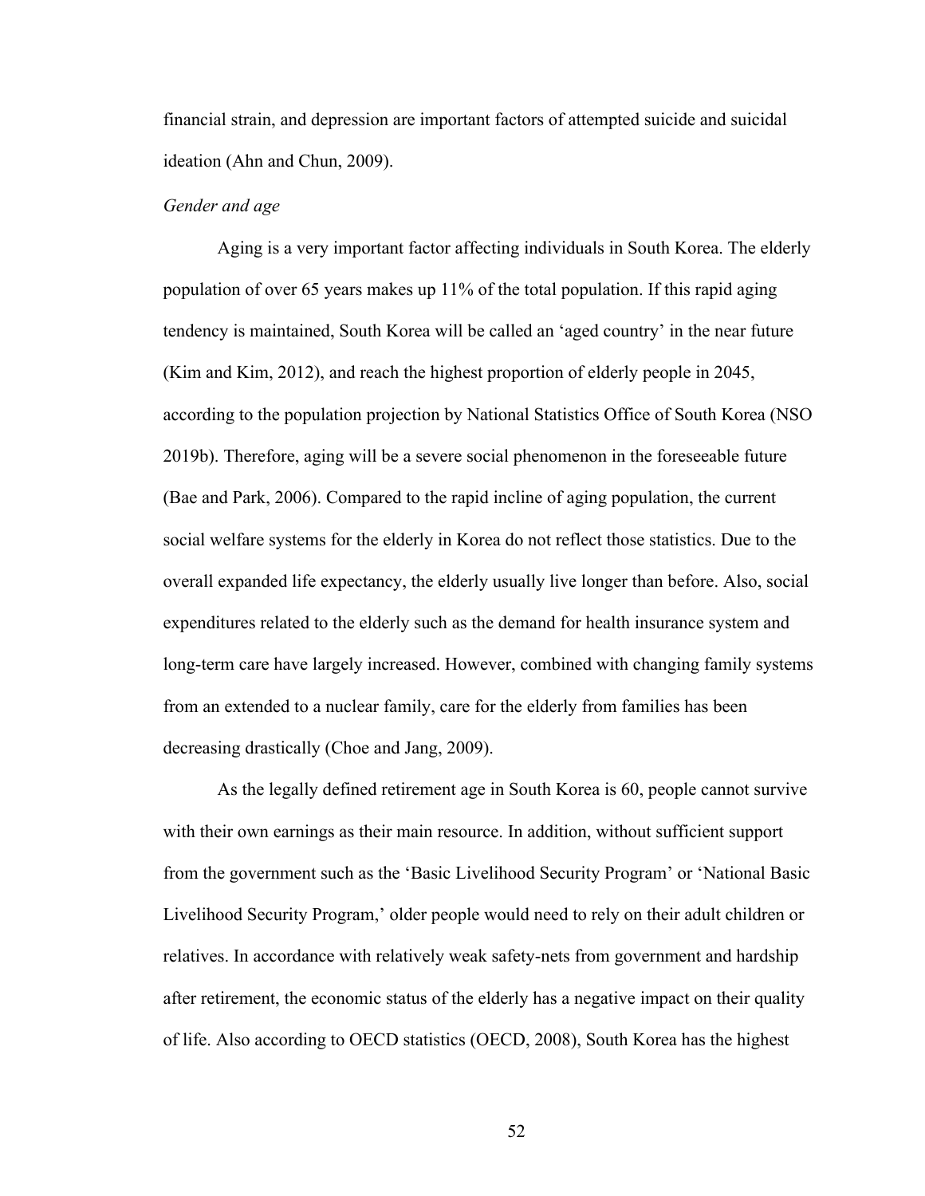financial strain, and depression are important factors of attempted suicide and suicidal ideation (Ahn and Chun, 2009).

*Gender and age*

Aging is a very important factor affecting individuals in South Korea. The elderly population of over 65 years makes up 11% of the total population. If this rapid aging tendency is maintained, South Korea will be called an 'aged country' in the near future (Kim and Kim, 2012), and reach the highest proportion of elderly people in 2045, according to the population projection by National Statistics Office of South Korea (NSO 2019b). Therefore, aging will be a severe social phenomenon in the foreseeable future (Bae and Park, 2006). Compared to the rapid incline of aging population, the current social welfare systems for the elderly in Korea do not reflect those statistics. Due to the overall expanded life expectancy, the elderly usually live longer than before. Also, social expenditures related to the elderly such as the demand for health insurance system and long-term care have largely increased. However, combined with changing family systems from an extended to a nuclear family, care for the elderly from families has been decreasing drastically (Choe and Jang, 2009).

As the legally defined retirement age in South Korea is 60, people cannot survive with their own earnings as their main resource. In addition, without sufficient support from the government such as the 'Basic Livelihood Security Program' or 'National Basic Livelihood Security Program,' older people would need to rely on their adult children or relatives. In accordance with relatively weak safety-nets from government and hardship after retirement, the economic status of the elderly has a negative impact on their quality of life. Also according to OECD statistics (OECD, 2008), South Korea has the highest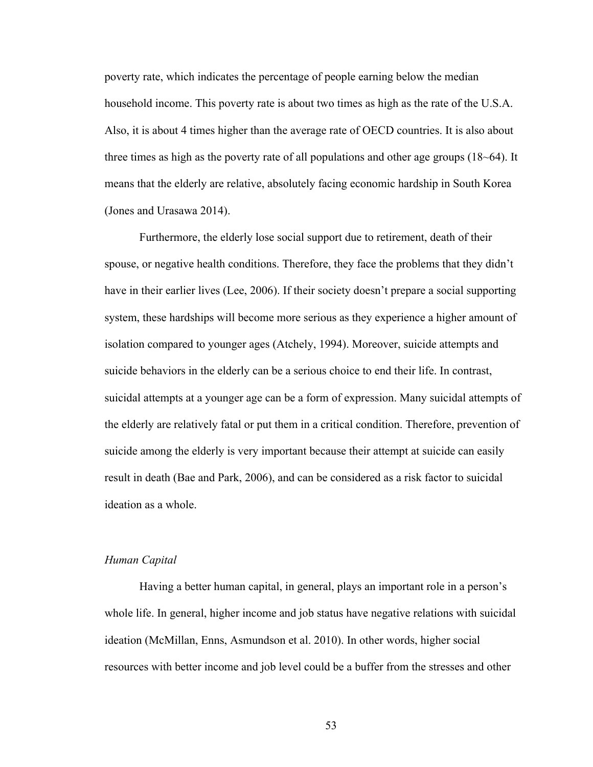poverty rate, which indicates the percentage of people earning below the median household income. This poverty rate is about two times as high as the rate of the U.S.A. Also, it is about 4 times higher than the average rate of OECD countries. It is also about three times as high as the poverty rate of all populations and other age groups (18~64). It means that the elderly are relative, absolutely facing economic hardship in South Korea (Jones and Urasawa 2014).

Furthermore, the elderly lose social support due to retirement, death of their spouse, or negative health conditions. Therefore, they face the problems that they didn't have in their earlier lives (Lee, 2006). If their society doesn't prepare a social supporting system, these hardships will become more serious as they experience a higher amount of isolation compared to younger ages (Atchely, 1994). Moreover, suicide attempts and suicide behaviors in the elderly can be a serious choice to end their life. In contrast, suicidal attempts at a younger age can be a form of expression. Many suicidal attempts of the elderly are relatively fatal or put them in a critical condition. Therefore, prevention of suicide among the elderly is very important because their attempt at suicide can easily result in death (Bae and Park, 2006), and can be considered as a risk factor to suicidal ideation as a whole.

### *Human Capital*

Having a better human capital, in general, plays an important role in a person's whole life. In general, higher income and job status have negative relations with suicidal ideation (McMillan, Enns, Asmundson et al. 2010). In other words, higher social resources with better income and job level could be a buffer from the stresses and other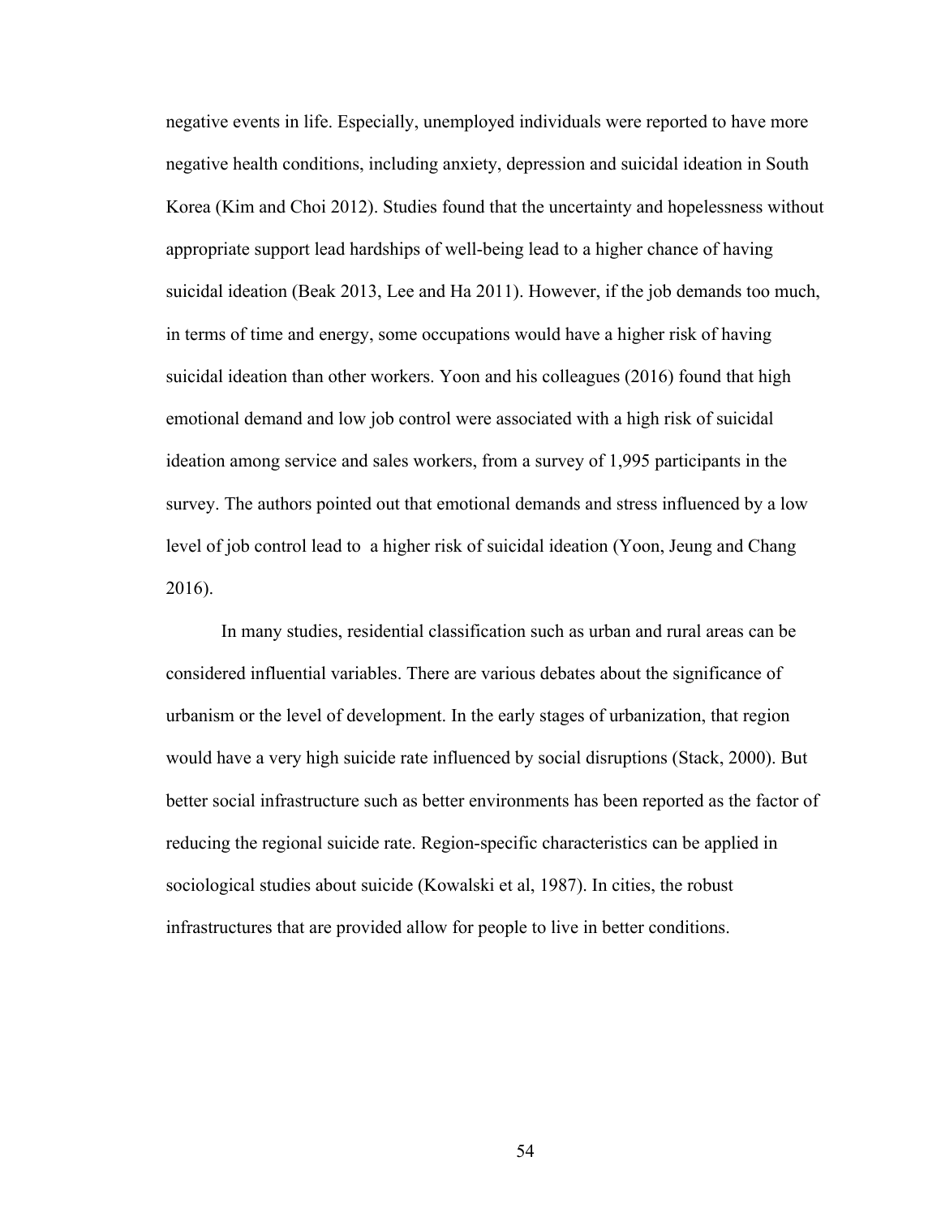negative events in life. Especially, unemployed individuals were reported to have more negative health conditions, including anxiety, depression and suicidal ideation in South Korea (Kim and Choi 2012). Studies found that the uncertainty and hopelessness without appropriate support lead hardships of well-being lead to a higher chance of having suicidal ideation (Beak 2013, Lee and Ha 2011). However, if the job demands too much, in terms of time and energy, some occupations would have a higher risk of having suicidal ideation than other workers. Yoon and his colleagues (2016) found that high emotional demand and low job control were associated with a high risk of suicidal ideation among service and sales workers, from a survey of 1,995 participants in the survey. The authors pointed out that emotional demands and stress influenced by a low level of job control lead to a higher risk of suicidal ideation (Yoon, Jeung and Chang 2016).

In many studies, residential classification such as urban and rural areas can be considered influential variables. There are various debates about the significance of urbanism or the level of development. In the early stages of urbanization, that region would have a very high suicide rate influenced by social disruptions (Stack, 2000). But better social infrastructure such as better environments has been reported as the factor of reducing the regional suicide rate. Region-specific characteristics can be applied in sociological studies about suicide (Kowalski et al, 1987). In cities, the robust infrastructures that are provided allow for people to live in better conditions.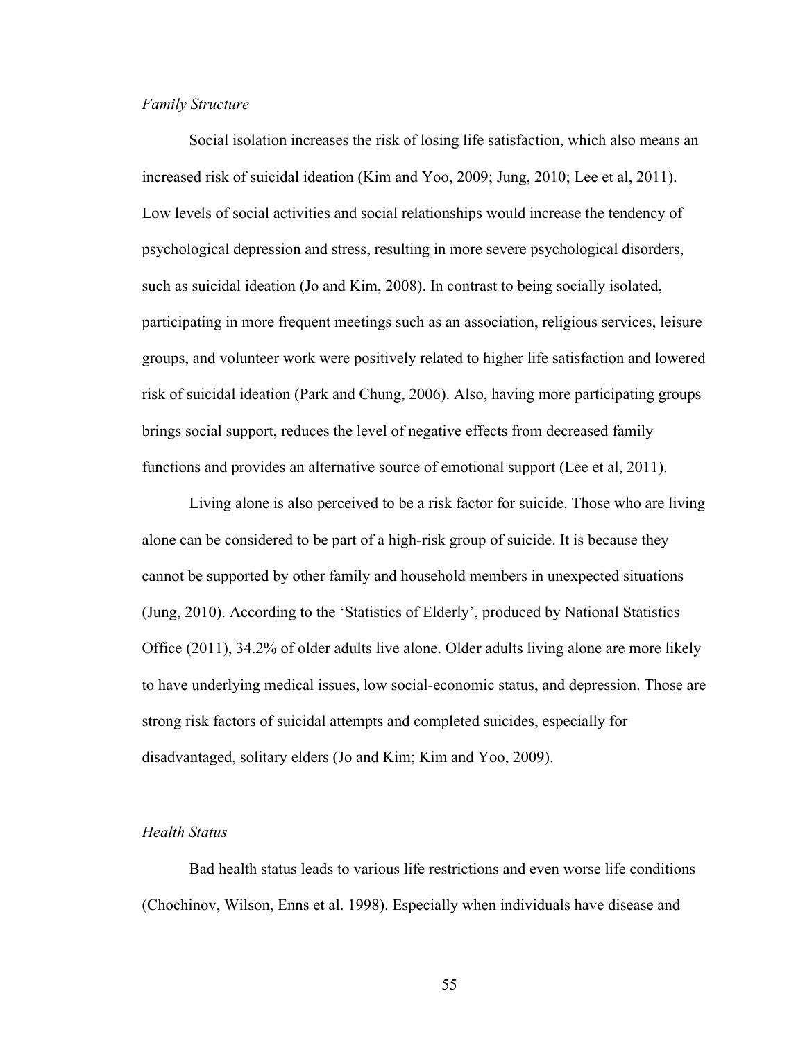*Family Structure*

Social isolation increases the risk of losing life satisfaction, which also means an increased risk of suicidal ideation (Kim and Yoo, 2009; Jung, 2010; Lee et al, 2011). Low levels of social activities and social relationships would increase the tendency of psychological depression and stress, resulting in more severe psychological disorders, such as suicidal ideation (Jo and Kim, 2008). In contrast to being socially isolated, participating in more frequent meetings such as an association, religious services, leisure groups, and volunteer work were positively related to higher life satisfaction and lowered risk of suicidal ideation (Park and Chung, 2006). Also, having more participating groups brings social support, reduces the level of negative effects from decreased family functions and provides an alternative source of emotional support (Lee et al, 2011).

Living alone is also perceived to be a risk factor for suicide. Those who are living alone can be considered to be part of a high-risk group of suicide. It is because they cannot be supported by other family and household members in unexpected situations (Jung, 2010). According to the 'Statistics of Elderly', produced by National Statistics Office (2011), 34.2% of older adults live alone. Older adults living alone are more likely to have underlying medical issues, low social-economic status, and depression. Those are strong risk factors of suicidal attempts and completed suicides, especially for disadvantaged, solitary elders (Jo and Kim; Kim and Yoo, 2009).

*Health Status*

Bad health status leads to various life restrictions and even worse life conditions (Chochinov, Wilson, Enns et al. 1998). Especially when individuals have disease and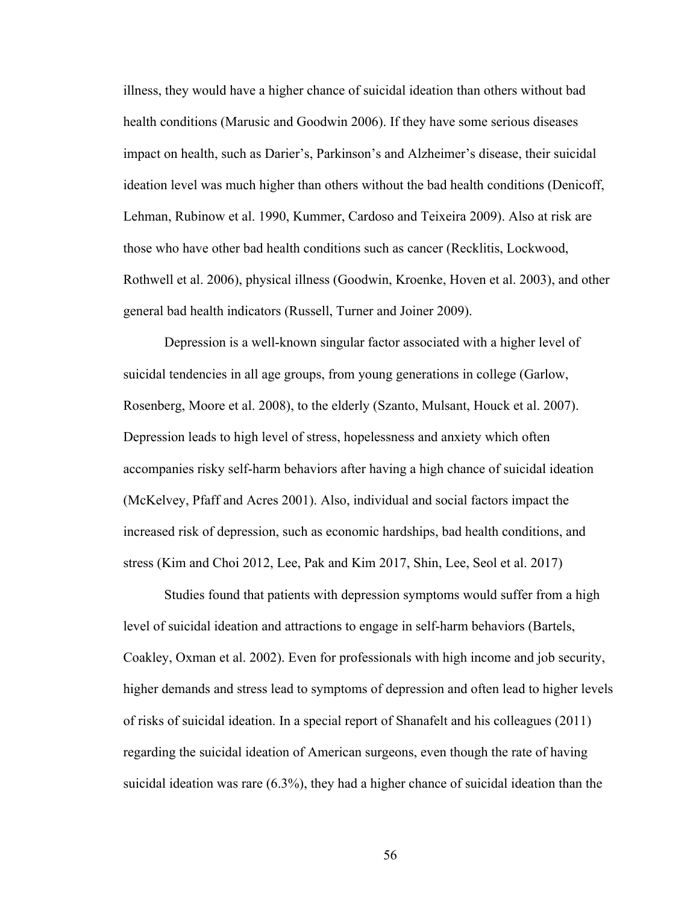illness, they would have a higher chance of suicidal ideation than others without bad health conditions (Marusic and Goodwin 2006). If they have some serious diseases impact on health, such as Darier's, Parkinson's and Alzheimer's disease, their suicidal ideation level was much higher than others without the bad health conditions (Denicoff, Lehman, Rubinow et al. 1990, Kummer, Cardoso and Teixeira 2009). Also at risk are those who have other bad health conditions such as cancer (Recklitis, Lockwood, Rothwell et al. 2006), physical illness (Goodwin, Kroenke, Hoven et al. 2003), and other general bad health indicators (Russell, Turner and Joiner 2009).

Depression is a well-known singular factor associated with a higher level of suicidal tendencies in all age groups, from young generations in college (Garlow, Rosenberg, Moore et al. 2008), to the elderly (Szanto, Mulsant, Houck et al. 2007). Depression leads to high level of stress, hopelessness and anxiety which often accompanies risky self-harm behaviors after having a high chance of suicidal ideation (McKelvey, Pfaff and Acres 2001). Also, individual and social factors impact the increased risk of depression, such as economic hardships, bad health conditions, and stress (Kim and Choi 2012, Lee, Pak and Kim 2017, Shin, Lee, Seol et al. 2017)

Studies found that patients with depression symptoms would suffer from a high level of suicidal ideation and attractions to engage in self-harm behaviors (Bartels, Coakley, Oxman et al. 2002). Even for professionals with high income and job security, higher demands and stress lead to symptoms of depression and often lead to higher levels of risks of suicidal ideation. In a special report of Shanafelt and his colleagues (2011) regarding the suicidal ideation of American surgeons, even though the rate of having suicidal ideation was rare (6.3%), they had a higher chance of suicidal ideation than the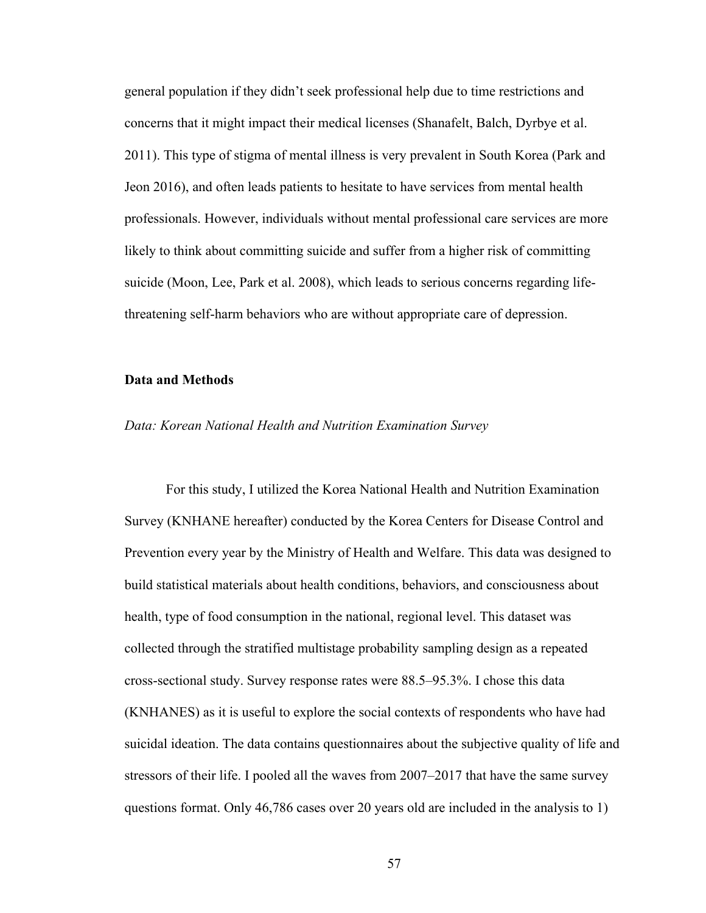general population if they didn't seek professional help due to time restrictions and concerns that it might impact their medical licenses (Shanafelt, Balch, Dyrbye et al. 2011). This type of stigma of mental illness is very prevalent in South Korea (Park and Jeon 2016), and often leads patients to hesitate to have services from mental health professionals. However, individuals without mental professional care services are more likely to think about committing suicide and suffer from a higher risk of committing suicide (Moon, Lee, Park et al. 2008), which leads to serious concerns regarding life-threatening self-harm behaviors who are without appropriate care of depression.

## Data and Methods

### *Data: Korean National Health and Nutrition Examination Survey*

For this study, I utilized the Korea National Health and Nutrition Examination Survey (KNHANE hereafter) conducted by the Korea Centers for Disease Control and Prevention every year by the Ministry of Health and Welfare. This data was designed to build statistical materials about health conditions, behaviors, and consciousness about health, type of food consumption in the national, regional level. This dataset was collected through the stratified multistage probability sampling design as a repeated cross-sectional study. Survey response rates were 88.5–95.3%. I chose this data (KNHANES) as it is useful to explore the social contexts of respondents who have had suicidal ideation. The data contains questionnaires about the subjective quality of life and stressors of their life. I pooled all the waves from 2007–2017 that have the same survey questions format. Only 46,786 cases over 20 years old are included in the analysis to 1)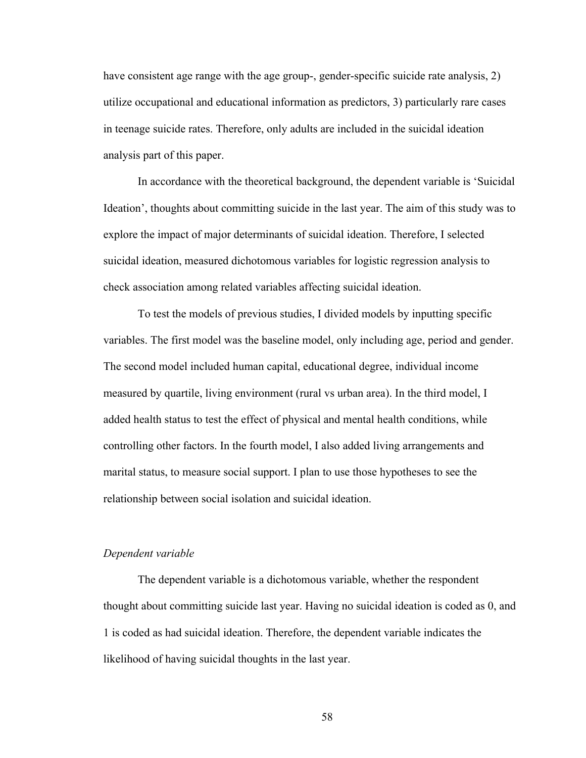have consistent age range with the age group-, gender-specific suicide rate analysis, 2) utilize occupational and educational information as predictors, 3) particularly rare cases in teenage suicide rates. Therefore, only adults are included in the suicidal ideation analysis part of this paper.

In accordance with the theoretical background, the dependent variable is 'Suicidal Ideation', thoughts about committing suicide in the last year. The aim of this study was to explore the impact of major determinants of suicidal ideation. Therefore, I selected suicidal ideation, measured dichotomous variables for logistic regression analysis to check association among related variables affecting suicidal ideation.

To test the models of previous studies, I divided models by inputting specific variables. The first model was the baseline model, only including age, period and gender. The second model included human capital, educational degree, individual income measured by quartile, living environment (rural vs urban area). In the third model, I added health status to test the effect of physical and mental health conditions, while controlling other factors. In the fourth model, I also added living arrangements and marital status, to measure social support. I plan to use those hypotheses to see the relationship between social isolation and suicidal ideation.

*Dependent variable*

The dependent variable is a dichotomous variable, whether the respondent thought about committing suicide last year. Having no suicidal ideation is coded as 0, and 1 is coded as had suicidal ideation. Therefore, the dependent variable indicates the likelihood of having suicidal thoughts in the last year.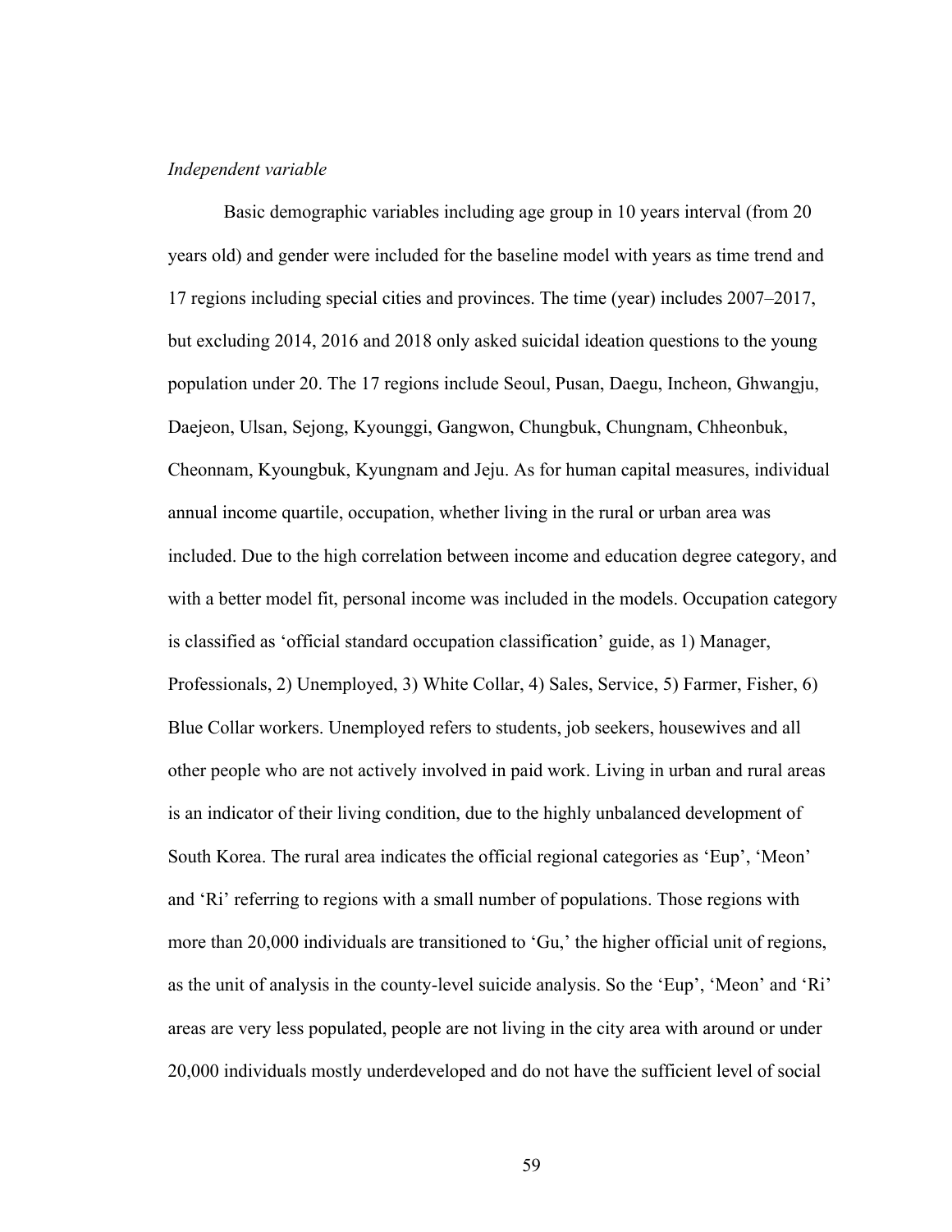*Independent variable*

Basic demographic variables including age group in 10 years interval (from 20 years old) and gender were included for the baseline model with years as time trend and 17 regions including special cities and provinces. The time (year) includes 2007–2017, but excluding 2014, 2016 and 2018 only asked suicidal ideation questions to the young population under 20. The 17 regions include Seoul, Pusan, Daegu, Incheon, Ghwangju, Daejeon, Ulsan, Sejong, Kyounggi, Gangwon, Chungbuk, Chungnam, Chheonbuk, Cheonnam, Kyoungbuk, Kyungnam and Jeju. As for human capital measures, individual annual income quartile, occupation, whether living in the rural or urban area was included. Due to the high correlation between income and education degree category, and with a better model fit, personal income was included in the models. Occupation category is classified as 'official standard occupation classification' guide, as 1) Manager, Professionals, 2) Unemployed, 3) White Collar, 4) Sales, Service, 5) Farmer, Fisher, 6) Blue Collar workers. Unemployed refers to students, job seekers, housewives and all other people who are not actively involved in paid work. Living in urban and rural areas is an indicator of their living condition, due to the highly unbalanced development of South Korea. The rural area indicates the official regional categories as 'Eup', 'Meon' and 'Ri' referring to regions with a small number of populations. Those regions with more than 20,000 individuals are transitioned to 'Gu,' the higher official unit of regions, as the unit of analysis in the county-level suicide analysis. So the 'Eup', 'Meon' and 'Ri' areas are very less populated, people are not living in the city area with around or under 20,000 individuals mostly underdeveloped and do not have the sufficient level of social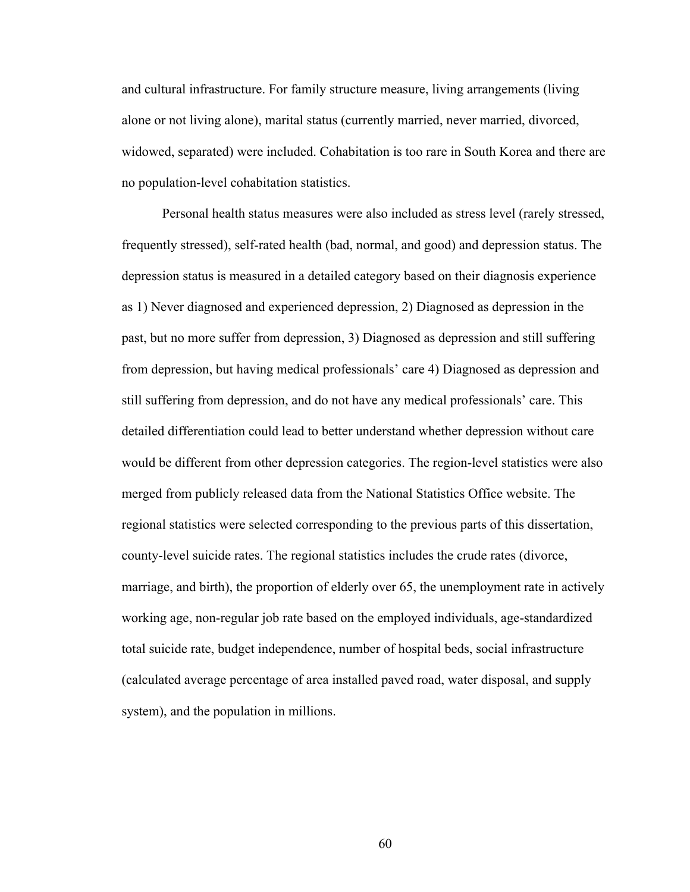and cultural infrastructure. For family structure measure, living arrangements (living alone or not living alone), marital status (currently married, never married, divorced, widowed, separated) were included. Cohabitation is too rare in South Korea and there are no population-level cohabitation statistics.

Personal health status measures were also included as stress level (rarely stressed, frequently stressed), self-rated health (bad, normal, and good) and depression status. The depression status is measured in a detailed category based on their diagnosis experience as 1) Never diagnosed and experienced depression, 2) Diagnosed as depression in the past, but no more suffer from depression, 3) Diagnosed as depression and still suffering from depression, but having medical professionals' care 4) Diagnosed as depression and still suffering from depression, and do not have any medical professionals' care. This detailed differentiation could lead to better understand whether depression without care would be different from other depression categories. The region-level statistics were also merged from publicly released data from the National Statistics Office website. The regional statistics were selected corresponding to the previous parts of this dissertation, county-level suicide rates. The regional statistics includes the crude rates (divorce, marriage, and birth), the proportion of elderly over 65, the unemployment rate in actively working age, non-regular job rate based on the employed individuals, age-standardized total suicide rate, budget independence, number of hospital beds, social infrastructure (calculated average percentage of area installed paved road, water disposal, and supply system), and the population in millions.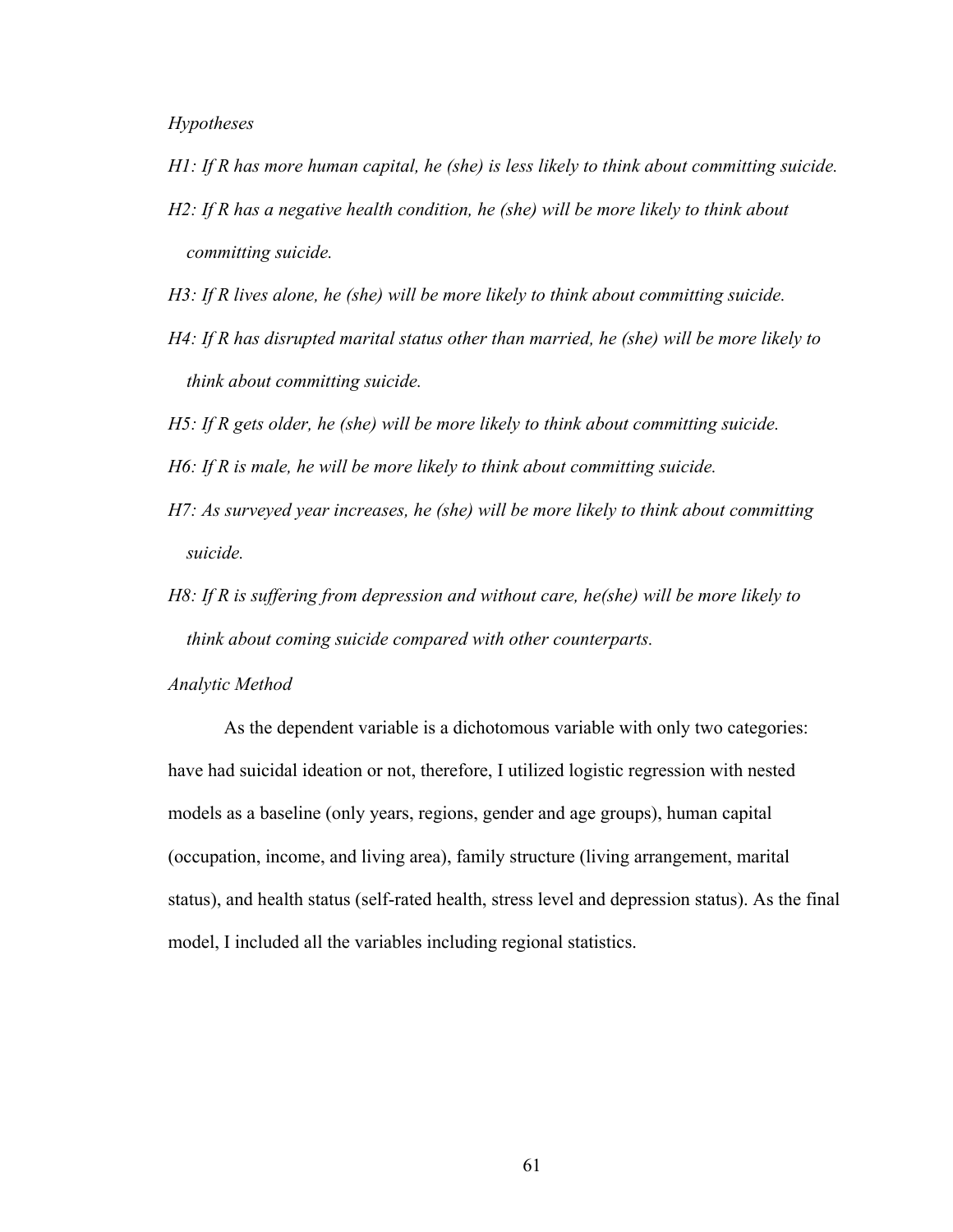*Hypotheses*

*H1: If R has more human capital, he (she) is less likely to think about committing suicide.*

*H2: If R has a negative health condition, he (she) will be more likely to think about committing suicide.*

*H3: If R lives alone, he (she) will be more likely to think about committing suicide.*

*H4: If R has disrupted marital status other than married, he (she) will be more likely to think about committing suicide.*

*H5: If R gets older, he (she) will be more likely to think about committing suicide.*

*H6: If R is male, he will be more likely to think about committing suicide.*

*H7: As surveyed year increases, he (she) will be more likely to think about committing suicide.*

*H8: If R is suffering from depression and without care, he(she) will be more likely to think about coming suicide compared with other counterparts.*

*Analytic Method*

As the dependent variable is a dichotomous variable with only two categories: have had suicidal ideation or not, therefore, I utilized logistic regression with nested models as a baseline (only years, regions, gender and age groups), human capital (occupation, income, and living area), family structure (living arrangement, marital status), and health status (self-rated health, stress level and depression status). As the final model, I included all the variables including regional statistics.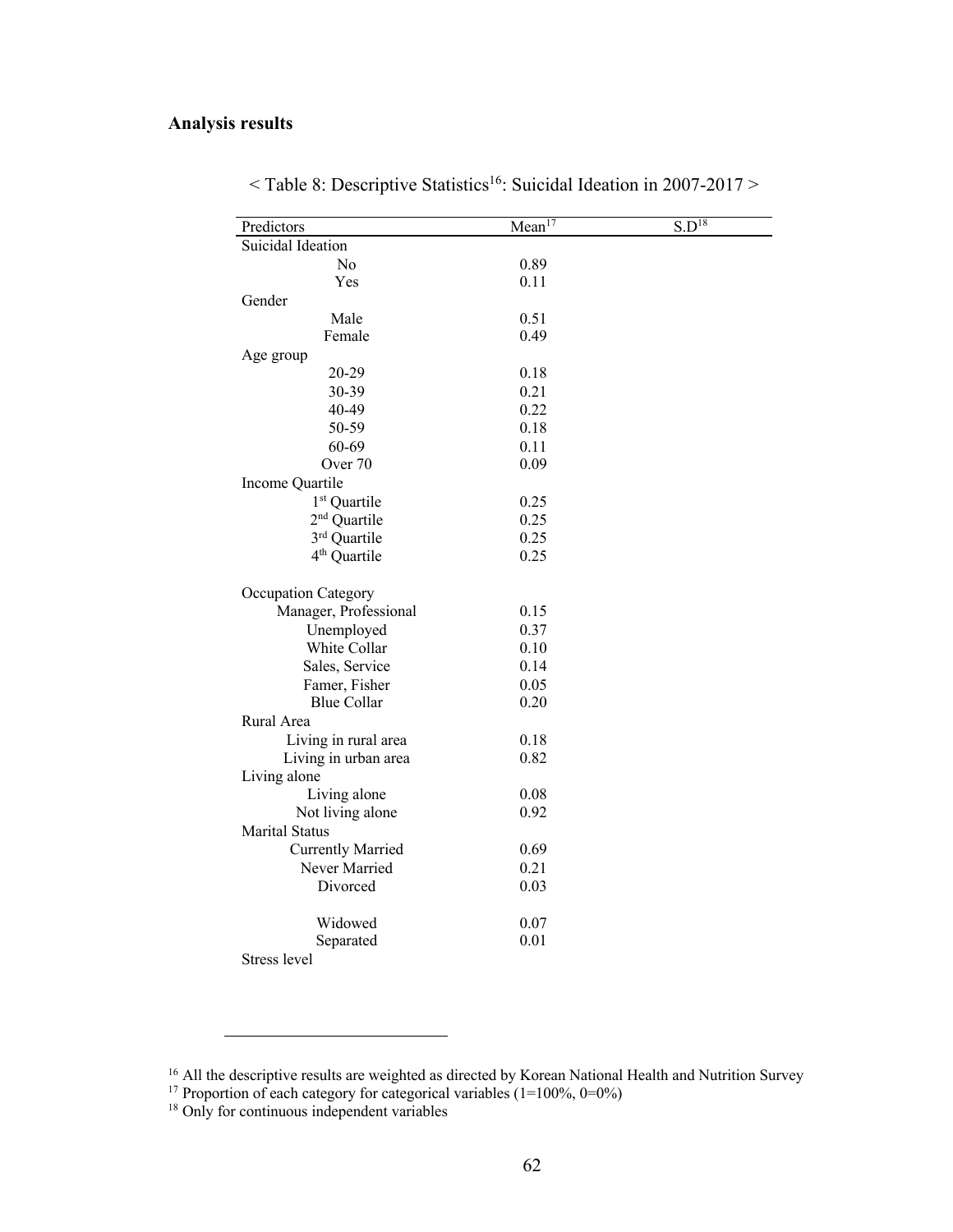## Analysis results

< Table 8: Descriptive Statistics[16]: Suicidal Ideation in 2007-2017 >

| Predictors | Mean[17] | S.D[18] |
|---|---|---|
| Suicidal Ideation | | |
| No | 0.89 | |
| Yes | 0.11 | |
| Gender | | |
| Male | 0.51 | |
| Female | 0.49 | |
| Age group | | |
| 20-29 | 0.18 | |
| 30-39 | 0.21 | |
| 40-49 | 0.22 | |
| 50-59 | 0.18 | |
| 60-69 | 0.11 | |
| Over 70 | 0.09 | |
| Income Quartile | | |
| 1st Quartile | 0.25 | |
| 2nd Quartile | 0.25 | |
| 3rd Quartile | 0.25 | |
| 4th Quartile | 0.25 | |
| Occupation Category | | |
| Manager, Professional | 0.15 | |
| Unemployed | 0.37 | |
| White Collar | 0.10 | |
| Sales, Service | 0.14 | |
| Famer, Fisher | 0.05 | |
| Blue Collar | 0.20 | |
| Rural Area | | |
| Living in rural area | 0.18 | |
| Living in urban area | 0.82 | |
| Living alone | | |
| Living alone | 0.08 | |
| Not living alone | 0.92 | |
| Marital Status | | |
| Currently Married | 0.69 | |
| Never Married | 0.21 | |
| Divorced | 0.03 | |
| Widowed | 0.07 | |
| Separated | 0.01 | |
| Stress level | | |

[16] All the descriptive results are weighted as directed by Korean National Health and Nutrition Survey

[17] Proportion of each category for categorical variables (1=100%, 0=0%)

[18] Only for continuous independent variables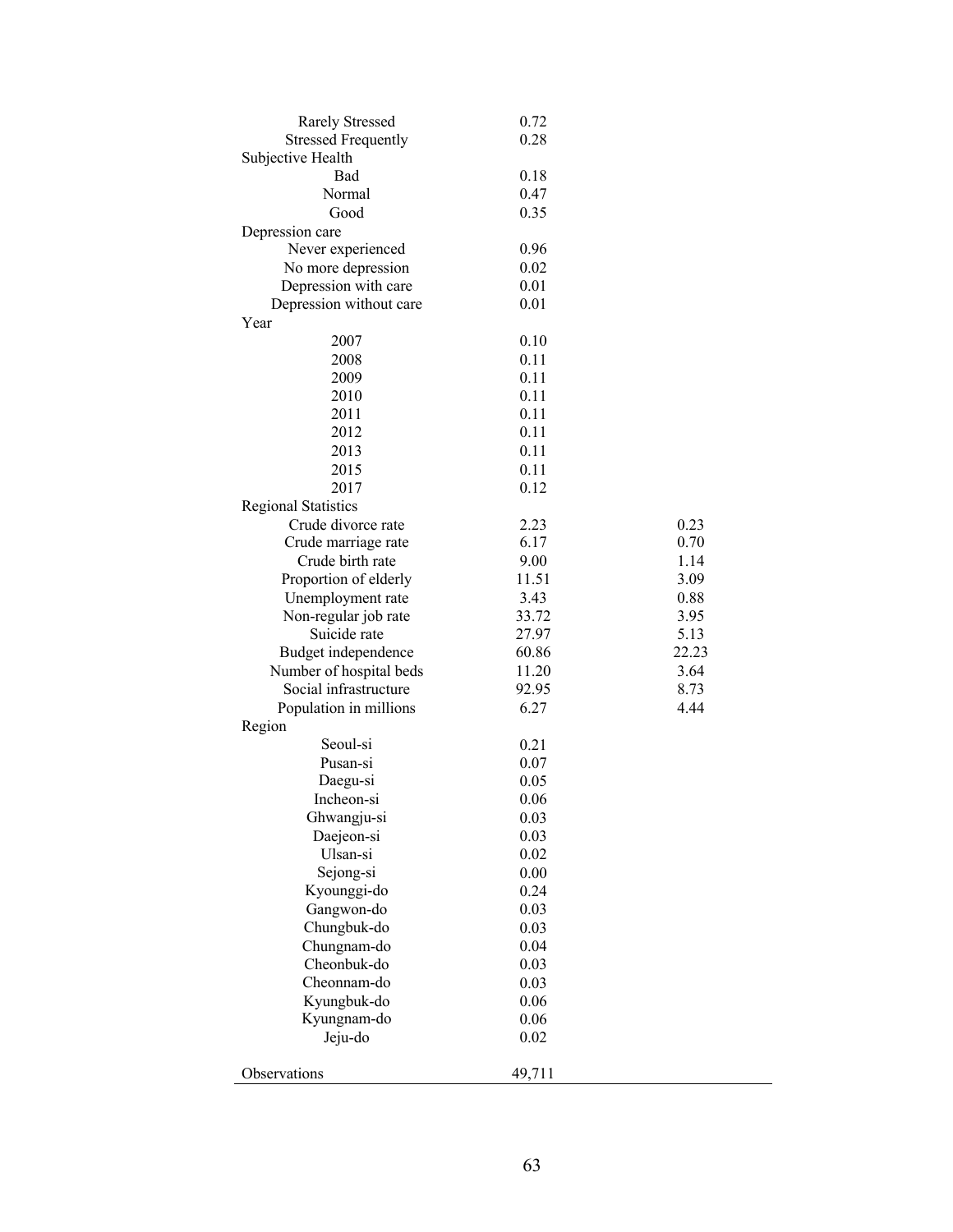| | | |
|---|---|---|
| Rarely Stressed | 0.72 | |
| Stressed Frequently | 0.28 | |
| Subjective Health | | |
| Bad | 0.18 | |
| Normal | 0.47 | |
| Good | 0.35 | |
| Depression care | | |
| Never experienced | 0.96 | |
| No more depression | 0.02 | |
| Depression with care | 0.01 | |
| Depression without care | 0.01 | |
| Year | | |
| 2007 | 0.10 | |
| 2008 | 0.11 | |
| 2009 | 0.11 | |
| 2010 | 0.11 | |
| 2011 | 0.11 | |
| 2012 | 0.11 | |
| 2013 | 0.11 | |
| 2015 | 0.11 | |
| 2017 | 0.12 | |
| Regional Statistics | | |
| Crude divorce rate | 2.23 | 0.23 |
| Crude marriage rate | 6.17 | 0.70 |
| Crude birth rate | 9.00 | 1.14 |
| Proportion of elderly | 11.51 | 3.09 |
| Unemployment rate | 3.43 | 0.88 |
| Non-regular job rate | 33.72 | 3.95 |
| Suicide rate | 27.97 | 5.13 |
| Budget independence | 60.86 | 22.23 |
| Number of hospital beds | 11.20 | 3.64 |
| Social infrastructure | 92.95 | 8.73 |
| Population in millions | 6.27 | 4.44 |
| Region | | |
| Seoul-si | 0.21 | |
| Pusan-si | 0.07 | |
| Daegu-si | 0.05 | |
| Incheon-si | 0.06 | |
| Ghwangju-si | 0.03 | |
| Daejeon-si | 0.03 | |
| Ulsan-si | 0.02 | |
| Sejong-si | 0.00 | |
| Kyounggi-do | 0.24 | |
| Gangwon-do | 0.03 | |
| Chungbuk-do | 0.03 | |
| Chungnam-do | 0.04 | |
| Cheonbuk-do | 0.03 | |
| Cheonnam-do | 0.03 | |
| Kyungbuk-do | 0.06 | |
| Kyungnam-do | 0.06 | |
| Jeju-do | 0.02 | |
| Observations | 49,711 | |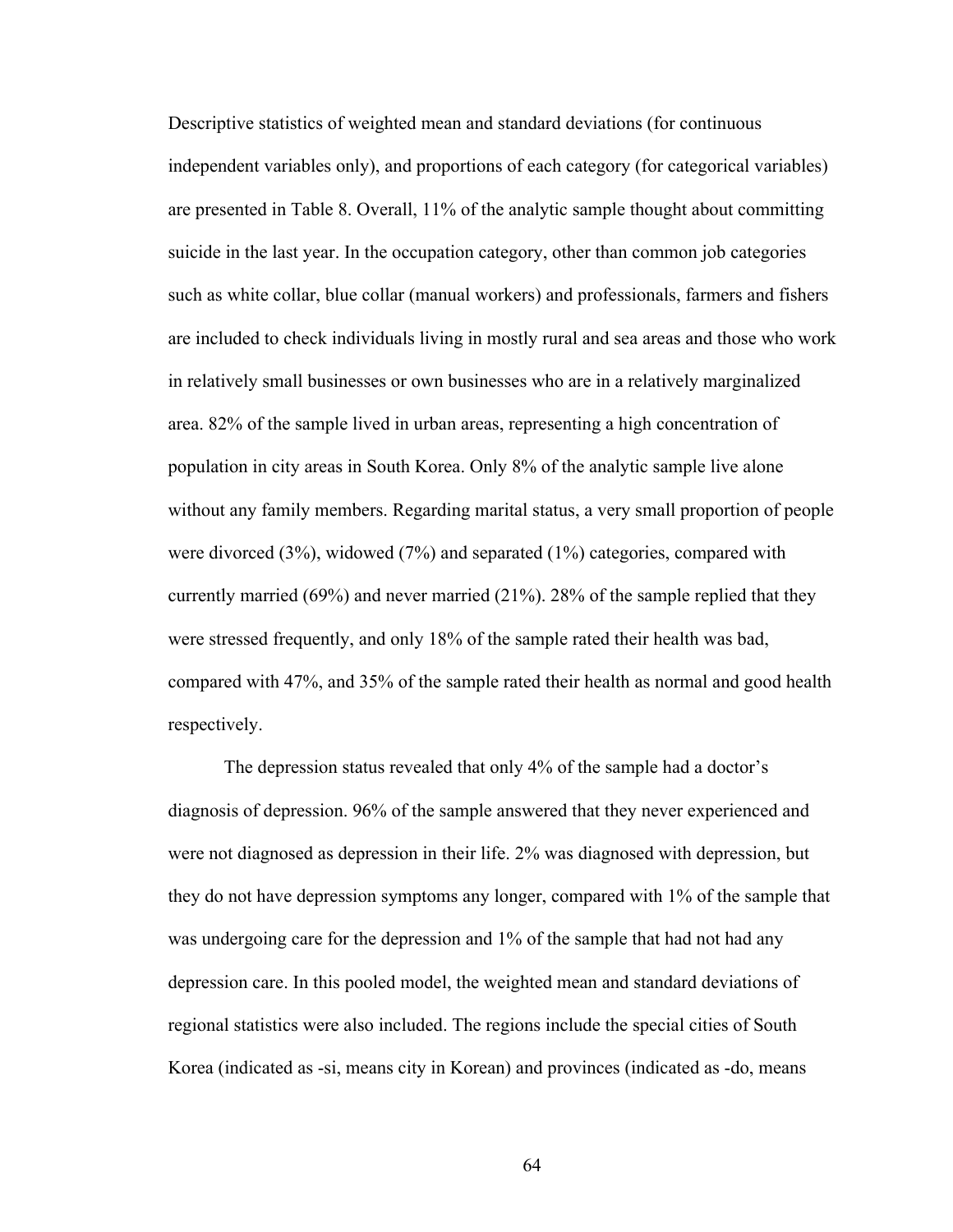Descriptive statistics of weighted mean and standard deviations (for continuous independent variables only), and proportions of each category (for categorical variables) are presented in Table 8. Overall, 11% of the analytic sample thought about committing suicide in the last year. In the occupation category, other than common job categories such as white collar, blue collar (manual workers) and professionals, farmers and fishers are included to check individuals living in mostly rural and sea areas and those who work in relatively small businesses or own businesses who are in a relatively marginalized area. 82% of the sample lived in urban areas, representing a high concentration of population in city areas in South Korea. Only 8% of the analytic sample live alone without any family members. Regarding marital status, a very small proportion of people were divorced (3%), widowed (7%) and separated (1%) categories, compared with currently married (69%) and never married (21%). 28% of the sample replied that they were stressed frequently, and only 18% of the sample rated their health was bad, compared with 47%, and 35% of the sample rated their health as normal and good health respectively.

The depression status revealed that only 4% of the sample had a doctor's diagnosis of depression. 96% of the sample answered that they never experienced and were not diagnosed as depression in their life. 2% was diagnosed with depression, but they do not have depression symptoms any longer, compared with 1% of the sample that was undergoing care for the depression and 1% of the sample that had not had any depression care. In this pooled model, the weighted mean and standard deviations of regional statistics were also included. The regions include the special cities of South Korea (indicated as -si, means city in Korean) and provinces (indicated as -do, means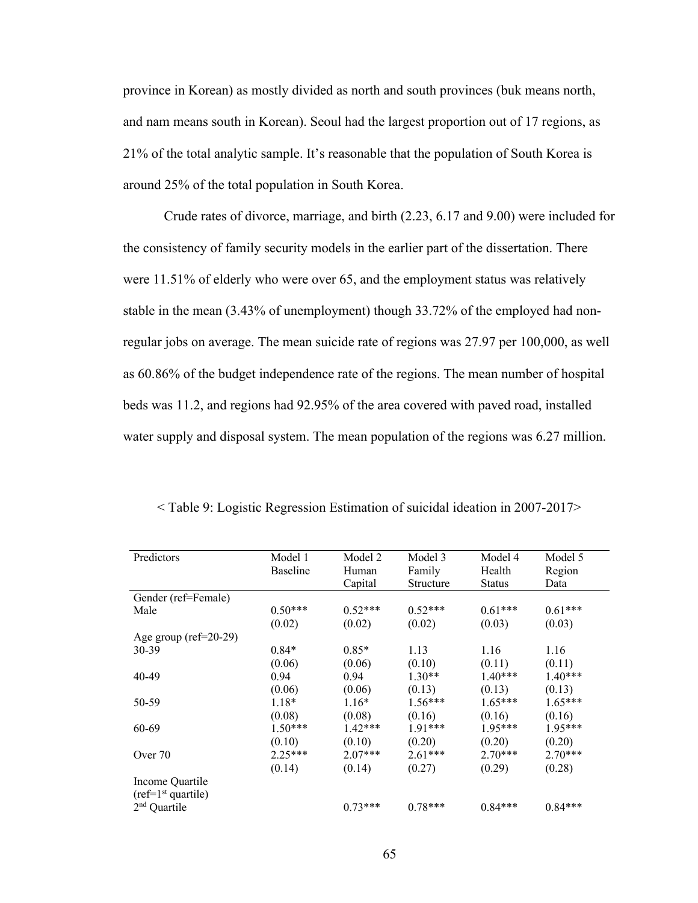province in Korean) as mostly divided as north and south provinces (buk means north, and nam means south in Korean). Seoul had the largest proportion out of 17 regions, as 21% of the total analytic sample. It's reasonable that the population of South Korea is around 25% of the total population in South Korea.

Crude rates of divorce, marriage, and birth (2.23, 6.17 and 9.00) were included for the consistency of family security models in the earlier part of the dissertation. There were 11.51% of elderly who were over 65, and the employment status was relatively stable in the mean (3.43% of unemployment) though 33.72% of the employed had non-regular jobs on average. The mean suicide rate of regions was 27.97 per 100,000, as well as 60.86% of the budget independence rate of the regions. The mean number of hospital beds was 11.2, and regions had 92.95% of the area covered with paved road, installed water supply and disposal system. The mean population of the regions was 6.27 million.

< Table 9: Logistic Regression Estimation of suicidal ideation in 2007-2017>

| Predictors | Model 1 Baseline | Model 2 Human Capital | Model 3 Family Structure | Model 4 Health Status | Model 5 Region Data |
|---|---|---|---|---|---|
| Gender (ref=Female) | | | | | |
| Male | 0.50*** | 0.52*** | 0.52*** | 0.61*** | 0.61*** |
| | (0.02) | (0.02) | (0.02) | (0.03) | (0.03) |
| Age group (ref=20-29) | | | | | |
| 30-39 | 0.84* | 0.85* | 1.13 | 1.16 | 1.16 |
| | (0.06) | (0.06) | (0.10) | (0.11) | (0.11) |
| 40-49 | 0.94 | 0.94 | 1.30** | 1.40*** | 1.40*** |
| | (0.06) | (0.06) | (0.13) | (0.13) | (0.13) |
| 50-59 | 1.18* | 1.16* | 1.56*** | 1.65*** | 1.65*** |
| | (0.08) | (0.08) | (0.16) | (0.16) | (0.16) |
| 60-69 | 1.50*** | 1.42*** | 1.91*** | 1.95*** | 1.95*** |
| | (0.10) | (0.10) | (0.20) | (0.20) | (0.20) |
| Over 70 | 2.25*** | 2.07*** | 2.61*** | 2.70*** | 2.70*** |
| | (0.14) | (0.14) | (0.27) | (0.29) | (0.28) |
| Income Quartile (ref=1st quartile) | | | | | |
| 2nd Quartile | | 0.73*** | 0.78*** | 0.84*** | 0.84*** |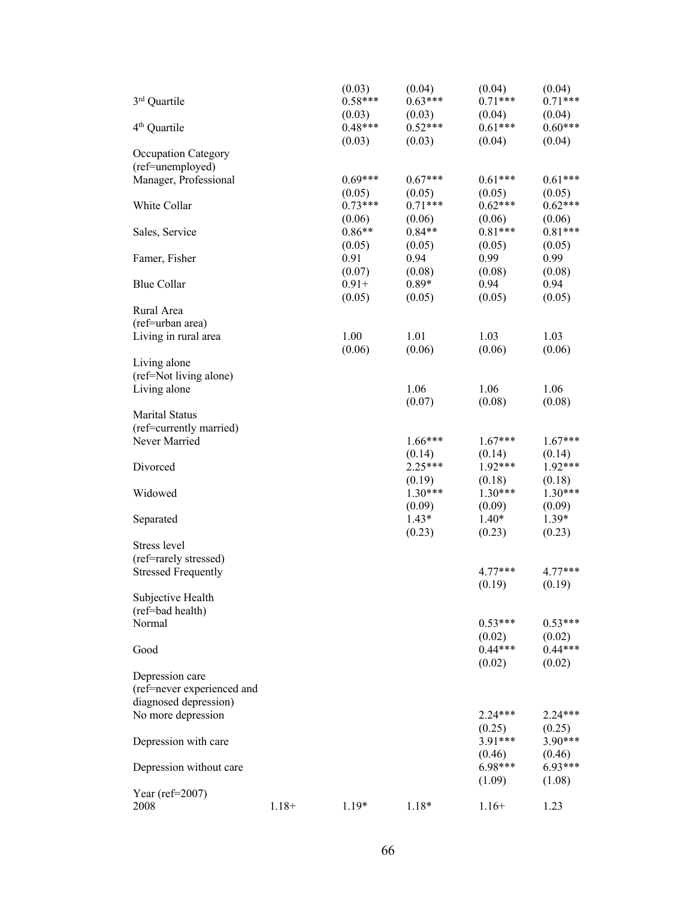| | | | | | |
|---|---|---|---|---|---|
| | | (0.03) | (0.04) | (0.04) | (0.04) |
| 3rd Quartile | | 0.58*** | 0.63*** | 0.71*** | 0.71*** |
| | | (0.03) | (0.03) | (0.04) | (0.04) |
| 4th Quartile | | 0.48*** | 0.52*** | 0.61*** | 0.60*** |
| | | (0.03) | (0.03) | (0.04) | (0.04) |
| Occupation Category (ref=unemployed) | | | | | |
| Manager, Professional | | 0.69*** | 0.67*** | 0.61*** | 0.61*** |
| | | (0.05) | (0.05) | (0.05) | (0.05) |
| White Collar | | 0.73*** | 0.71*** | 0.62*** | 0.62*** |
| | | (0.06) | (0.06) | (0.06) | (0.06) |
| Sales, Service | | 0.86** | 0.84** | 0.81*** | 0.81*** |
| | | (0.05) | (0.05) | (0.05) | (0.05) |
| Famer, Fisher | | 0.91 | 0.94 | 0.99 | 0.99 |
| | | (0.07) | (0.08) | (0.08) | (0.08) |
| Blue Collar | | 0.91+ | 0.89* | 0.94 | 0.94 |
| | | (0.05) | (0.05) | (0.05) | (0.05) |
| Rural Area (ref=urban area) | | | | | |
| Living in rural area | | 1.00 | 1.01 | 1.03 | 1.03 |
| | | (0.06) | (0.06) | (0.06) | (0.06) |
| Living alone (ref=Not living alone) | | | | | |
| Living alone | | | 1.06 | 1.06 | 1.06 |
| | | | (0.07) | (0.08) | (0.08) |
| Marital Status (ref=currently married) | | | | | |
| Never Married | | | 1.66*** | 1.67*** | 1.67*** |
| | | | (0.14) | (0.14) | (0.14) |
| Divorced | | | 2.25*** | 1.92*** | 1.92*** |
| | | | (0.19) | (0.18) | (0.18) |
| Widowed | | | 1.30*** | 1.30*** | 1.30*** |
| | | | (0.09) | (0.09) | (0.09) |
| Separated | | | 1.43* | 1.40* | 1.39* |
| | | | (0.23) | (0.23) | (0.23) |
| Stress level (ref=rarely stressed) | | | | | |
| Stressed Frequently | | | | 4.77*** | 4.77*** |
| | | | | (0.19) | (0.19) |
| Subjective Health (ref=bad health) | | | | | |
| Normal | | | | 0.53*** | 0.53*** |
| | | | | (0.02) | (0.02) |
| Good | | | | 0.44*** | 0.44*** |
| | | | | (0.02) | (0.02) |
| Depression care (ref=never experienced and diagnosed depression) | | | | | |
| No more depression | | | | 2.24*** | 2.24*** |
| | | | | (0.25) | (0.25) |
| Depression with care | | | | 3.91*** | 3.90*** |
| | | | | (0.46) | (0.46) |
| Depression without care | | | | 6.98*** | 6.93*** |
| | | | | (1.09) | (1.08) |
| Year (ref=2007) | | | | | |
| 2008 | 1.18+ | 1.19* | 1.18* | 1.16+ | 1.23 |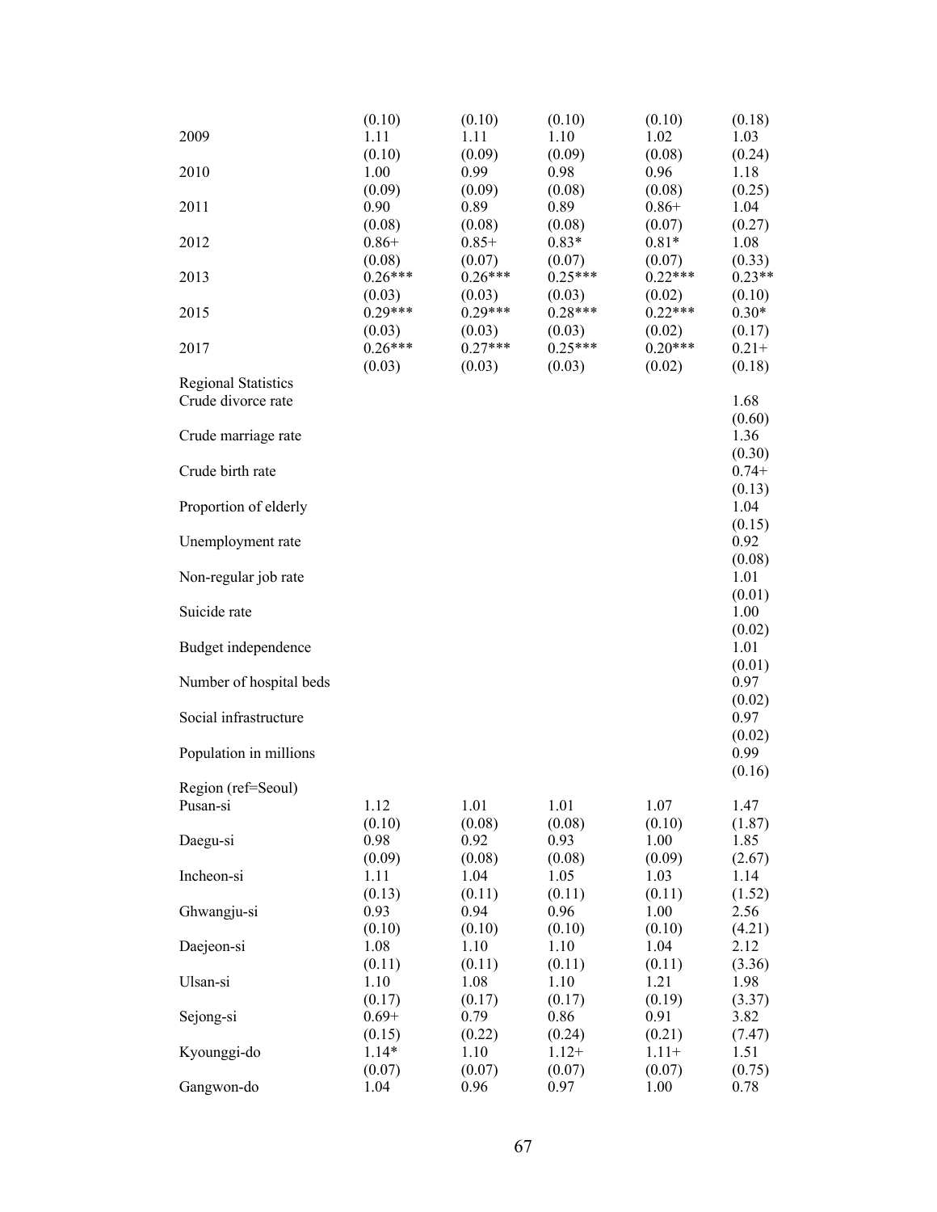| | | | | | |
|---|---|---|---|---|---|
| | (0.10) | (0.10) | (0.10) | (0.10) | (0.18) |
| 2009 | 1.11 | 1.11 | 1.10 | 1.02 | 1.03 |
| | (0.10) | (0.09) | (0.09) | (0.08) | (0.24) |
| 2010 | 1.00 | 0.99 | 0.98 | 0.96 | 1.18 |
| | (0.09) | (0.09) | (0.08) | (0.08) | (0.25) |
| 2011 | 0.90 | 0.89 | 0.89 | 0.86+ | 1.04 |
| | (0.08) | (0.08) | (0.08) | (0.07) | (0.27) |
| 2012 | 0.86+ | 0.85+ | 0.83* | 0.81* | 1.08 |
| | (0.08) | (0.07) | (0.07) | (0.07) | (0.33) |
| 2013 | 0.26*** | 0.26*** | 0.25*** | 0.22*** | 0.23** |
| | (0.03) | (0.03) | (0.03) | (0.02) | (0.10) |
| 2015 | 0.29*** | 0.29*** | 0.28*** | 0.22*** | 0.30* |
| | (0.03) | (0.03) | (0.03) | (0.02) | (0.17) |
| 2017 | 0.26*** | 0.27*** | 0.25*** | 0.20*** | 0.21+ |
| | (0.03) | (0.03) | (0.03) | (0.02) | (0.18) |
| Regional Statistics | | | | | |
| Crude divorce rate | | | | | 1.68 |
| | | | | | (0.60) |
| Crude marriage rate | | | | | 1.36 |
| | | | | | (0.30) |
| Crude birth rate | | | | | 0.74+ |
| | | | | | (0.13) |
| Proportion of elderly | | | | | 1.04 |
| | | | | | (0.15) |
| Unemployment rate | | | | | 0.92 |
| | | | | | (0.08) |
| Non-regular job rate | | | | | 1.01 |
| | | | | | (0.01) |
| Suicide rate | | | | | 1.00 |
| | | | | | (0.02) |
| Budget independence | | | | | 1.01 |
| | | | | | (0.01) |
| Number of hospital beds | | | | | 0.97 |
| | | | | | (0.02) |
| Social infrastructure | | | | | 0.97 |
| | | | | | (0.02) |
| Population in millions | | | | | 0.99 |
| | | | | | (0.16) |
| Region (ref=Seoul) | | | | | |
| Pusan-si | 1.12 | 1.01 | 1.01 | 1.07 | 1.47 |
| | (0.10) | (0.08) | (0.08) | (0.10) | (1.87) |
| Daegu-si | 0.98 | 0.92 | 0.93 | 1.00 | 1.85 |
| | (0.09) | (0.08) | (0.08) | (0.09) | (2.67) |
| Incheon-si | 1.11 | 1.04 | 1.05 | 1.03 | 1.14 |
| | (0.13) | (0.11) | (0.11) | (0.11) | (1.52) |
| Ghwangju-si | 0.93 | 0.94 | 0.96 | 1.00 | 2.56 |
| | (0.10) | (0.10) | (0.10) | (0.10) | (4.21) |
| Daejeon-si | 1.08 | 1.10 | 1.10 | 1.04 | 2.12 |
| | (0.11) | (0.11) | (0.11) | (0.11) | (3.36) |
| Ulsan-si | 1.10 | 1.08 | 1.10 | 1.21 | 1.98 |
| | (0.17) | (0.17) | (0.17) | (0.19) | (3.37) |
| Sejong-si | 0.69+ | 0.79 | 0.86 | 0.91 | 3.82 |
| | (0.15) | (0.22) | (0.24) | (0.21) | (7.47) |
| Kyounggi-do | 1.14* | 1.10 | 1.12+ | 1.11+ | 1.51 |
| | (0.07) | (0.07) | (0.07) | (0.07) | (0.75) |
| Gangwon-do | 1.04 | 0.96 | 0.97 | 1.00 | 0.78 |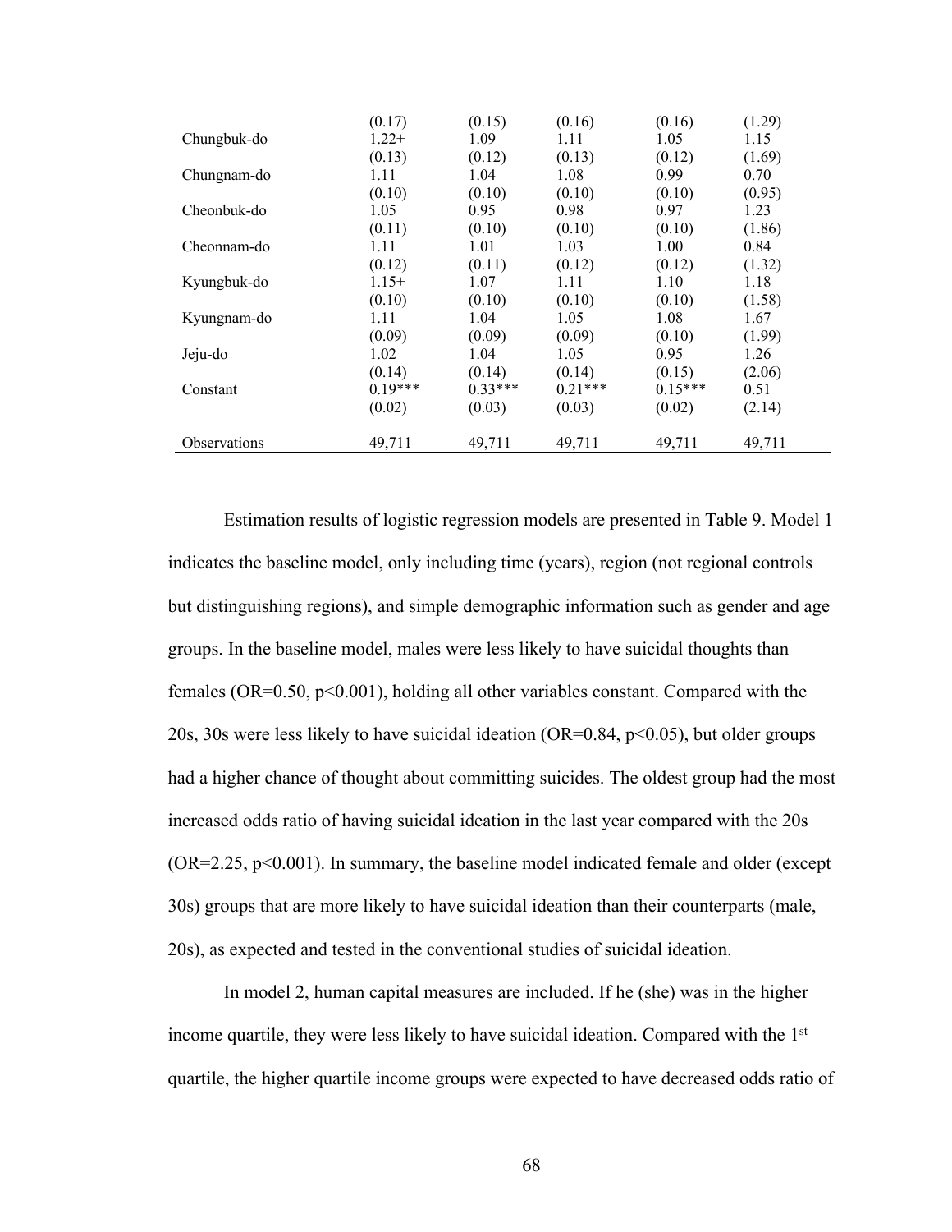|  |  |  |  |  |  |
|---|---|---|---|---|---|
|  | (0.17) | (0.15) | (0.16) | (0.16) | (1.29) |
| Chungbuk-do | 1.22+ | 1.09 | 1.11 | 1.05 | 1.15 |
|  | (0.13) | (0.12) | (0.13) | (0.12) | (1.69) |
| Chungnam-do | 1.11 | 1.04 | 1.08 | 0.99 | 0.70 |
|  | (0.10) | (0.10) | (0.10) | (0.10) | (0.95) |
| Cheonbuk-do | 1.05 | 0.95 | 0.98 | 0.97 | 1.23 |
|  | (0.11) | (0.10) | (0.10) | (0.10) | (1.86) |
| Cheonnam-do | 1.11 | 1.01 | 1.03 | 1.00 | 0.84 |
|  | (0.12) | (0.11) | (0.12) | (0.12) | (1.32) |
| Kyungbuk-do | 1.15+ | 1.07 | 1.11 | 1.10 | 1.18 |
|  | (0.10) | (0.10) | (0.10) | (0.10) | (1.58) |
| Kyungnam-do | 1.11 | 1.04 | 1.05 | 1.08 | 1.67 |
|  | (0.09) | (0.09) | (0.09) | (0.10) | (1.99) |
| Jeju-do | 1.02 | 1.04 | 1.05 | 0.95 | 1.26 |
|  | (0.14) | (0.14) | (0.14) | (0.15) | (2.06) |
| Constant | 0.19*** | 0.33*** | 0.21*** | 0.15*** | 0.51 |
|  | (0.02) | (0.03) | (0.03) | (0.02) | (2.14) |
| Observations | 49,711 | 49,711 | 49,711 | 49,711 | 49,711 |

Estimation results of logistic regression models are presented in Table 9. Model 1 indicates the baseline model, only including time (years), region (not regional controls but distinguishing regions), and simple demographic information such as gender and age groups. In the baseline model, males were less likely to have suicidal thoughts than females (OR=0.50, $p<0.001$), holding all other variables constant. Compared with the 20s, 30s were less likely to have suicidal ideation (OR=0.84, $p<0.05$), but older groups had a higher chance of thought about committing suicides. The oldest group had the most increased odds ratio of having suicidal ideation in the last year compared with the 20s (OR=2.25, $p<0.001$). In summary, the baseline model indicated female and older (except 30s) groups that are more likely to have suicidal ideation than their counterparts (male, 20s), as expected and tested in the conventional studies of suicidal ideation.

In model 2, human capital measures are included. If he (she) was in the higher income quartile, they were less likely to have suicidal ideation. Compared with the 1st quartile, the higher quartile income groups were expected to have decreased odds ratio of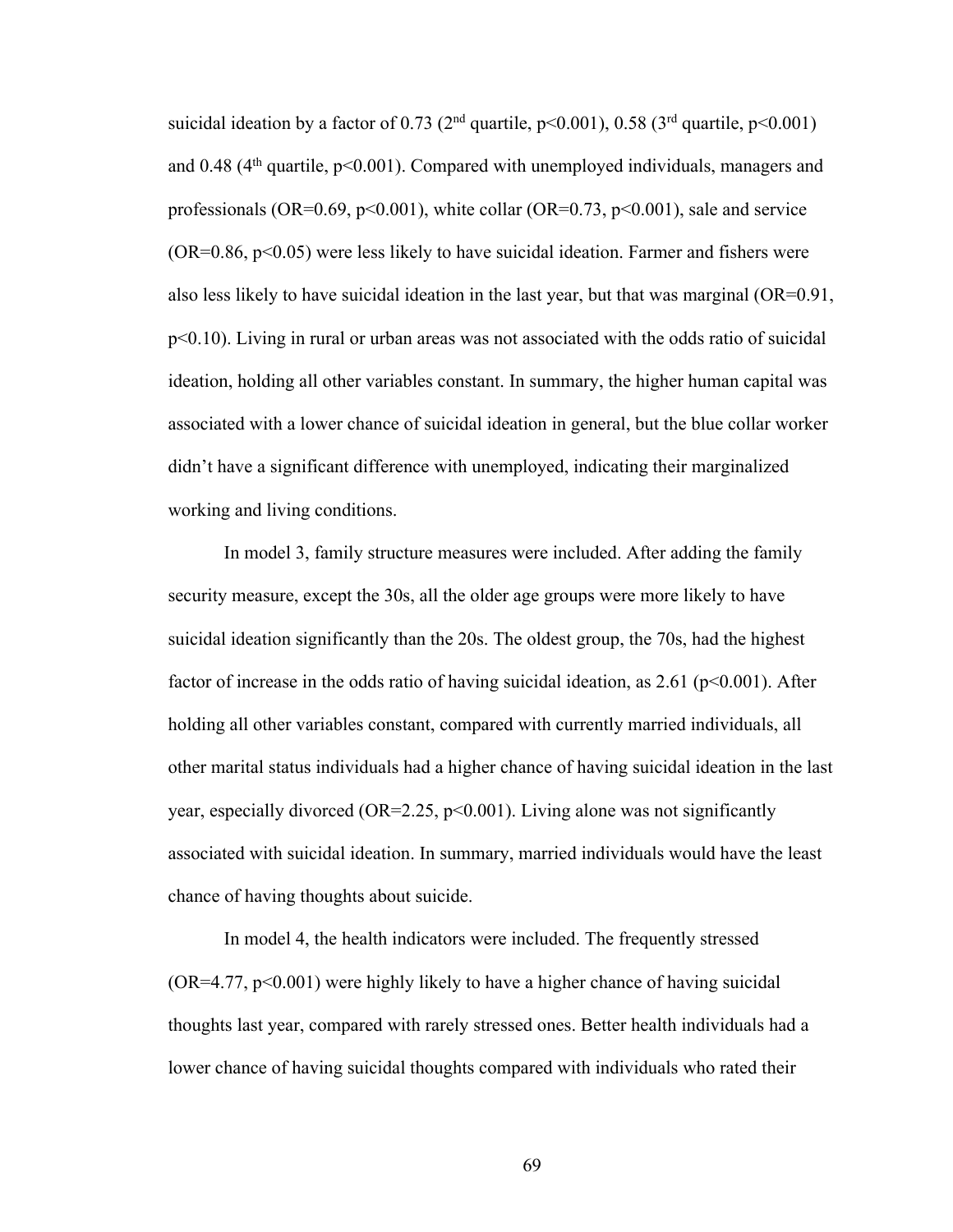suicidal ideation by a factor of 0.73 (2nd quartile, $p<0.001$), 0.58 (3rd quartile, $p<0.001$) and 0.48 (4th quartile, $p<0.001$). Compared with unemployed individuals, managers and professionals ($OR=0.69$, $p<0.001$), white collar ($OR=0.73$, $p<0.001$), sale and service ($OR=0.86$, $p<0.05$) were less likely to have suicidal ideation. Farmer and fishers were also less likely to have suicidal ideation in the last year, but that was marginal ($OR=0.91$, $p<0.10$). Living in rural or urban areas was not associated with the odds ratio of suicidal ideation, holding all other variables constant. In summary, the higher human capital was associated with a lower chance of suicidal ideation in general, but the blue collar worker didn't have a significant difference with unemployed, indicating their marginalized working and living conditions.

In model 3, family structure measures were included. After adding the family security measure, except the 30s, all the older age groups were more likely to have suicidal ideation significantly than the 20s. The oldest group, the 70s, had the highest factor of increase in the odds ratio of having suicidal ideation, as 2.61 ($p<0.001$). After holding all other variables constant, compared with currently married individuals, all other marital status individuals had a higher chance of having suicidal ideation in the last year, especially divorced ($OR=2.25$, $p<0.001$). Living alone was not significantly associated with suicidal ideation. In summary, married individuals would have the least chance of having thoughts about suicide.

In model 4, the health indicators were included. The frequently stressed ($OR=4.77$, $p<0.001$) were highly likely to have a higher chance of having suicidal thoughts last year, compared with rarely stressed ones. Better health individuals had a lower chance of having suicidal thoughts compared with individuals who rated their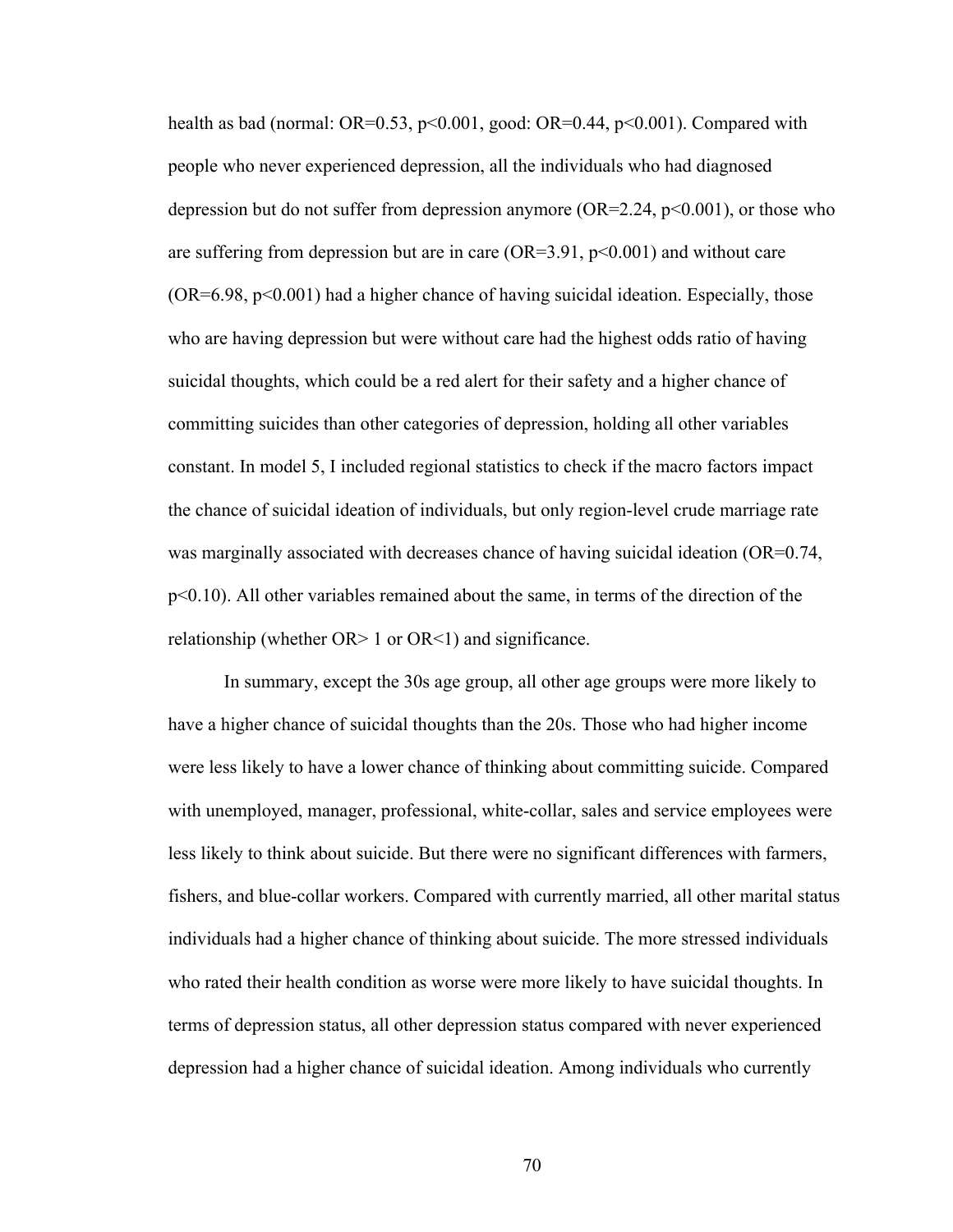health as bad (normal: OR=0.53, $p<0.001$, good: OR=0.44, $p<0.001$). Compared with people who never experienced depression, all the individuals who had diagnosed depression but do not suffer from depression anymore (OR=2.24, $p<0.001$), or those who are suffering from depression but are in care (OR=3.91, $p<0.001$) and without care (OR=6.98, $p<0.001$) had a higher chance of having suicidal ideation. Especially, those who are having depression but were without care had the highest odds ratio of having suicidal thoughts, which could be a red alert for their safety and a higher chance of committing suicides than other categories of depression, holding all other variables constant. In model 5, I included regional statistics to check if the macro factors impact the chance of suicidal ideation of individuals, but only region-level crude marriage rate was marginally associated with decreases chance of having suicidal ideation (OR=0.74, $p<0.10$). All other variables remained about the same, in terms of the direction of the relationship (whether OR> 1 or OR<1) and significance.

In summary, except the 30s age group, all other age groups were more likely to have a higher chance of suicidal thoughts than the 20s. Those who had higher income were less likely to have a lower chance of thinking about committing suicide. Compared with unemployed, manager, professional, white-collar, sales and service employees were less likely to think about suicide. But there were no significant differences with farmers, fishers, and blue-collar workers. Compared with currently married, all other marital status individuals had a higher chance of thinking about suicide. The more stressed individuals who rated their health condition as worse were more likely to have suicidal thoughts. In terms of depression status, all other depression status compared with never experienced depression had a higher chance of suicidal ideation. Among individuals who currently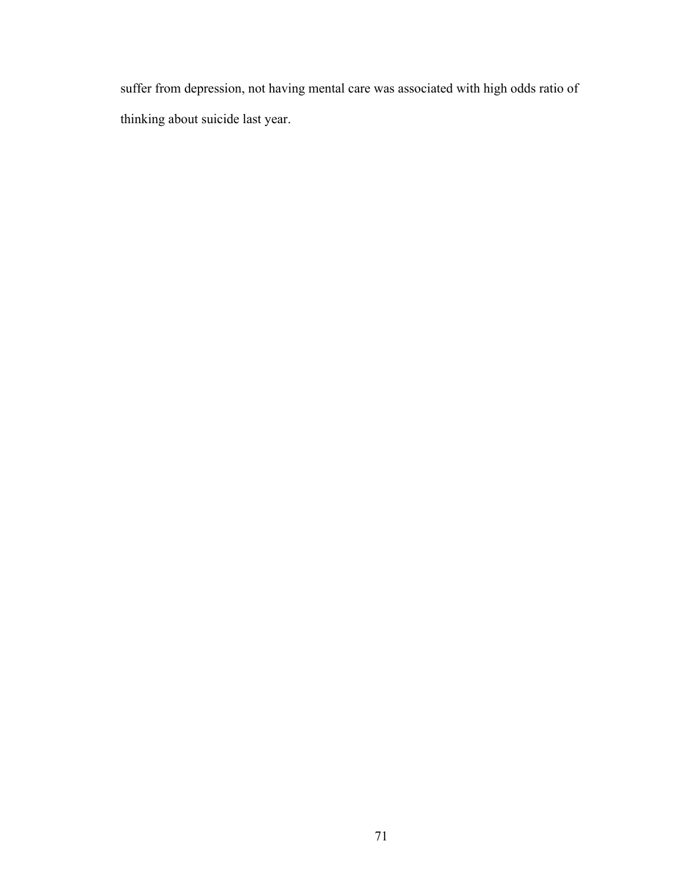suffer from depression, not having mental care was associated with high odds ratio of thinking about suicide last year.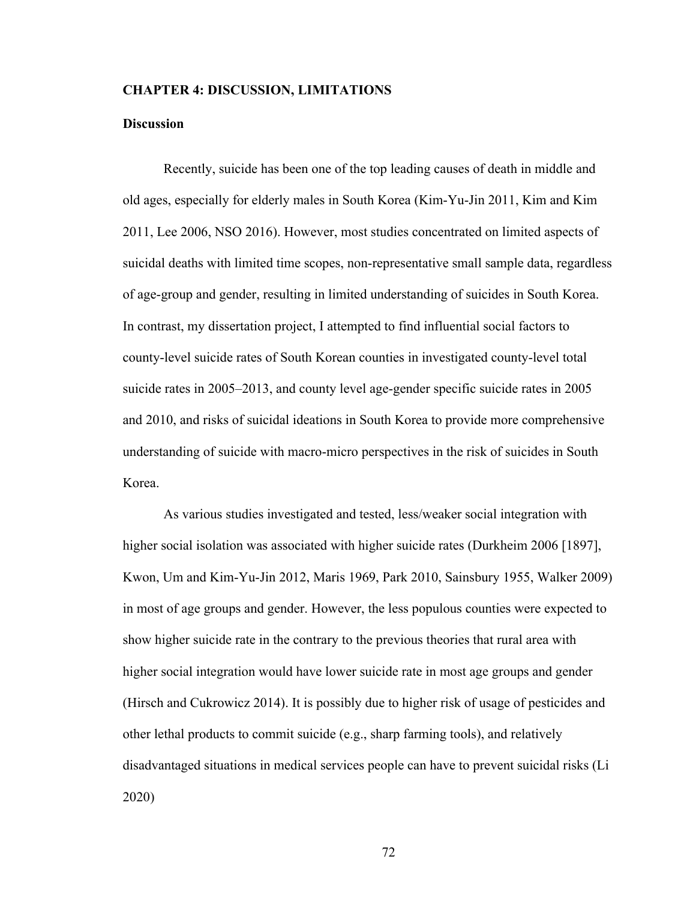## CHAPTER 4: DISCUSSION, LIMITATIONS

### Discussion

Recently, suicide has been one of the top leading causes of death in middle and old ages, especially for elderly males in South Korea (Kim-Yu-Jin 2011, Kim and Kim 2011, Lee 2006, NSO 2016). However, most studies concentrated on limited aspects of suicidal deaths with limited time scopes, non-representative small sample data, regardless of age-group and gender, resulting in limited understanding of suicides in South Korea. In contrast, my dissertation project, I attempted to find influential social factors to county-level suicide rates of South Korean counties in investigated county-level total suicide rates in 2005–2013, and county level age-gender specific suicide rates in 2005 and 2010, and risks of suicidal ideations in South Korea to provide more comprehensive understanding of suicide with macro-micro perspectives in the risk of suicides in South Korea.

As various studies investigated and tested, less/weaker social integration with higher social isolation was associated with higher suicide rates (Durkheim 2006 [1897], Kwon, Um and Kim-Yu-Jin 2012, Maris 1969, Park 2010, Sainsbury 1955, Walker 2009) in most of age groups and gender. However, the less populous counties were expected to show higher suicide rate in the contrary to the previous theories that rural area with higher social integration would have lower suicide rate in most age groups and gender (Hirsch and Cukrowicz 2014). It is possibly due to higher risk of usage of pesticides and other lethal products to commit suicide (e.g., sharp farming tools), and relatively disadvantaged situations in medical services people can have to prevent suicidal risks (Li 2020)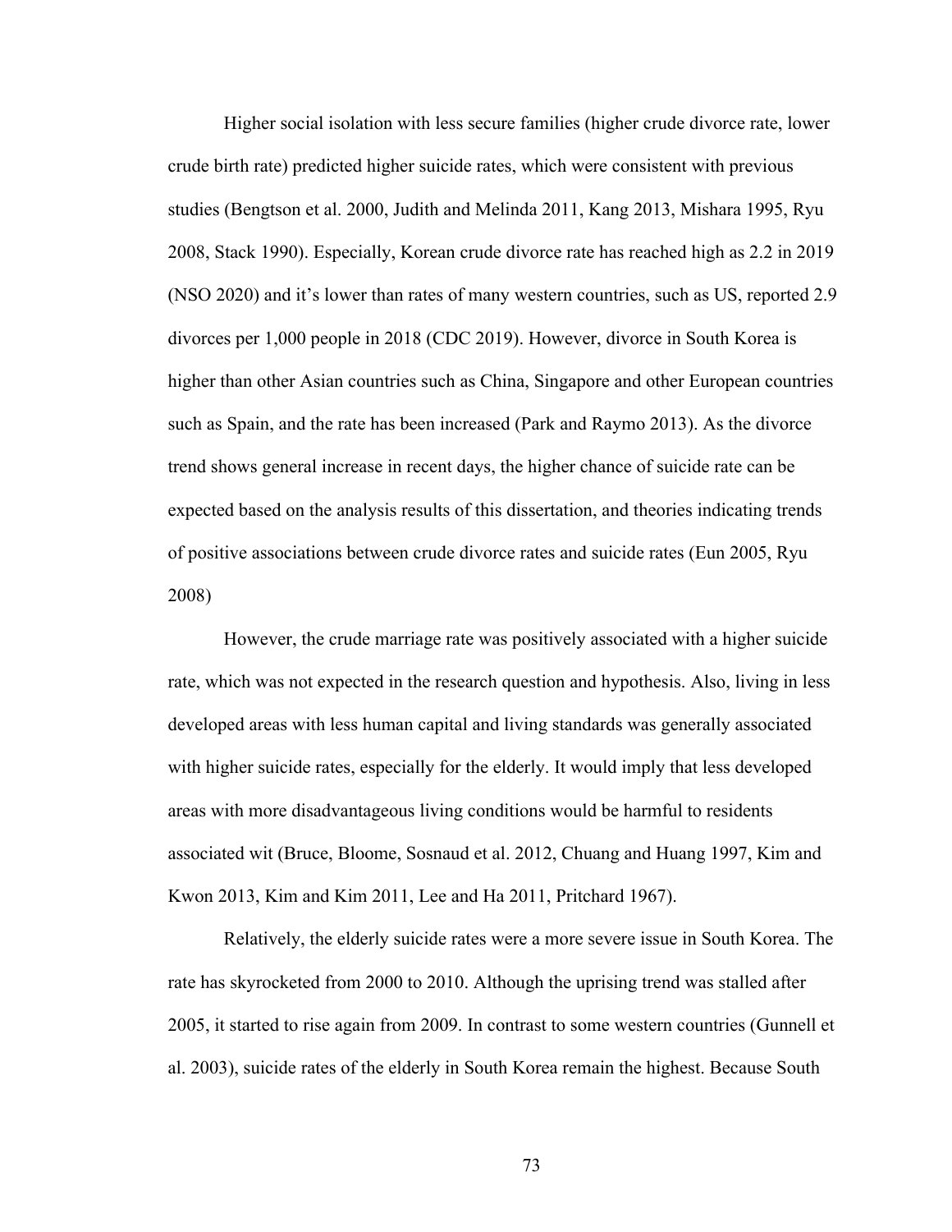Higher social isolation with less secure families (higher crude divorce rate, lower crude birth rate) predicted higher suicide rates, which were consistent with previous studies (Bengtson et al. 2000, Judith and Melinda 2011, Kang 2013, Mishara 1995, Ryu 2008, Stack 1990). Especially, Korean crude divorce rate has reached high as 2.2 in 2019 (NSO 2020) and it's lower than rates of many western countries, such as US, reported 2.9 divorces per 1,000 people in 2018 (CDC 2019). However, divorce in South Korea is higher than other Asian countries such as China, Singapore and other European countries such as Spain, and the rate has been increased (Park and Raymo 2013). As the divorce trend shows general increase in recent days, the higher chance of suicide rate can be expected based on the analysis results of this dissertation, and theories indicating trends of positive associations between crude divorce rates and suicide rates (Eun 2005, Ryu 2008)

However, the crude marriage rate was positively associated with a higher suicide rate, which was not expected in the research question and hypothesis. Also, living in less developed areas with less human capital and living standards was generally associated with higher suicide rates, especially for the elderly. It would imply that less developed areas with more disadvantageous living conditions would be harmful to residents associated wit (Bruce, Bloome, Sosnaud et al. 2012, Chuang and Huang 1997, Kim and Kwon 2013, Kim and Kim 2011, Lee and Ha 2011, Pritchard 1967).

Relatively, the elderly suicide rates were a more severe issue in South Korea. The rate has skyrocketed from 2000 to 2010. Although the uprising trend was stalled after 2005, it started to rise again from 2009. In contrast to some western countries (Gunnell et al. 2003), suicide rates of the elderly in South Korea remain the highest. Because South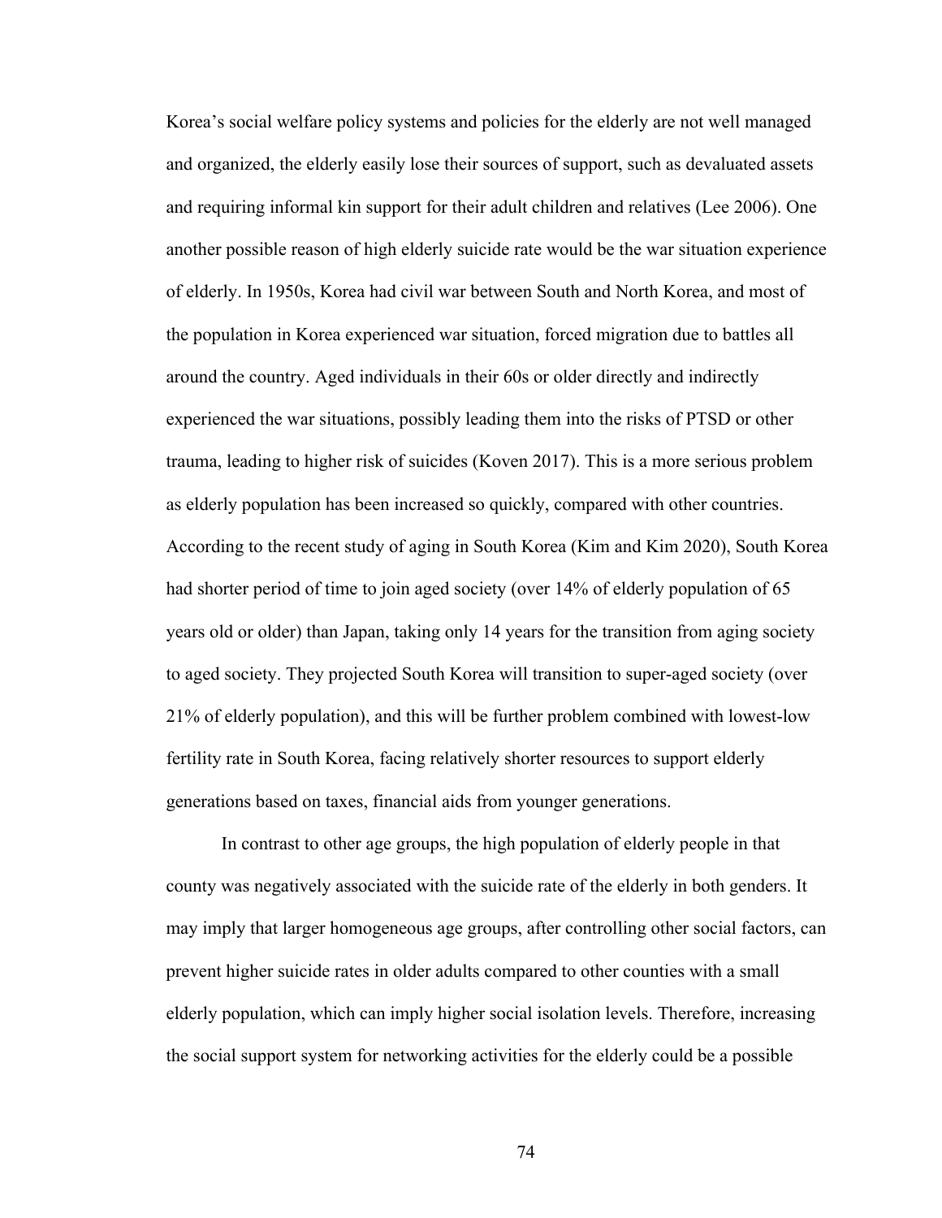Korea's social welfare policy systems and policies for the elderly are not well managed and organized, the elderly easily lose their sources of support, such as devaluated assets and requiring informal kin support for their adult children and relatives (Lee 2006). One another possible reason of high elderly suicide rate would be the war situation experience of elderly. In 1950s, Korea had civil war between South and North Korea, and most of the population in Korea experienced war situation, forced migration due to battles all around the country. Aged individuals in their 60s or older directly and indirectly experienced the war situations, possibly leading them into the risks of PTSD or other trauma, leading to higher risk of suicides (Koven 2017). This is a more serious problem as elderly population has been increased so quickly, compared with other countries. According to the recent study of aging in South Korea (Kim and Kim 2020), South Korea had shorter period of time to join aged society (over 14% of elderly population of 65 years old or older) than Japan, taking only 14 years for the transition from aging society to aged society. They projected South Korea will transition to super-aged society (over 21% of elderly population), and this will be further problem combined with lowest-low fertility rate in South Korea, facing relatively shorter resources to support elderly generations based on taxes, financial aids from younger generations.

In contrast to other age groups, the high population of elderly people in that county was negatively associated with the suicide rate of the elderly in both genders. It may imply that larger homogeneous age groups, after controlling other social factors, can prevent higher suicide rates in older adults compared to other counties with a small elderly population, which can imply higher social isolation levels. Therefore, increasing the social support system for networking activities for the elderly could be a possible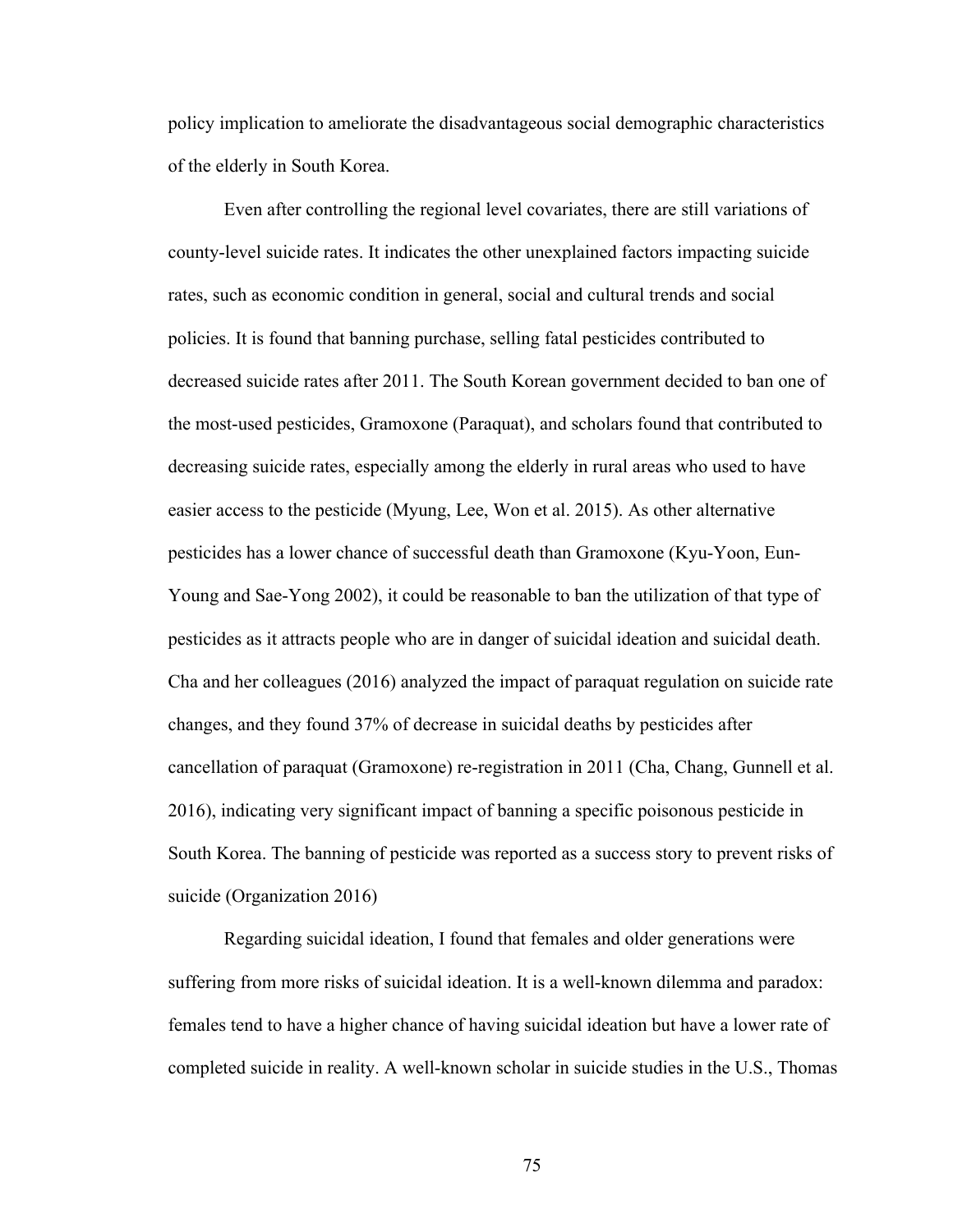policy implication to ameliorate the disadvantageous social demographic characteristics of the elderly in South Korea.

Even after controlling the regional level covariates, there are still variations of county-level suicide rates. It indicates the other unexplained factors impacting suicide rates, such as economic condition in general, social and cultural trends and social policies. It is found that banning purchase, selling fatal pesticides contributed to decreased suicide rates after 2011. The South Korean government decided to ban one of the most-used pesticides, Gramoxone (Paraquat), and scholars found that contributed to decreasing suicide rates, especially among the elderly in rural areas who used to have easier access to the pesticide (Myung, Lee, Won et al. 2015). As other alternative pesticides has a lower chance of successful death than Gramoxone (Kyu-Yoon, Eun-Young and Sae-Yong 2002), it could be reasonable to ban the utilization of that type of pesticides as it attracts people who are in danger of suicidal ideation and suicidal death. Cha and her colleagues (2016) analyzed the impact of paraquat regulation on suicide rate changes, and they found 37% of decrease in suicidal deaths by pesticides after cancellation of paraquat (Gramoxone) re-registration in 2011 (Cha, Chang, Gunnell et al. 2016), indicating very significant impact of banning a specific poisonous pesticide in South Korea. The banning of pesticide was reported as a success story to prevent risks of suicide (Organization 2016)

Regarding suicidal ideation, I found that females and older generations were suffering from more risks of suicidal ideation. It is a well-known dilemma and paradox: females tend to have a higher chance of having suicidal ideation but have a lower rate of completed suicide in reality. A well-known scholar in suicide studies in the U.S., Thomas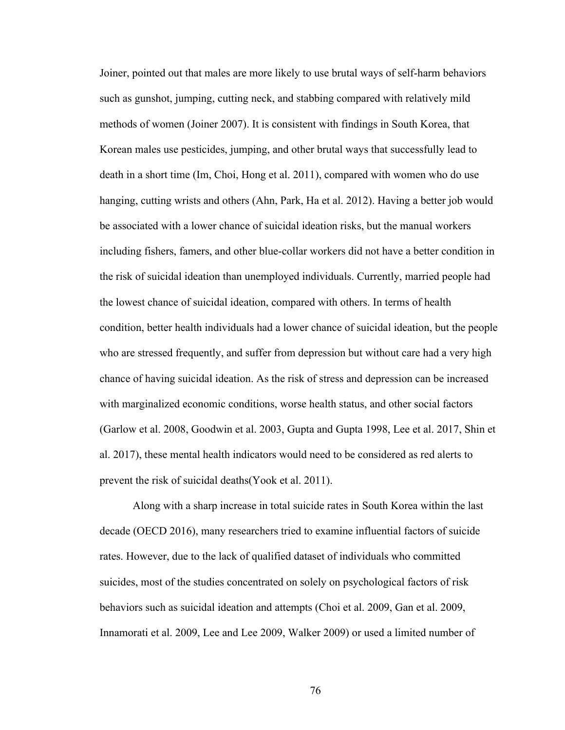Joiner, pointed out that males are more likely to use brutal ways of self-harm behaviors such as gunshot, jumping, cutting neck, and stabbing compared with relatively mild methods of women (Joiner 2007). It is consistent with findings in South Korea, that Korean males use pesticides, jumping, and other brutal ways that successfully lead to death in a short time (Im, Choi, Hong et al. 2011), compared with women who do use hanging, cutting wrists and others (Ahn, Park, Ha et al. 2012). Having a better job would be associated with a lower chance of suicidal ideation risks, but the manual workers including fishers, famers, and other blue-collar workers did not have a better condition in the risk of suicidal ideation than unemployed individuals. Currently, married people had the lowest chance of suicidal ideation, compared with others. In terms of health condition, better health individuals had a lower chance of suicidal ideation, but the people who are stressed frequently, and suffer from depression but without care had a very high chance of having suicidal ideation. As the risk of stress and depression can be increased with marginalized economic conditions, worse health status, and other social factors (Garlow et al. 2008, Goodwin et al. 2003, Gupta and Gupta 1998, Lee et al. 2017, Shin et al. 2017), these mental health indicators would need to be considered as red alerts to prevent the risk of suicidal deaths(Yook et al. 2011).

Along with a sharp increase in total suicide rates in South Korea within the last decade (OECD 2016), many researchers tried to examine influential factors of suicide rates. However, due to the lack of qualified dataset of individuals who committed suicides, most of the studies concentrated on solely on psychological factors of risk behaviors such as suicidal ideation and attempts (Choi et al. 2009, Gan et al. 2009, Innamorati et al. 2009, Lee and Lee 2009, Walker 2009) or used a limited number of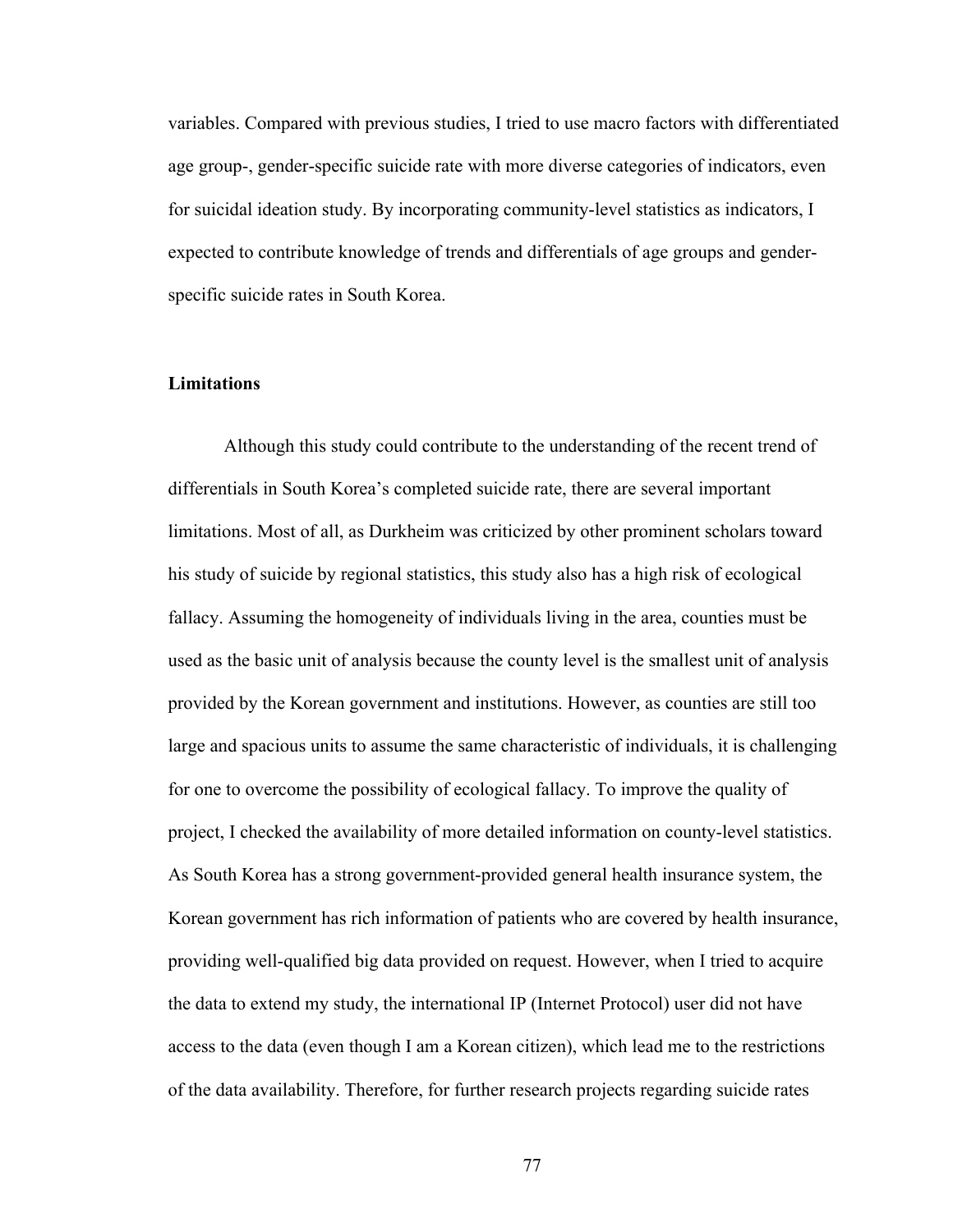variables. Compared with previous studies, I tried to use macro factors with differentiated age group-, gender-specific suicide rate with more diverse categories of indicators, even for suicidal ideation study. By incorporating community-level statistics as indicators, I expected to contribute knowledge of trends and differentials of age groups and gender-specific suicide rates in South Korea.

## Limitations

Although this study could contribute to the understanding of the recent trend of differentials in South Korea's completed suicide rate, there are several important limitations. Most of all, as Durkheim was criticized by other prominent scholars toward his study of suicide by regional statistics, this study also has a high risk of ecological fallacy. Assuming the homogeneity of individuals living in the area, counties must be used as the basic unit of analysis because the county level is the smallest unit of analysis provided by the Korean government and institutions. However, as counties are still too large and spacious units to assume the same characteristic of individuals, it is challenging for one to overcome the possibility of ecological fallacy. To improve the quality of project, I checked the availability of more detailed information on county-level statistics. As South Korea has a strong government-provided general health insurance system, the Korean government has rich information of patients who are covered by health insurance, providing well-qualified big data provided on request. However, when I tried to acquire the data to extend my study, the international IP (Internet Protocol) user did not have access to the data (even though I am a Korean citizen), which lead me to the restrictions of the data availability. Therefore, for further research projects regarding suicide rates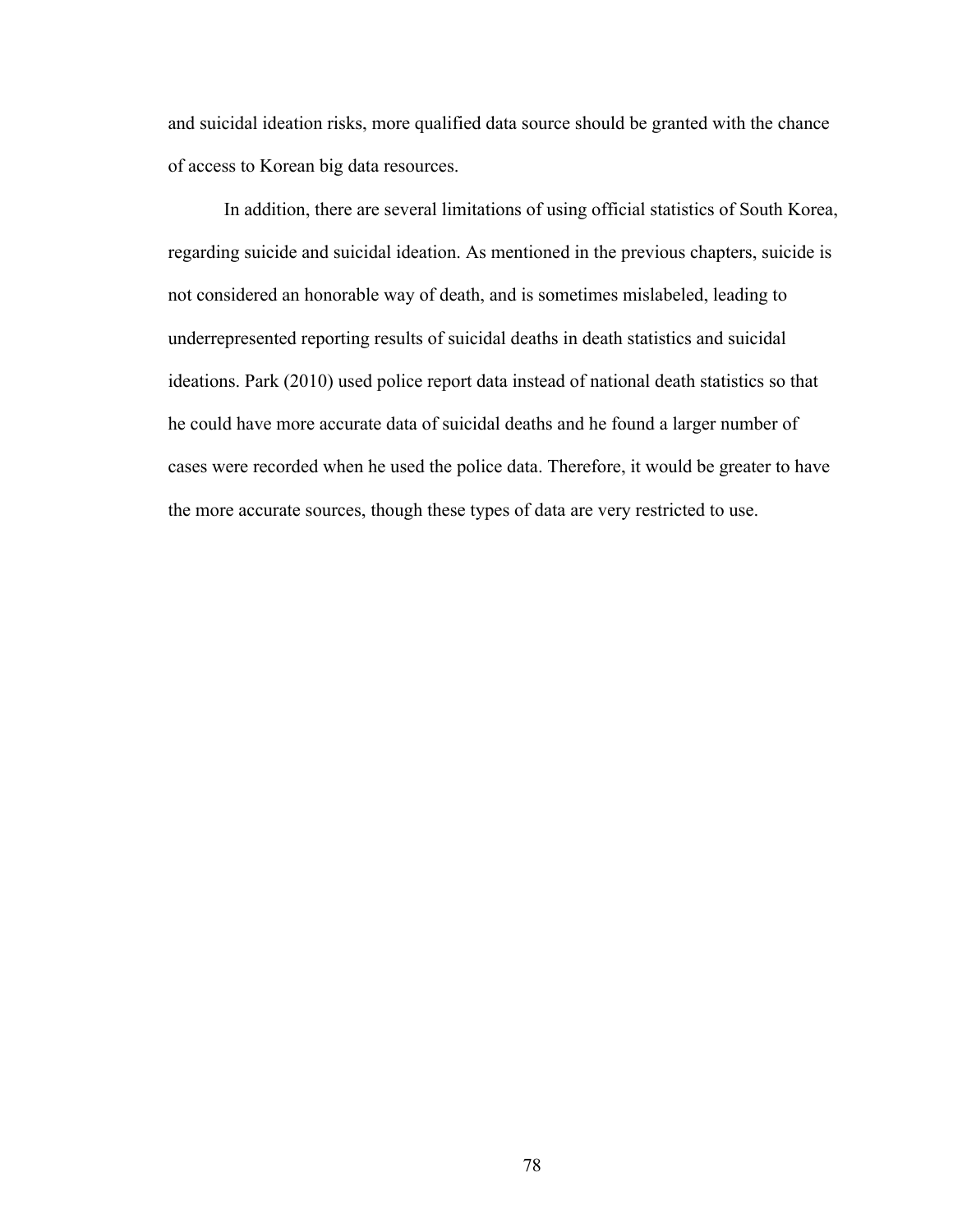and suicidal ideation risks, more qualified data source should be granted with the chance of access to Korean big data resources.

In addition, there are several limitations of using official statistics of South Korea, regarding suicide and suicidal ideation. As mentioned in the previous chapters, suicide is not considered an honorable way of death, and is sometimes mislabeled, leading to underrepresented reporting results of suicidal deaths in death statistics and suicidal ideations. Park (2010) used police report data instead of national death statistics so that he could have more accurate data of suicidal deaths and he found a larger number of cases were recorded when he used the police data. Therefore, it would be greater to have the more accurate sources, though these types of data are very restricted to use.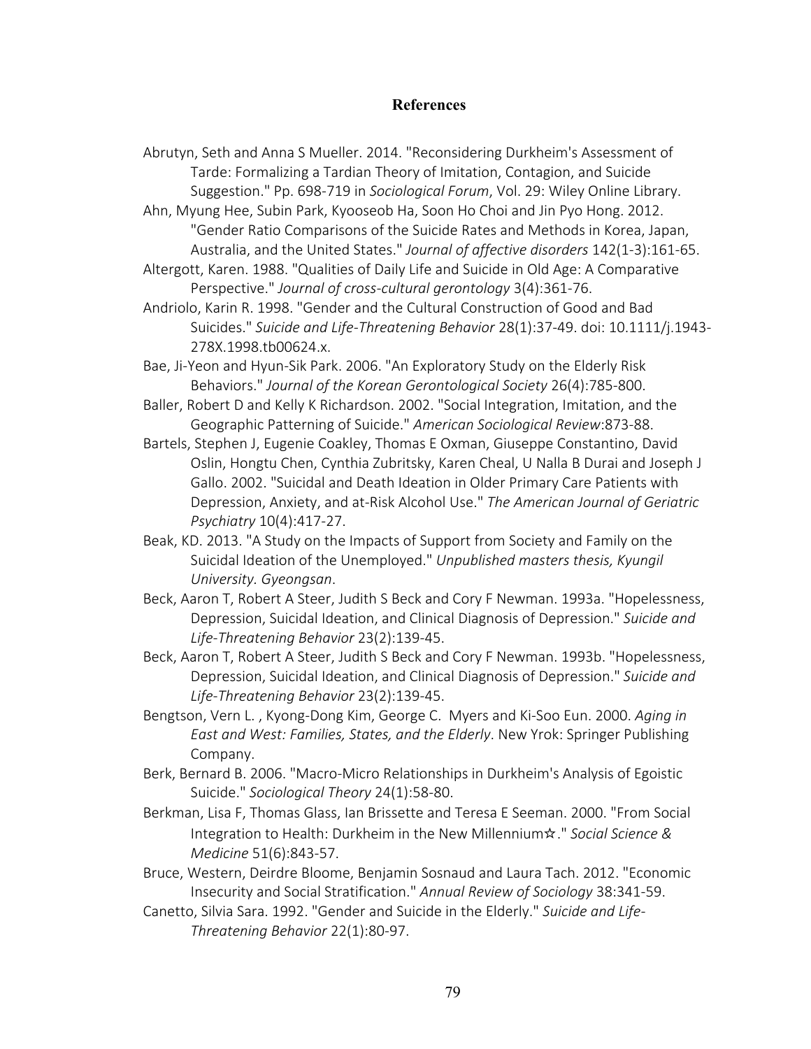# References

Abrutyn, Seth and Anna S Mueller. 2014. "Reconsidering Durkheim's Assessment of Tarde: Formalizing a Tardian Theory of Imitation, Contagion, and Suicide Suggestion." Pp. 698-719 in *Sociological Forum*, Vol. 29: Wiley Online Library.

Ahn, Myung Hee, Subin Park, Kyooseob Ha, Soon Ho Choi and Jin Pyo Hong. 2012. "Gender Ratio Comparisons of the Suicide Rates and Methods in Korea, Japan, Australia, and the United States." *Journal of affective disorders* 142(1-3):161-65.

Altergott, Karen. 1988. "Qualities of Daily Life and Suicide in Old Age: A Comparative Perspective." *Journal of cross-cultural gerontology* 3(4):361-76.

Andriolo, Karin R. 1998. "Gender and the Cultural Construction of Good and Bad Suicides." *Suicide and Life-Threatening Behavior* 28(1):37-49. doi: 10.1111/j.1943-278X.1998.tb00624.x.

Bae, Ji-Yeon and Hyun-Sik Park. 2006. "An Exploratory Study on the Elderly Risk Behaviors." *Journal of the Korean Gerontological Society* 26(4):785-800.

Baller, Robert D and Kelly K Richardson. 2002. "Social Integration, Imitation, and the Geographic Patterning of Suicide." *American Sociological Review*:873-88.

Bartels, Stephen J, Eugenie Coakley, Thomas E Oxman, Giuseppe Constantino, David Oslin, Hongtu Chen, Cynthia Zubritsky, Karen Cheal, U Nalla B Durai and Joseph J Gallo. 2002. "Suicidal and Death Ideation in Older Primary Care Patients with Depression, Anxiety, and at-Risk Alcohol Use." *The American Journal of Geriatric Psychiatry* 10(4):417-27.

Beak, KD. 2013. "A Study on the Impacts of Support from Society and Family on the Suicidal Ideation of the Unemployed." *Unpublished masters thesis, Kyungil University. Gyeongsan*.

Beck, Aaron T, Robert A Steer, Judith S Beck and Cory F Newman. 1993a. "Hopelessness, Depression, Suicidal Ideation, and Clinical Diagnosis of Depression." *Suicide and Life-Threatening Behavior* 23(2):139-45.

Beck, Aaron T, Robert A Steer, Judith S Beck and Cory F Newman. 1993b. "Hopelessness, Depression, Suicidal Ideation, and Clinical Diagnosis of Depression." *Suicide and Life-Threatening Behavior* 23(2):139-45.

Bengtson, Vern L. , Kyong-Dong Kim, George C. Myers and Ki-Soo Eun. 2000. *Aging in East and West: Families, States, and the Elderly*. New Yrok: Springer Publishing Company.

Berk, Bernard B. 2006. "Macro-Micro Relationships in Durkheim's Analysis of Egoistic Suicide." *Sociological Theory* 24(1):58-80.

Berkman, Lisa F, Thomas Glass, Ian Brissette and Teresa E Seeman. 2000. "From Social Integration to Health: Durkheim in the New Millennium☆." *Social Science & Medicine* 51(6):843-57.

Bruce, Western, Deirdre Bloome, Benjamin Sosnaud and Laura Tach. 2012. "Economic Insecurity and Social Stratification." *Annual Review of Sociology* 38:341-59.

Canetto, Silvia Sara. 1992. "Gender and Suicide in the Elderly." *Suicide and Life-Threatening Behavior* 22(1):80-97.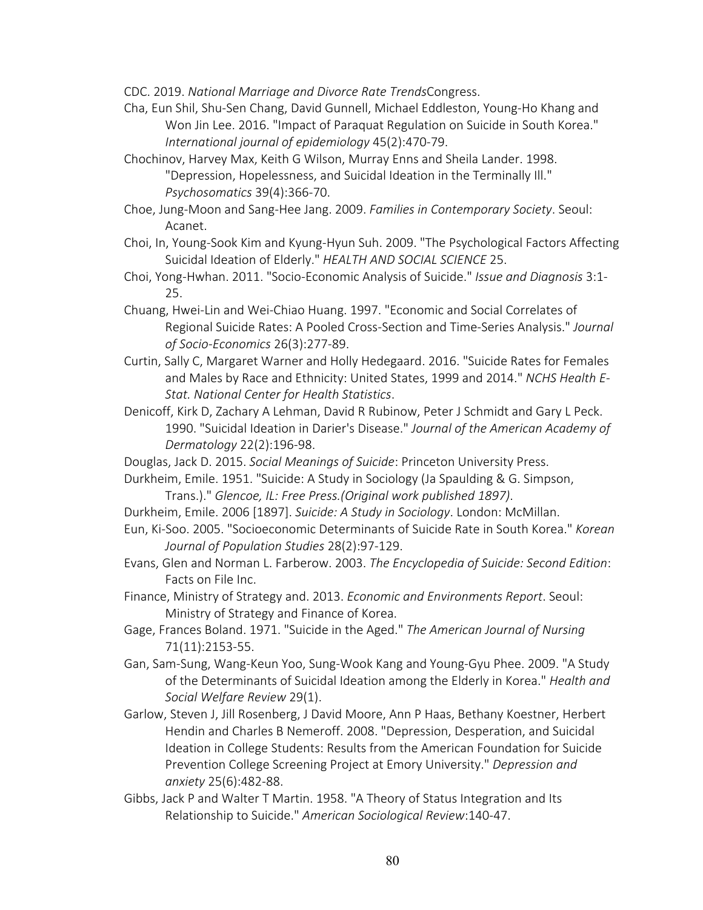CDC. 2019. *National Marriage and Divorce Rate Trends*Congress.

Cha, Eun Shil, Shu-Sen Chang, David Gunnell, Michael Eddleston, Young-Ho Khang and Won Jin Lee. 2016. "Impact of Paraquat Regulation on Suicide in South Korea." *International journal of epidemiology* 45(2):470-79.

Chochinov, Harvey Max, Keith G Wilson, Murray Enns and Sheila Lander. 1998. "Depression, Hopelessness, and Suicidal Ideation in the Terminally Ill." *Psychosomatics* 39(4):366-70.

Choe, Jung-Moon and Sang-Hee Jang. 2009. *Families in Contemporary Society*. Seoul: Acanet.

Choi, In, Young-Sook Kim and Kyung-Hyun Suh. 2009. "The Psychological Factors Affecting Suicidal Ideation of Elderly." *HEALTH AND SOCIAL SCIENCE* 25.

Choi, Yong-Hwhan. 2011. "Socio-Economic Analysis of Suicide." *Issue and Diagnosis* 3:1-25.

Chuang, Hwei-Lin and Wei-Chiao Huang. 1997. "Economic and Social Correlates of Regional Suicide Rates: A Pooled Cross-Section and Time-Series Analysis." *Journal of Socio-Economics* 26(3):277-89.

Curtin, Sally C, Margaret Warner and Holly Hedegaard. 2016. "Suicide Rates for Females and Males by Race and Ethnicity: United States, 1999 and 2014." *NCHS Health E-Stat. National Center for Health Statistics*.

Denicoff, Kirk D, Zachary A Lehman, David R Rubinow, Peter J Schmidt and Gary L Peck. 1990. "Suicidal Ideation in Darier's Disease." *Journal of the American Academy of Dermatology* 22(2):196-98.

Douglas, Jack D. 2015. *Social Meanings of Suicide*: Princeton University Press.

Durkheim, Emile. 1951. "Suicide: A Study in Sociology (Ja Spaulding & G. Simpson, Trans.)." *Glencoe, IL: Free Press.(Original work published 1897)*.

Durkheim, Emile. 2006 [1897]. *Suicide: A Study in Sociology*. London: McMillan.

Eun, Ki-Soo. 2005. "Socioeconomic Determinants of Suicide Rate in South Korea." *Korean Journal of Population Studies* 28(2):97-129.

Evans, Glen and Norman L. Farberow. 2003. *The Encyclopedia of Suicide: Second Edition*: Facts on File Inc.

Finance, Ministry of Strategy and. 2013. *Economic and Environments Report*. Seoul: Ministry of Strategy and Finance of Korea.

Gage, Frances Boland. 1971. "Suicide in the Aged." *The American Journal of Nursing* 71(11):2153-55.

Gan, Sam-Sung, Wang-Keun Yoo, Sung-Wook Kang and Young-Gyu Phee. 2009. "A Study of the Determinants of Suicidal Ideation among the Elderly in Korea." *Health and Social Welfare Review* 29(1).

Garlow, Steven J, Jill Rosenberg, J David Moore, Ann P Haas, Bethany Koestner, Herbert Hendin and Charles B Nemeroff. 2008. "Depression, Desperation, and Suicidal Ideation in College Students: Results from the American Foundation for Suicide Prevention College Screening Project at Emory University." *Depression and anxiety* 25(6):482-88.

Gibbs, Jack P and Walter T Martin. 1958. "A Theory of Status Integration and Its Relationship to Suicide." *American Sociological Review*:140-47.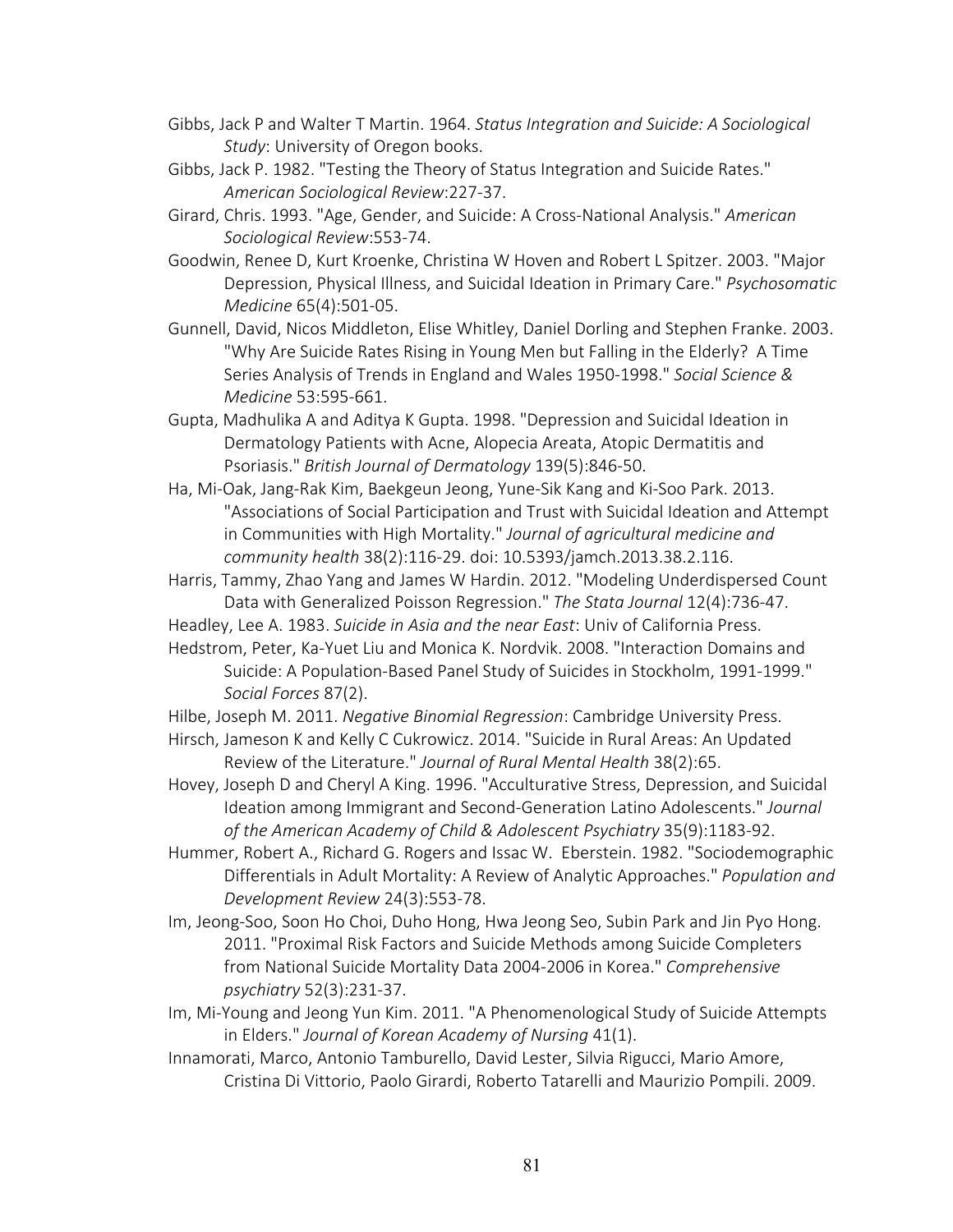Gibbs, Jack P and Walter T Martin. 1964. *Status Integration and Suicide: A Sociological Study*: University of Oregon books.

Gibbs, Jack P. 1982. "Testing the Theory of Status Integration and Suicide Rates." *American Sociological Review*:227-37.

Girard, Chris. 1993. "Age, Gender, and Suicide: A Cross-National Analysis." *American Sociological Review*:553-74.

Goodwin, Renee D, Kurt Kroenke, Christina W Hoven and Robert L Spitzer. 2003. "Major Depression, Physical Illness, and Suicidal Ideation in Primary Care." *Psychosomatic Medicine* 65(4):501-05.

Gunnell, David, Nicos Middleton, Elise Whitley, Daniel Dorling and Stephen Franke. 2003. "Why Are Suicide Rates Rising in Young Men but Falling in the Elderly? A Time Series Analysis of Trends in England and Wales 1950-1998." *Social Science & Medicine* 53:595-661.

Gupta, Madhulika A and Aditya K Gupta. 1998. "Depression and Suicidal Ideation in Dermatology Patients with Acne, Alopecia Areata, Atopic Dermatitis and Psoriasis." *British Journal of Dermatology* 139(5):846-50.

Ha, Mi-Oak, Jang-Rak Kim, Baekgeun Jeong, Yune-Sik Kang and Ki-Soo Park. 2013. "Associations of Social Participation and Trust with Suicidal Ideation and Attempt in Communities with High Mortality." *Journal of agricultural medicine and community health* 38(2):116-29. doi: 10.5393/jamch.2013.38.2.116.

Harris, Tammy, Zhao Yang and James W Hardin. 2012. "Modeling Underdispersed Count Data with Generalized Poisson Regression." *The Stata Journal* 12(4):736-47.

Headley, Lee A. 1983. *Suicide in Asia and the near East*: Univ of California Press.

Hedstrom, Peter, Ka-Yuet Liu and Monica K. Nordvik. 2008. "Interaction Domains and Suicide: A Population-Based Panel Study of Suicides in Stockholm, 1991-1999." *Social Forces* 87(2).

Hilbe, Joseph M. 2011. *Negative Binomial Regression*: Cambridge University Press.

Hirsch, Jameson K and Kelly C Cukrowicz. 2014. "Suicide in Rural Areas: An Updated Review of the Literature." *Journal of Rural Mental Health* 38(2):65.

Hovey, Joseph D and Cheryl A King. 1996. "Acculturative Stress, Depression, and Suicidal Ideation among Immigrant and Second-Generation Latino Adolescents." *Journal of the American Academy of Child & Adolescent Psychiatry* 35(9):1183-92.

Hummer, Robert A., Richard G. Rogers and Issac W. Eberstein. 1982. "Sociodemographic Differentials in Adult Mortality: A Review of Analytic Approaches." *Population and Development Review* 24(3):553-78.

Im, Jeong-Soo, Soon Ho Choi, Duho Hong, Hwa Jeong Seo, Subin Park and Jin Pyo Hong. 2011. "Proximal Risk Factors and Suicide Methods among Suicide Completers from National Suicide Mortality Data 2004-2006 in Korea." *Comprehensive psychiatry* 52(3):231-37.

Im, Mi-Young and Jeong Yun Kim. 2011. "A Phenomenological Study of Suicide Attempts in Elders." *Journal of Korean Academy of Nursing* 41(1).

Innamorati, Marco, Antonio Tamburello, David Lester, Silvia Rigucci, Mario Amore, Cristina Di Vittorio, Paolo Girardi, Roberto Tatarelli and Maurizio Pompili. 2009.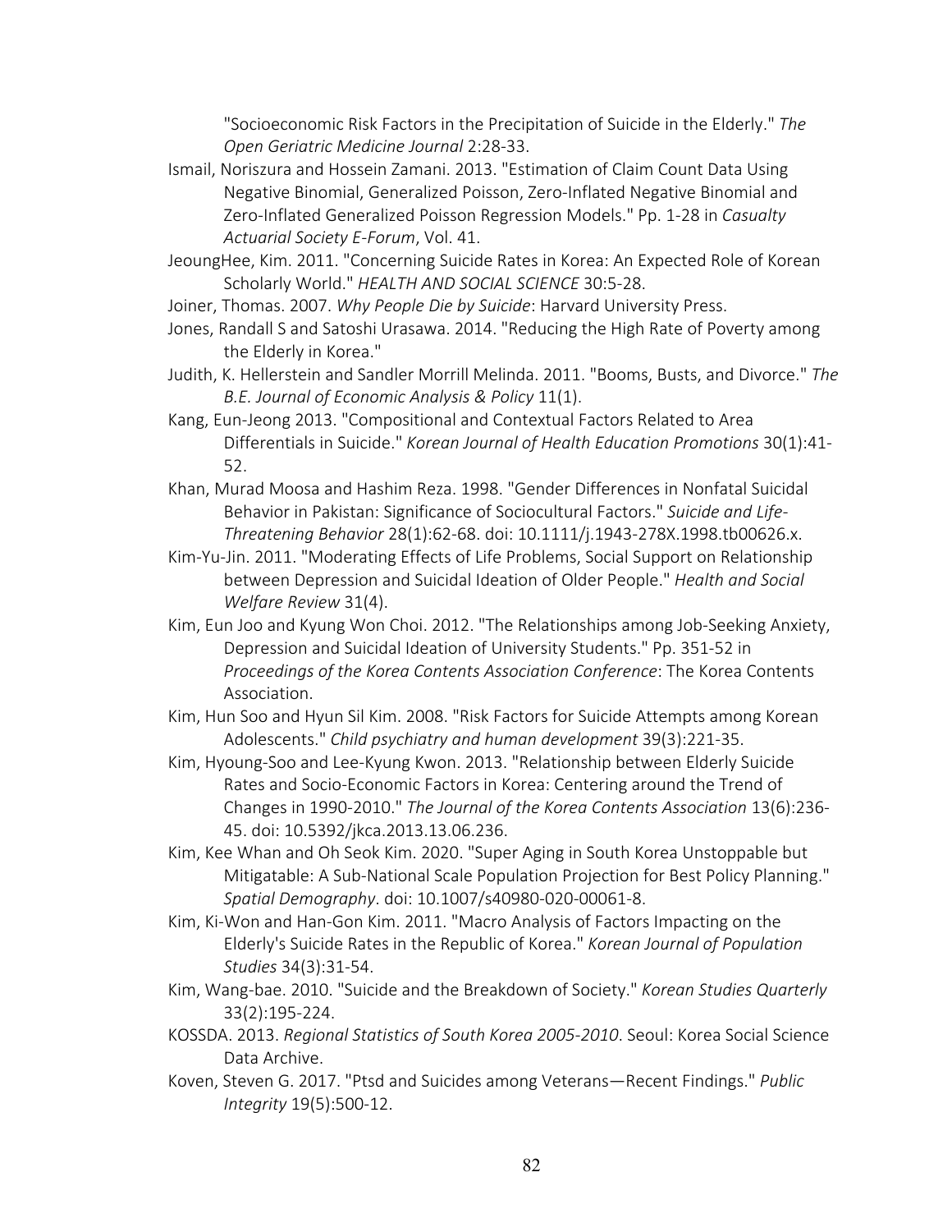"Socioeconomic Risk Factors in the Precipitation of Suicide in the Elderly." *The Open Geriatric Medicine Journal* 2:28-33.

Ismail, Noriszura and Hossein Zamani. 2013. "Estimation of Claim Count Data Using Negative Binomial, Generalized Poisson, Zero-Inflated Negative Binomial and Zero-Inflated Generalized Poisson Regression Models." Pp. 1-28 in *Casualty Actuarial Society E-Forum*, Vol. 41.

JeoungHee, Kim. 2011. "Concerning Suicide Rates in Korea: An Expected Role of Korean Scholarly World." *HEALTH AND SOCIAL SCIENCE* 30:5-28.

Joiner, Thomas. 2007. *Why People Die by Suicide*: Harvard University Press.

Jones, Randall S and Satoshi Urasawa. 2014. "Reducing the High Rate of Poverty among the Elderly in Korea."

Judith, K. Hellerstein and Sandler Morrill Melinda. 2011. "Booms, Busts, and Divorce." *The B.E. Journal of Economic Analysis & Policy* 11(1).

Kang, Eun-Jeong 2013. "Compositional and Contextual Factors Related to Area Differentials in Suicide." *Korean Journal of Health Education Promotions* 30(1):41-52.

Khan, Murad Moosa and Hashim Reza. 1998. "Gender Differences in Nonfatal Suicidal Behavior in Pakistan: Significance of Sociocultural Factors." *Suicide and Life-Threatening Behavior* 28(1):62-68. doi: 10.1111/j.1943-278X.1998.tb00626.x.

Kim-Yu-Jin. 2011. "Moderating Effects of Life Problems, Social Support on Relationship between Depression and Suicidal Ideation of Older People." *Health and Social Welfare Review* 31(4).

Kim, Eun Joo and Kyung Won Choi. 2012. "The Relationships among Job-Seeking Anxiety, Depression and Suicidal Ideation of University Students." Pp. 351-52 in *Proceedings of the Korea Contents Association Conference*: The Korea Contents Association.

Kim, Hun Soo and Hyun Sil Kim. 2008. "Risk Factors for Suicide Attempts among Korean Adolescents." *Child psychiatry and human development* 39(3):221-35.

Kim, Hyoung-Soo and Lee-Kyung Kwon. 2013. "Relationship between Elderly Suicide Rates and Socio-Economic Factors in Korea: Centering around the Trend of Changes in 1990-2010." *The Journal of the Korea Contents Association* 13(6):236-45. doi: 10.5392/jkca.2013.13.06.236.

Kim, Kee Whan and Oh Seok Kim. 2020. "Super Aging in South Korea Unstoppable but Mitigatable: A Sub-National Scale Population Projection for Best Policy Planning." *Spatial Demography*. doi: 10.1007/s40980-020-00061-8.

Kim, Ki-Won and Han-Gon Kim. 2011. "Macro Analysis of Factors Impacting on the Elderly's Suicide Rates in the Republic of Korea." *Korean Journal of Population Studies* 34(3):31-54.

Kim, Wang-bae. 2010. "Suicide and the Breakdown of Society." *Korean Studies Quarterly* 33(2):195-224.

KOSSDA. 2013. *Regional Statistics of South Korea 2005-2010*. Seoul: Korea Social Science Data Archive.

Koven, Steven G. 2017. "Ptsd and Suicides among Veterans—Recent Findings." *Public Integrity* 19(5):500-12.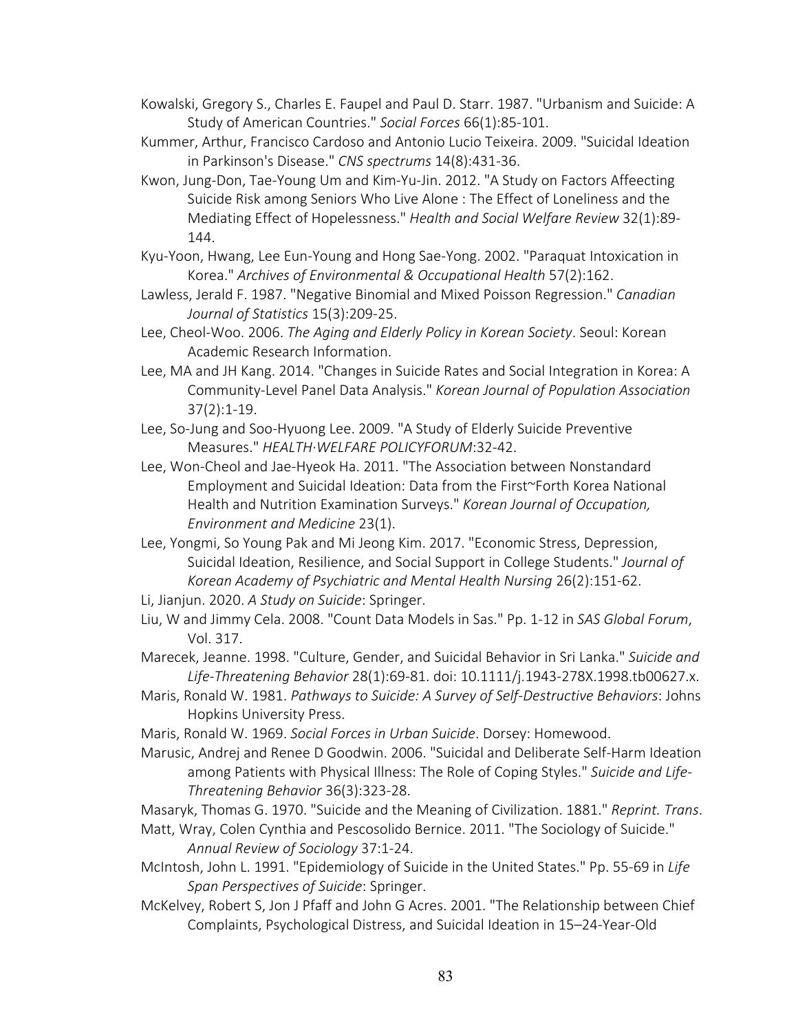Kowalski, Gregory S., Charles E. Faupel and Paul D. Starr. 1987. "Urbanism and Suicide: A Study of American Countries." *Social Forces* 66(1):85-101.

Kummer, Arthur, Francisco Cardoso and Antonio Lucio Teixeira. 2009. "Suicidal Ideation in Parkinson's Disease." *CNS spectrums* 14(8):431-36.

Kwon, Jung-Don, Tae-Young Um and Kim-Yu-Jin. 2012. "A Study on Factors Affeecting Suicide Risk among Seniors Who Live Alone : The Effect of Loneliness and the Mediating Effect of Hopelessness." *Health and Social Welfare Review* 32(1):89-144.

Kyu-Yoon, Hwang, Lee Eun-Young and Hong Sae-Yong. 2002. "Paraquat Intoxication in Korea." *Archives of Environmental & Occupational Health* 57(2):162.

Lawless, Jerald F. 1987. "Negative Binomial and Mixed Poisson Regression." *Canadian Journal of Statistics* 15(3):209-25.

Lee, Cheol-Woo. 2006. *The Aging and Elderly Policy in Korean Society*. Seoul: Korean Academic Research Information.

Lee, MA and JH Kang. 2014. "Changes in Suicide Rates and Social Integration in Korea: A Community-Level Panel Data Analysis." *Korean Journal of Population Association* 37(2):1-19.

Lee, So-Jung and Soo-Hyuong Lee. 2009. "A Study of Elderly Suicide Preventive Measures." *HEALTH·WELFARE POLICYFORUM*:32-42.

Lee, Won-Cheol and Jae-Hyeok Ha. 2011. "The Association between Nonstandard Employment and Suicidal Ideation: Data from the First~Forth Korea National Health and Nutrition Examination Surveys." *Korean Journal of Occupation, Environment and Medicine* 23(1).

Lee, Yongmi, So Young Pak and Mi Jeong Kim. 2017. "Economic Stress, Depression, Suicidal Ideation, Resilience, and Social Support in College Students." *Journal of Korean Academy of Psychiatric and Mental Health Nursing* 26(2):151-62.

Li, Jianjun. 2020. *A Study on Suicide*: Springer.

Liu, W and Jimmy Cela. 2008. "Count Data Models in Sas." Pp. 1-12 in *SAS Global Forum*, Vol. 317.

Marecek, Jeanne. 1998. "Culture, Gender, and Suicidal Behavior in Sri Lanka." *Suicide and Life-Threatening Behavior* 28(1):69-81. doi: 10.1111/j.1943-278X.1998.tb00627.x.

Maris, Ronald W. 1981. *Pathways to Suicide: A Survey of Self-Destructive Behaviors*: Johns Hopkins University Press.

Maris, Ronald W. 1969. *Social Forces in Urban Suicide*. Dorsey: Homewood.

Marusic, Andrej and Renee D Goodwin. 2006. "Suicidal and Deliberate Self-Harm Ideation among Patients with Physical Illness: The Role of Coping Styles." *Suicide and Life-Threatening Behavior* 36(3):323-28.

Masaryk, Thomas G. 1970. "Suicide and the Meaning of Civilization. 1881." *Reprint. Trans*.

Matt, Wray, Colen Cynthia and Pescosolido Bernice. 2011. "The Sociology of Suicide." *Annual Review of Sociology* 37:1-24.

McIntosh, John L. 1991. "Epidemiology of Suicide in the United States." Pp. 55-69 in *Life Span Perspectives of Suicide*: Springer.

McKelvey, Robert S, Jon J Pfaff and John G Acres. 2001. "The Relationship between Chief Complaints, Psychological Distress, and Suicidal Ideation in 15–24-Year-Old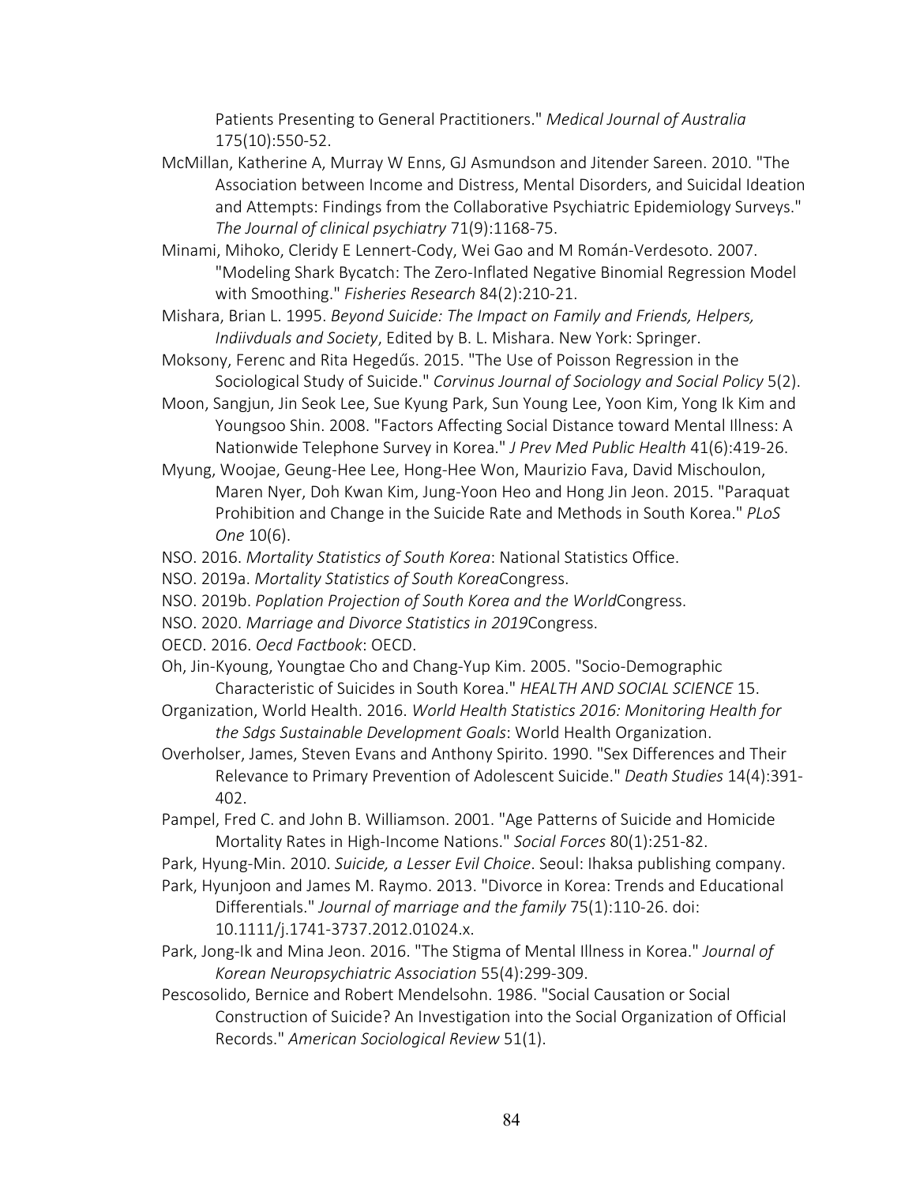Patients Presenting to General Practitioners." *Medical Journal of Australia* 175(10):550-52.

McMillan, Katherine A, Murray W Enns, GJ Asmundson and Jitender Sareen. 2010. "The Association between Income and Distress, Mental Disorders, and Suicidal Ideation and Attempts: Findings from the Collaborative Psychiatric Epidemiology Surveys." *The Journal of clinical psychiatry* 71(9):1168-75.

Minami, Mihoko, Cleridy E Lennert-Cody, Wei Gao and M Román-Verdesoto. 2007. "Modeling Shark Bycatch: The Zero-Inflated Negative Binomial Regression Model with Smoothing." *Fisheries Research* 84(2):210-21.

Mishara, Brian L. 1995. *Beyond Suicide: The Impact on Family and Friends, Helpers, Indiivduals and Society*, Edited by B. L. Mishara. New York: Springer.

Moksony, Ferenc and Rita Hegedűs. 2015. "The Use of Poisson Regression in the Sociological Study of Suicide." *Corvinus Journal of Sociology and Social Policy* 5(2).

Moon, Sangjun, Jin Seok Lee, Sue Kyung Park, Sun Young Lee, Yoon Kim, Yong Ik Kim and Youngsoo Shin. 2008. "Factors Affecting Social Distance toward Mental Illness: A Nationwide Telephone Survey in Korea." *J Prev Med Public Health* 41(6):419-26.

Myung, Woojae, Geung-Hee Lee, Hong-Hee Won, Maurizio Fava, David Mischoulon, Maren Nyer, Doh Kwan Kim, Jung-Yoon Heo and Hong Jin Jeon. 2015. "Paraquat Prohibition and Change in the Suicide Rate and Methods in South Korea." *PLoS One* 10(6).

NSO. 2016. *Mortality Statistics of South Korea*: National Statistics Office.

NSO. 2019a. *Mortality Statistics of South Korea*Congress.

NSO. 2019b. *Poplation Projection of South Korea and the World*Congress.

NSO. 2020. *Marriage and Divorce Statistics in 2019*Congress.

OECD. 2016. *Oecd Factbook*: OECD.

Oh, Jin-Kyoung, Youngtae Cho and Chang-Yup Kim. 2005. "Socio-Demographic Characteristic of Suicides in South Korea." *HEALTH AND SOCIAL SCIENCE* 15.

Organization, World Health. 2016. *World Health Statistics 2016: Monitoring Health for the Sdgs Sustainable Development Goals*: World Health Organization.

Overholser, James, Steven Evans and Anthony Spirito. 1990. "Sex Differences and Their Relevance to Primary Prevention of Adolescent Suicide." *Death Studies* 14(4):391-402.

Pampel, Fred C. and John B. Williamson. 2001. "Age Patterns of Suicide and Homicide Mortality Rates in High-Income Nations." *Social Forces* 80(1):251-82.

Park, Hyung-Min. 2010. *Suicide, a Lesser Evil Choice*. Seoul: Ihaksa publishing company.

Park, Hyunjoon and James M. Raymo. 2013. "Divorce in Korea: Trends and Educational Differentials." *Journal of marriage and the family* 75(1):110-26. doi: 10.1111/j.1741-3737.2012.01024.x.

Park, Jong-Ik and Mina Jeon. 2016. "The Stigma of Mental Illness in Korea." *Journal of Korean Neuropsychiatric Association* 55(4):299-309.

Pescosolido, Bernice and Robert Mendelsohn. 1986. "Social Causation or Social Construction of Suicide? An Investigation into the Social Organization of Official Records." *American Sociological Review* 51(1).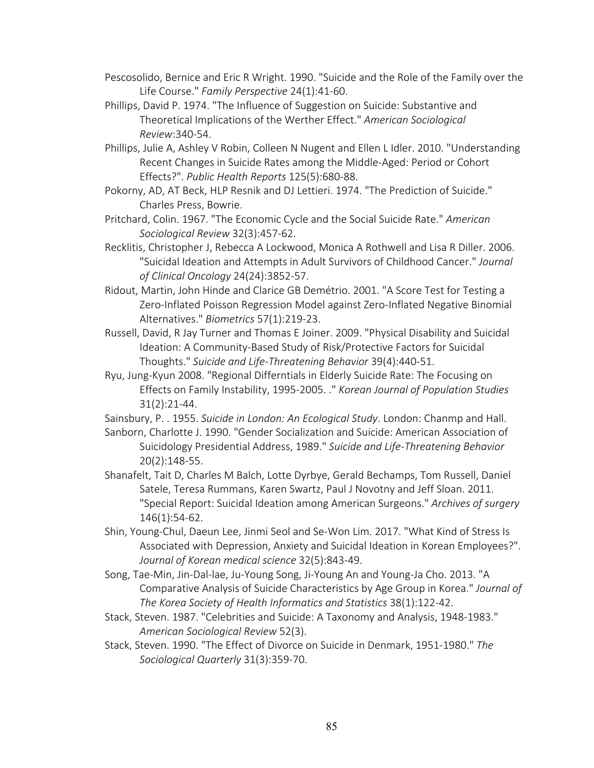Pescosolido, Bernice and Eric R Wright. 1990. "Suicide and the Role of the Family over the Life Course." *Family Perspective* 24(1):41-60.

Phillips, David P. 1974. "The Influence of Suggestion on Suicide: Substantive and Theoretical Implications of the Werther Effect." *American Sociological Review*:340-54.

Phillips, Julie A, Ashley V Robin, Colleen N Nugent and Ellen L Idler. 2010. "Understanding Recent Changes in Suicide Rates among the Middle-Aged: Period or Cohort Effects?". *Public Health Reports* 125(5):680-88.

Pokorny, AD, AT Beck, HLP Resnik and DJ Lettieri. 1974. "The Prediction of Suicide." Charles Press, Bowrie.

Pritchard, Colin. 1967. "The Economic Cycle and the Social Suicide Rate." *American Sociological Review* 32(3):457-62.

Recklitis, Christopher J, Rebecca A Lockwood, Monica A Rothwell and Lisa R Diller. 2006. "Suicidal Ideation and Attempts in Adult Survivors of Childhood Cancer." *Journal of Clinical Oncology* 24(24):3852-57.

Ridout, Martin, John Hinde and Clarice GB Demétrio. 2001. "A Score Test for Testing a Zero-Inflated Poisson Regression Model against Zero-Inflated Negative Binomial Alternatives." *Biometrics* 57(1):219-23.

Russell, David, R Jay Turner and Thomas E Joiner. 2009. "Physical Disability and Suicidal Ideation: A Community-Based Study of Risk/Protective Factors for Suicidal Thoughts." *Suicide and Life-Threatening Behavior* 39(4):440-51.

Ryu, Jung-Kyun 2008. "Regional Differntials in Elderly Suicide Rate: The Focusing on Effects on Family Instability, 1995-2005. ." *Korean Journal of Population Studies* 31(2):21-44.

Sainsbury, P. . 1955. *Suicide in London: An Ecological Study*. London: Chanmp and Hall.

Sanborn, Charlotte J. 1990. "Gender Socialization and Suicide: American Association of Suicidology Presidential Address, 1989." *Suicide and Life-Threatening Behavior* 20(2):148-55.

Shanafelt, Tait D, Charles M Balch, Lotte Dyrbye, Gerald Bechamps, Tom Russell, Daniel Satele, Teresa Rummans, Karen Swartz, Paul J Novotny and Jeff Sloan. 2011. "Special Report: Suicidal Ideation among American Surgeons." *Archives of surgery* 146(1):54-62.

Shin, Young-Chul, Daeun Lee, Jinmi Seol and Se-Won Lim. 2017. "What Kind of Stress Is Associated with Depression, Anxiety and Suicidal Ideation in Korean Employees?". *Journal of Korean medical science* 32(5):843-49.

Song, Tae-Min, Jin-Dal-lae, Ju-Young Song, Ji-Young An and Young-Ja Cho. 2013. "A Comparative Analysis of Suicide Characteristics by Age Group in Korea." *Journal of The Korea Society of Health Informatics and Statistics* 38(1):122-42.

Stack, Steven. 1987. "Celebrities and Suicide: A Taxonomy and Analysis, 1948-1983." *American Sociological Review* 52(3).

Stack, Steven. 1990. "The Effect of Divorce on Suicide in Denmark, 1951-1980." *The Sociological Quarterly* 31(3):359-70.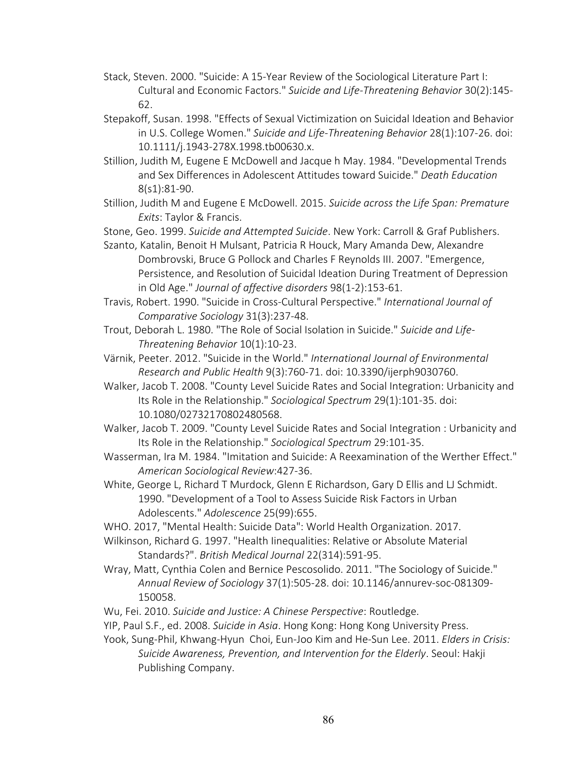Stack, Steven. 2000. "Suicide: A 15-Year Review of the Sociological Literature Part I: Cultural and Economic Factors." *Suicide and Life-Threatening Behavior* 30(2):145-62.

Stepakoff, Susan. 1998. "Effects of Sexual Victimization on Suicidal Ideation and Behavior in U.S. College Women." *Suicide and Life-Threatening Behavior* 28(1):107-26. doi: 10.1111/j.1943-278X.1998.tb00630.x.

Stillion, Judith M, Eugene E McDowell and Jacque h May. 1984. "Developmental Trends and Sex Differences in Adolescent Attitudes toward Suicide." *Death Education* 8(s1):81-90.

Stillion, Judith M and Eugene E McDowell. 2015. *Suicide across the Life Span: Premature Exits*: Taylor & Francis.

Stone, Geo. 1999. *Suicide and Attempted Suicide*. New York: Carroll & Graf Publishers.

Szanto, Katalin, Benoit H Mulsant, Patricia R Houck, Mary Amanda Dew, Alexandre Dombrovski, Bruce G Pollock and Charles F Reynolds III. 2007. "Emergence, Persistence, and Resolution of Suicidal Ideation During Treatment of Depression in Old Age." *Journal of affective disorders* 98(1-2):153-61.

Travis, Robert. 1990. "Suicide in Cross-Cultural Perspective." *International Journal of Comparative Sociology* 31(3):237-48.

Trout, Deborah L. 1980. "The Role of Social Isolation in Suicide." *Suicide and Life-Threatening Behavior* 10(1):10-23.

Värnik, Peeter. 2012. "Suicide in the World." *International Journal of Environmental Research and Public Health* 9(3):760-71. doi: 10.3390/ijerph9030760.

Walker, Jacob T. 2008. "County Level Suicide Rates and Social Integration: Urbanicity and Its Role in the Relationship." *Sociological Spectrum* 29(1):101-35. doi: 10.1080/02732170802480568.

Walker, Jacob T. 2009. "County Level Suicide Rates and Social Integration : Urbanicity and Its Role in the Relationship." *Sociological Spectrum* 29:101-35.

Wasserman, Ira M. 1984. "Imitation and Suicide: A Reexamination of the Werther Effect." *American Sociological Review*:427-36.

White, George L, Richard T Murdock, Glenn E Richardson, Gary D Ellis and LJ Schmidt. 1990. "Development of a Tool to Assess Suicide Risk Factors in Urban Adolescents." *Adolescence* 25(99):655.

WHO. 2017, "Mental Health: Suicide Data": World Health Organization. 2017.

Wilkinson, Richard G. 1997. "Health Iinequalities: Relative or Absolute Material Standards?". *British Medical Journal* 22(314):591-95.

Wray, Matt, Cynthia Colen and Bernice Pescosolido. 2011. "The Sociology of Suicide." *Annual Review of Sociology* 37(1):505-28. doi: 10.1146/annurev-soc-081309-150058.

Wu, Fei. 2010. *Suicide and Justice: A Chinese Perspective*: Routledge.

YIP, Paul S.F., ed. 2008. *Suicide in Asia*. Hong Kong: Hong Kong University Press.

Yook, Sung-Phil, Khwang-Hyun Choi, Eun-Joo Kim and He-Sun Lee. 2011. *Elders in Crisis: Suicide Awareness, Prevention, and Intervention for the Elderly*. Seoul: Hakji Publishing Company.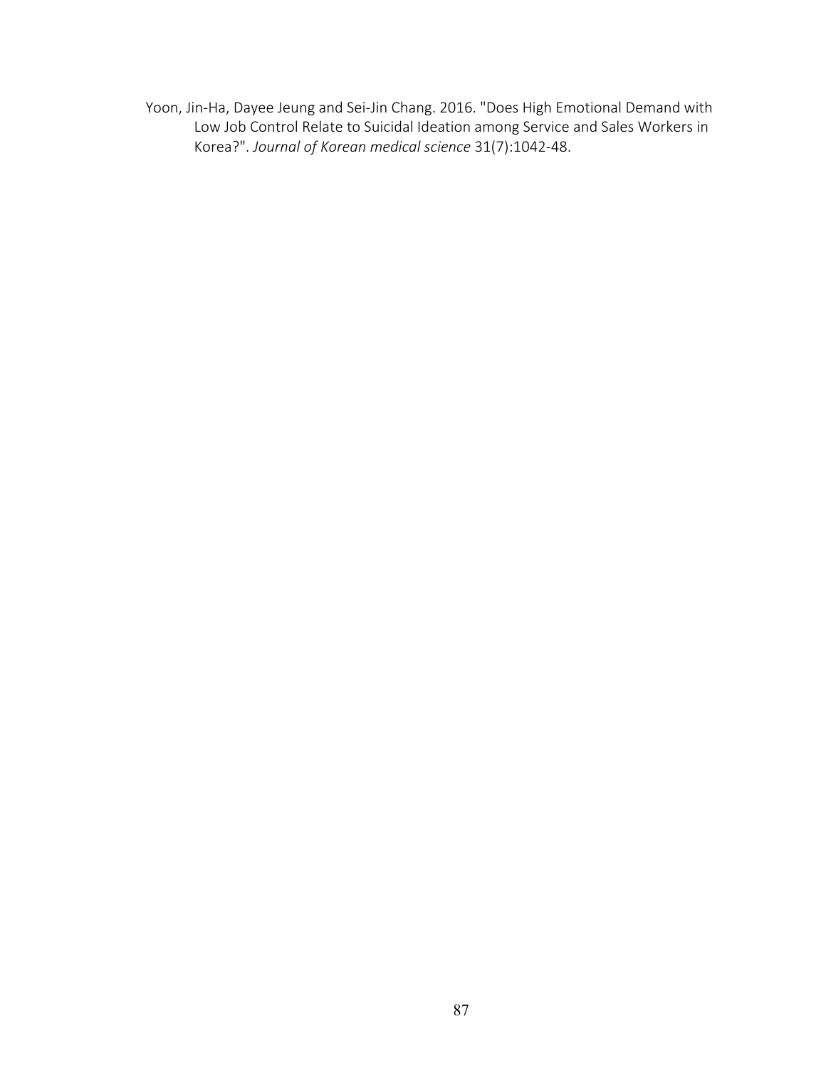Yoon, Jin-Ha, Dayee Jeung and Sei-Jin Chang. 2016. "Does High Emotional Demand with Low Job Control Relate to Suicidal Ideation among Service and Sales Workers in Korea?". *Journal of Korean medical science* 31(7):1042-48.